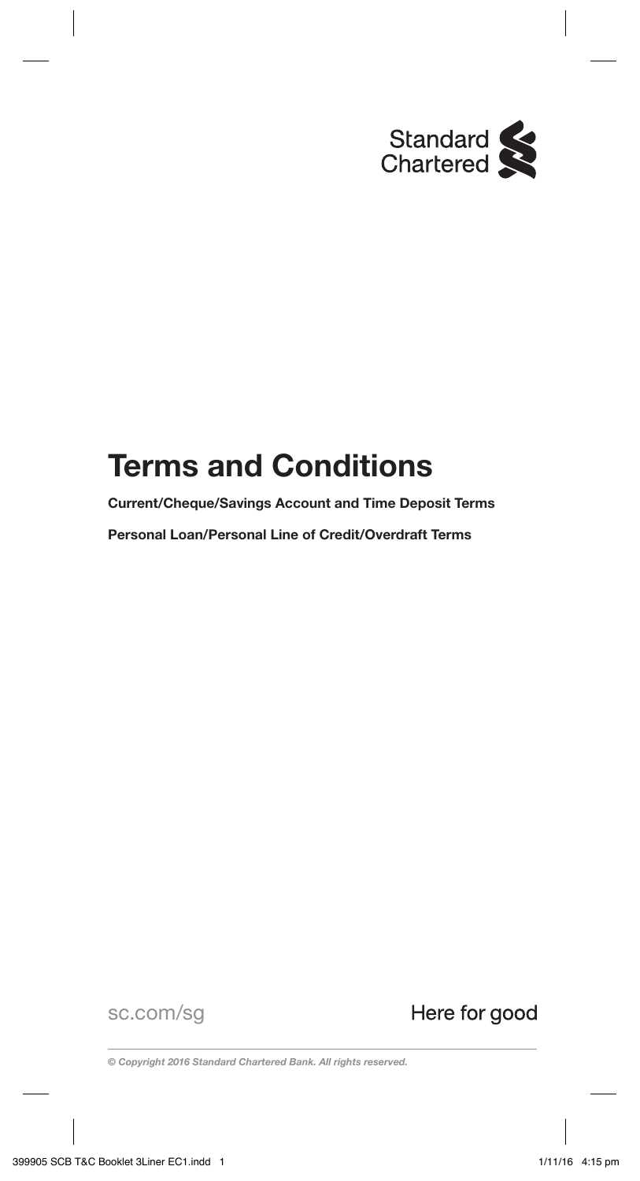Standard Chartered

# Terms and Conditions

**Current/Cheque/Savings Account and Time Deposit Terms**

**Personal Loan/Personal Line of Credit/Overdraft Terms**

sc.com/sg

Here for good

*© Copyright 2016 Standard Chartered Bank. All rights reserved.*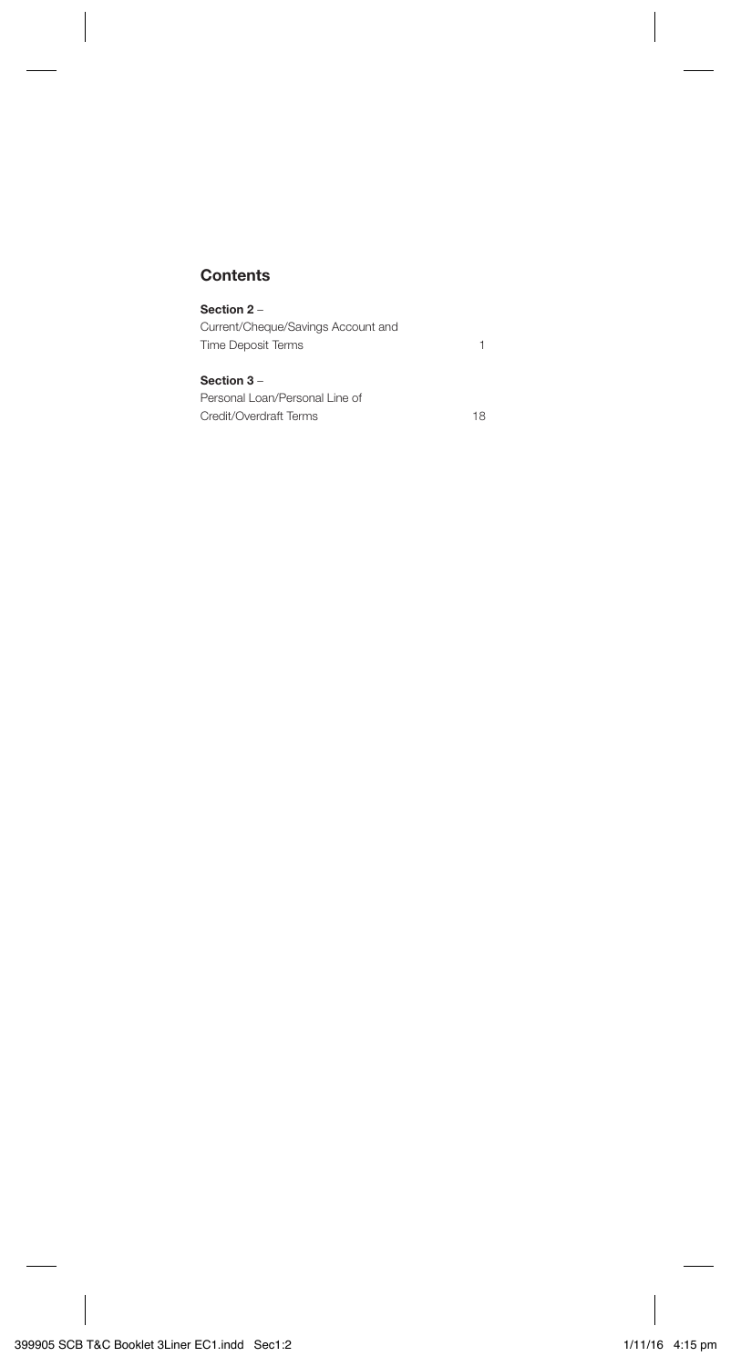## Contents

**Section 2** –
Current/Cheque/Savings Account and
Time Deposit Terms 1

**Section 3** –
Personal Loan/Personal Line of
Credit/Overdraft Terms 18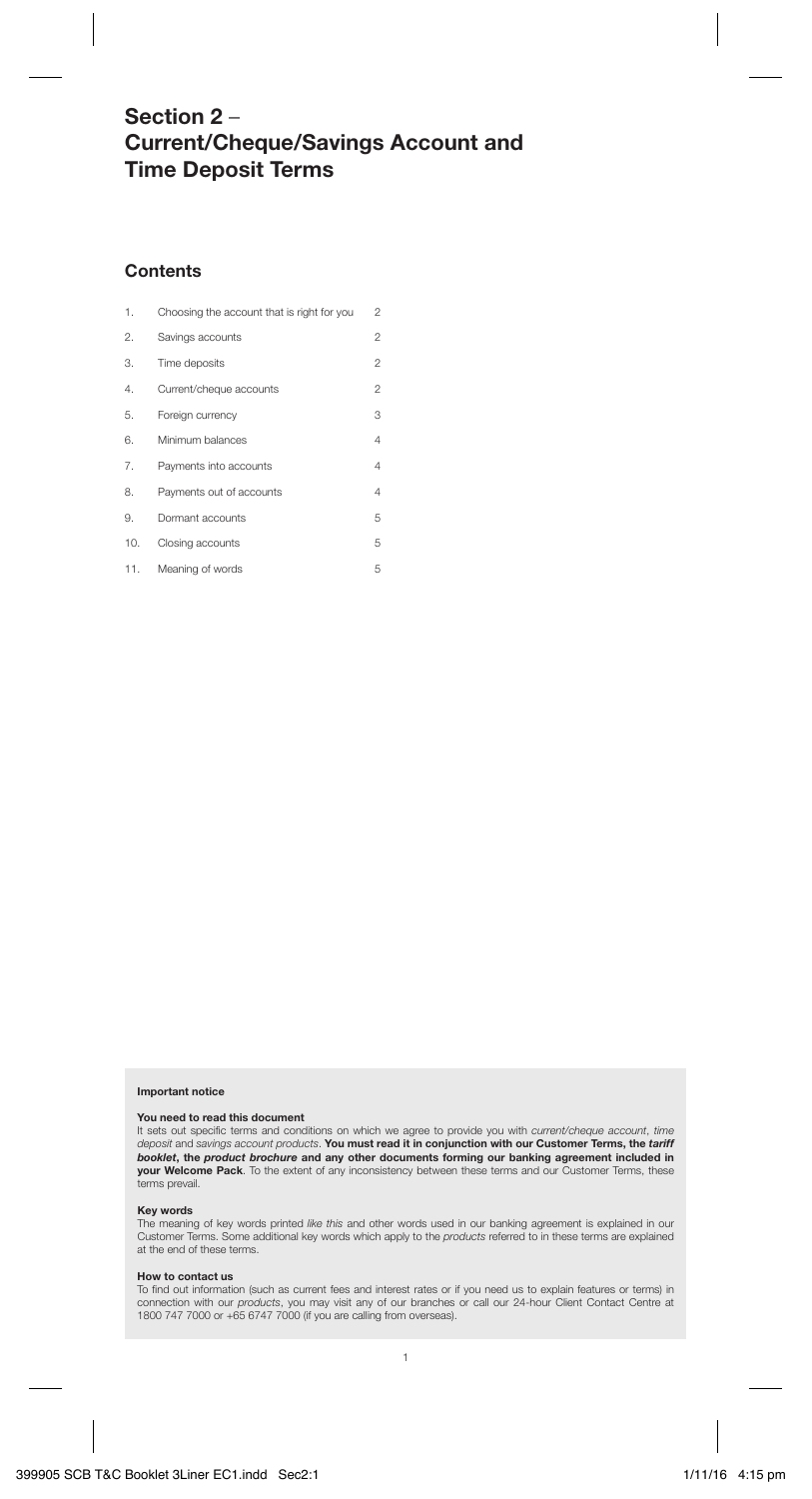# Section 2 – Current/Cheque/Savings Account and Time Deposit Terms

## Contents

| | | |
|---|---|---|
| 1. | Choosing the account that is right for you | 2 |
| 2. | Savings accounts | 2 |
| 3. | Time deposits | 2 |
| 4. | Current/cheque accounts | 2 |
| 5. | Foreign currency | 3 |
| 6. | Minimum balances | 4 |
| 7. | Payments into accounts | 4 |
| 8. | Payments out of accounts | 4 |
| 9. | Dormant accounts | 5 |
| 10. | Closing accounts | 5 |
| 11. | Meaning of words | 5 |

**Important notice**

**You need to read this document**

It sets out specific terms and conditions on which we agree to provide you with *current/cheque account*, *time deposit* and *savings account products*. **You must read it in conjunction with our Customer Terms, the *tariff booklet*, the *product brochure* and any other documents forming our banking agreement included in your Welcome Pack**. To the extent of any inconsistency between these terms and our Customer Terms, these terms prevail.

**Key words**

The meaning of key words printed *like this* and other words used in our banking agreement is explained in our Customer Terms. Some additional key words which apply to the *products* referred to in these terms are explained at the end of these terms.

**How to contact us**

To find out information (such as current fees and interest rates or if you need us to explain features or terms) in connection with our *products*, you may visit any of our branches or call our 24-hour Client Contact Centre at 1800 747 7000 or +65 6747 7000 (if you are calling from overseas).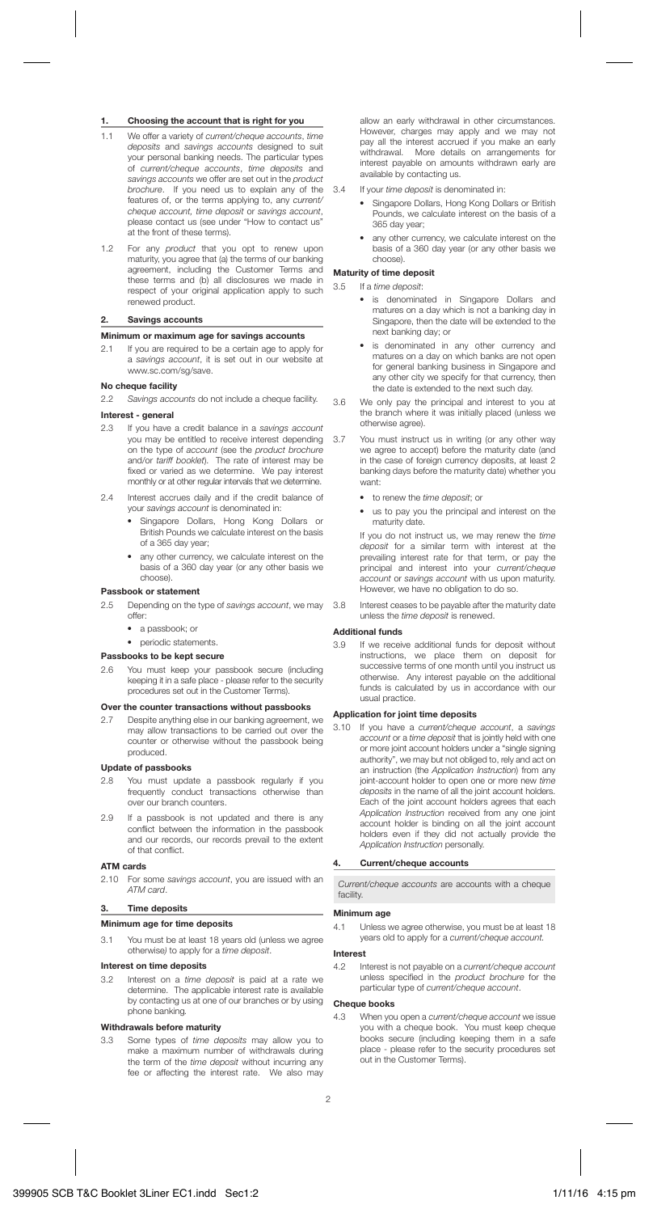## 1. Choosing the account that is right for you

1.1 We offer a variety of *current/cheque accounts*, *time deposits* and *savings accounts* designed to suit your personal banking needs. The particular types of *current/cheque accounts*, *time deposits* and *savings accounts* we offer are set out in the *product brochure*. If you need us to explain any of the features of, or the terms applying to, any *current/cheque account, time deposit* or *savings account*, please contact us (see under "How to contact us" at the front of these terms).

1.2 For any *product* that you opt to renew upon maturity, you agree that (a) the terms of our banking agreement, including the Customer Terms and these terms and (b) all disclosures we made in respect of your original application apply to such renewed product.

## 2. Savings accounts

### Minimum or maximum age for savings accounts

2.1 If you are required to be a certain age to apply for a *savings account*, it is set out in our website at www.sc.com/sg/save.

### No cheque facility

2.2 *Savings accounts* do not include a cheque facility.

### Interest - general

2.3 If you have a credit balance in a *savings account* you may be entitled to receive interest depending on the type of *account* (see the *product brochure* and/or *tariff booklet*). The rate of interest may be fixed or varied as we determine. We pay interest monthly or at other regular intervals that we determine.

2.4 Interest accrues daily and if the credit balance of your *savings account* is denominated in:

- Singapore Dollars, Hong Kong Dollars or British Pounds we calculate interest on the basis of a 365 day year;
- any other currency, we calculate interest on the basis of a 360 day year (or any other basis we choose).

### Passbook or statement

2.5 Depending on the type of *savings account*, we may offer:

- a passbook; or
- periodic statements.

### Passbooks to be kept secure

2.6 You must keep your passbook secure (including keeping it in a safe place - please refer to the security procedures set out in the Customer Terms).

### Over the counter transactions without passbooks

2.7 Despite anything else in our banking agreement, we may allow transactions to be carried out over the counter or otherwise without the passbook being produced.

### Update of passbooks

2.8 You must update a passbook regularly if you frequently conduct transactions otherwise than over our branch counters.

2.9 If a passbook is not updated and there is any conflict between the information in the passbook and our records, our records prevail to the extent of that conflict.

### ATM cards

2.10 For some *savings account*, you are issued with an *ATM card*.

## 3. Time deposits

### Minimum age for time deposits

3.1 You must be at least 18 years old (unless we agree otherwise) to apply for a *time deposit*.

### Interest on time deposits

3.2 Interest on a *time deposit* is paid at a rate we determine. The applicable interest rate is available by contacting us at one of our branches or by using phone banking.

### Withdrawals before maturity

3.3 Some types of *time deposits* may allow you to make a maximum number of withdrawals during the term of the *time deposit* without incurring any fee or affecting the interest rate. We also may allow an early withdrawal in other circumstances. However, charges may apply and we may not pay all the interest accrued if you make an early withdrawal. More details on arrangements for interest payable on amounts withdrawn early are available by contacting us.

3.4 If your *time deposit* is denominated in:

- Singapore Dollars, Hong Kong Dollars or British Pounds, we calculate interest on the basis of a 365 day year;
- any other currency, we calculate interest on the basis of a 360 day year (or any other basis we choose).

### Maturity of time deposit

3.5 If a *time deposit*:

- is denominated in Singapore Dollars and matures on a day which is not a banking day in Singapore, then the date will be extended to the next banking day; or
- is denominated in any other currency and matures on a day on which banks are not open for general banking business in Singapore and any other city we specify for that currency, then the date is extended to the next such day.

3.6 We only pay the principal and interest to you at the branch where it was initially placed (unless we otherwise agree).

3.7 You must instruct us in writing (or any other way we agree to accept) before the maturity date (and in the case of foreign currency deposits, at least 2 banking days before the maturity date) whether you want:

- to renew the *time deposit*; or
- us to pay you the principal and interest on the maturity date.

If you do not instruct us, we may renew the *time deposit* for a similar term with interest at the prevailing interest rate for that term, or pay the principal and interest into your *current/cheque account* or *savings account* with us upon maturity. However, we have no obligation to do so.

3.8 Interest ceases to be payable after the maturity date unless the *time deposit* is renewed.

### Additional funds

3.9 If we receive additional funds for deposit without instructions, we place them on deposit for successive terms of one month until you instruct us otherwise. Any interest payable on the additional funds is calculated by us in accordance with our usual practice.

### Application for joint time deposits

3.10 If you have a *current/cheque account*, a *savings account* or a *time deposit* that is jointly held with one or more joint account holders under a "single signing authority", we may but not obliged to, rely and act on an instruction (the *Application Instruction*) from any joint-account holder to open one or more new *time deposits* in the name of all the joint account holders. Each of the joint account holders agrees that each *Application Instruction* received from any one joint account holder is binding on all the joint account holders even if they did not actually provide the *Application Instruction* personally.

## 4. Current/cheque accounts

*Current/cheque accounts* are accounts with a cheque facility.

### Minimum age

4.1 Unless we agree otherwise, you must be at least 18 years old to apply for a *current/cheque account*.

### Interest

4.2 Interest is not payable on a *current/cheque account* unless specified in the *product brochure* for the particular type of *current/cheque account*.

### Cheque books

4.3 When you open a *current/cheque account* we issue you with a cheque book. You must keep cheque books secure (including keeping them in a safe place - please refer to the security procedures set out in the Customer Terms).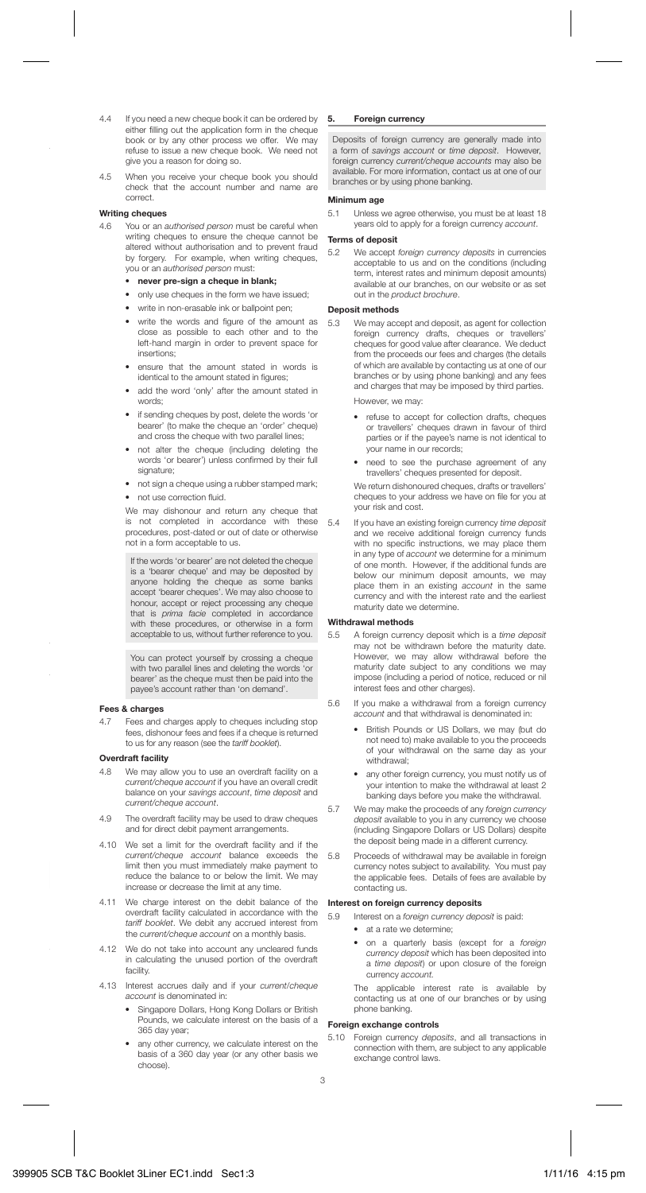4.4 If you need a new cheque book it can be ordered by either filling out the application form in the cheque book or by any other process we offer. We may refuse to issue a new cheque book. We need not give you a reason for doing so.

4.5 When you receive your cheque book you should check that the account number and name are correct.

**Writing cheques**

4.6 You or an *authorised person* must be careful when writing cheques to ensure the cheque cannot be altered without authorisation and to prevent fraud by forgery. For example, when writing cheques, you or an *authorised person* must:

- **never pre-sign a cheque in blank;**
- only use cheques in the form we have issued;
- write in non-erasable ink or ballpoint pen;
- write the words and figure of the amount as close as possible to each other and to the left-hand margin in order to prevent space for insertions;
- ensure that the amount stated in words is identical to the amount stated in figures;
- add the word 'only' after the amount stated in words;
- if sending cheques by post, delete the words 'or bearer' (to make the cheque an 'order' cheque) and cross the cheque with two parallel lines;
- not alter the cheque (including deleting the words 'or bearer') unless confirmed by their full signature;
- not sign a cheque using a rubber stamped mark;
- not use correction fluid.

We may dishonour and return any cheque that is not completed in accordance with these procedures, post-dated or out of date or otherwise not in a form acceptable to us.

If the words 'or bearer' are not deleted the cheque is a 'bearer cheque' and may be deposited by anyone holding the cheque as some banks accept 'bearer cheques'. We may also choose to honour, accept or reject processing any cheque that is *prima facie* completed in accordance with these procedures, or otherwise in a form acceptable to us, without further reference to you.

You can protect yourself by crossing a cheque with two parallel lines and deleting the words 'or bearer' as the cheque must then be paid into the payee's account rather than 'on demand'.

**Fees & charges**

4.7 Fees and charges apply to cheques including stop fees, dishonour fees and fees if a cheque is returned to us for any reason (see the *tariff booklet*).

**Overdraft facility**

4.8 We may allow you to use an overdraft facility on a *current/cheque account* if you have an overall credit balance on your *savings account*, *time deposit* and *current/cheque account*.

4.9 The overdraft facility may be used to draw cheques and for direct debit payment arrangements.

4.10 We set a limit for the overdraft facility and if the *current/cheque account* balance exceeds the limit then you must immediately make payment to reduce the balance to or below the limit. We may increase or decrease the limit at any time.

4.11 We charge interest on the debit balance of the overdraft facility calculated in accordance with the *tariff booklet*. We debit any accrued interest from the *current/cheque account* on a monthly basis.

4.12 We do not take into account any uncleared funds in calculating the unused portion of the overdraft facility.

4.13 Interest accrues daily and if your *current/cheque account* is denominated in:

- Singapore Dollars, Hong Kong Dollars or British Pounds, we calculate interest on the basis of a 365 day year;
- any other currency, we calculate interest on the basis of a 360 day year (or any other basis we choose).

## 5. Foreign currency

Deposits of foreign currency are generally made into a form of *savings account* or *time deposit*. However, foreign currency *current/cheque accounts* may also be available. For more information, contact us at one of our branches or by using phone banking.

**Minimum age**

5.1 Unless we agree otherwise, you must be at least 18 years old to apply for a foreign currency *account*.

**Terms of deposit**

5.2 We accept *foreign currency deposits* in currencies acceptable to us and on the conditions (including term, interest rates and minimum deposit amounts) available at our branches, on our website or as set out in the *product brochure*.

**Deposit methods**

5.3 We may accept and deposit, as agent for collection foreign currency drafts, cheques or travellers' cheques for good value after clearance. We deduct from the proceeds our fees and charges (the details of which are available by contacting us at one of our branches or by using phone banking) and any fees and charges that may be imposed by third parties.

However, we may:

- refuse to accept for collection drafts, cheques or travellers' cheques drawn in favour of third parties or if the payee's name is not identical to your name in our records;
- need to see the purchase agreement of any travellers' cheques presented for deposit.

We return dishonoured cheques, drafts or travellers' cheques to your address we have on file for you at your risk and cost.

5.4 If you have an existing foreign currency *time deposit* and we receive additional foreign currency funds with no specific instructions, we may place them in any type of *account* we determine for a minimum of one month. However, if the additional funds are below our minimum deposit amounts, we may place them in an existing *account* in the same currency and with the interest rate and the earliest maturity date we determine.

**Withdrawal methods**

5.5 A foreign currency deposit which is a *time deposit* may not be withdrawn before the maturity date. However, we may allow withdrawal before the maturity date subject to any conditions we may impose (including a period of notice, reduced or nil interest fees and other charges).

5.6 If you make a withdrawal from a foreign currency *account* and that withdrawal is denominated in:

- British Pounds or US Dollars, we may (but do not need to) make available to you the proceeds of your withdrawal on the same day as your withdrawal;
- any other foreign currency, you must notify us of your intention to make the withdrawal at least 2 banking days before you make the withdrawal.

5.7 We may make the proceeds of any *foreign currency deposit* available to you in any currency we choose (including Singapore Dollars or US Dollars) despite the deposit being made in a different currency.

5.8 Proceeds of withdrawal may be available in foreign currency notes subject to availability. You must pay the applicable fees. Details of fees are available by contacting us.

**Interest on foreign currency deposits**

5.9 Interest on a *foreign currency deposit* is paid:

- at a rate we determine;
- on a quarterly basis (except for a *foreign currency deposit* which has been deposited into a *time deposit*) or upon closure of the foreign currency *account*.

The applicable interest rate is available by contacting us at one of our branches or by using phone banking.

**Foreign exchange controls**

5.10 Foreign currency *deposits*, and all transactions in connection with them, are subject to any applicable exchange control laws.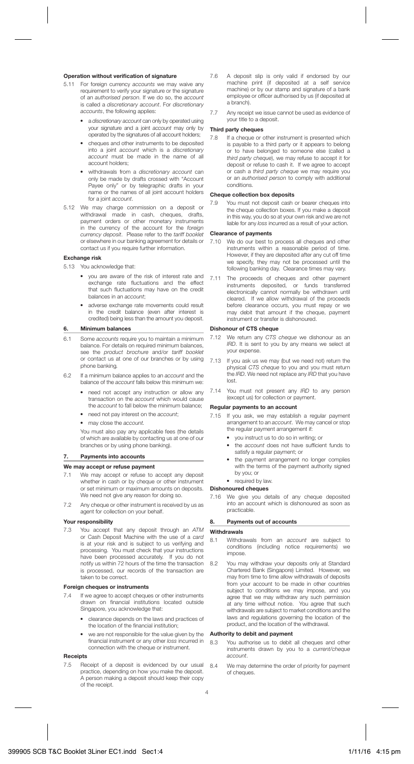#### Operation without verification of signature

5.11 For foreign currency *accounts* we may waive any requirement to verify your signature or the signature of an *authorised person*. If we do so, the *account* is called a *discretionary account*. For *discretionary accounts*, the following applies:

- a *discretionary account* can only by operated using your signature and a joint *account* may only by operated by the signatures of all account holders;
- cheques and other instruments to be deposited into a joint *account* which is a *discretionary account* must be made in the name of all account holders;
- withdrawals from a *discretionary account* can only be made by drafts crossed with "Account Payee only" or by telegraphic drafts in your name or the names of all joint account holders for a joint *account*.

5.12 We may charge commission on a deposit or withdrawal made in cash, cheques, drafts, payment orders or other monetary instruments in the currency of the account for the *foreign currency deposit*. Please refer to the *tariff booklet* or elsewhere in our banking agreement for details or contact us if you require further information.

#### Exchange risk

5.13 You acknowledge that:

- you are aware of the risk of interest rate and exchange rate fluctuations and the effect that such fluctuations may have on the credit balances in an *account*;
- adverse exchange rate movements could result in the credit balance (even after interest is credited) being less than the amount you deposit.

### 6. Minimum balances

6.1 Some *accounts* require you to maintain a minimum balance. For details on required minimum balances, see the *product brochure* and/or *tariff booklet* or contact us at one of our branches or by using phone banking.

6.2 If a minimum balance applies to an *account* and the balance of the *account* falls below this minimum we:

- need not accept any instruction or allow any transaction on the *account* which would cause the *account* to fall below the minimum balance;
- need not pay any interest on the *account*;
- may close the *account*.

You must also pay any applicable fees (the details of which are available by contacting us at one of our branches or by using phone banking).

### 7. Payments into accounts

#### We may accept or refuse payment

7.1 We may accept or refuse to accept any deposit whether in cash or by cheque or other instrument or set minimum or maximum amounts on deposits. We need not give any reason for doing so.

7.2 Any cheque or other instrument is received by us as agent for collection on your behalf.

#### Your responsibility

7.3 You accept that any deposit through an *ATM* or Cash Deposit Machine with the use of a *card* is at your risk and is subject to us verifying and processing. You must check that your instructions have been processed accurately. If you do not notify us within 72 hours of the time the transaction is processed, our records of the transaction are taken to be correct.

#### Foreign cheques or instruments

7.4 If we agree to accept cheques or other instruments drawn on financial institutions located outside Singapore, you acknowledge that:

- clearance depends on the laws and practices of the location of the financial institution;
- we are not responsible for the value given by the financial instrument or any other *loss* incurred in connection with the cheque or instrument.

#### Receipts

7.5 Receipt of a deposit is evidenced by our usual practice, depending on how you make the deposit. A person making a deposit should keep their copy of the receipt.

7.6 A deposit slip is only valid if endorsed by our machine print (if deposited at a self service machine) or by our stamp and signature of a bank employee or officer authorised by us (if deposited at a branch).

7.7 Any receipt we issue cannot be used as evidence of your title to a deposit.

#### Third party cheques

7.8 If a cheque or other instrument is presented which is payable to a third party or it appears to belong or to have belonged to someone else (called a *third party cheque*), we may refuse to accept it for deposit or refuse to cash it. If we agree to accept or cash a *third party cheque* we may require you or an *authorised person* to comply with additional conditions.

#### Cheque collection box deposits

7.9 You must not deposit cash or bearer cheques into the cheque collection boxes. If you make a deposit in this way, you do so at your own risk and we are not liable for any *loss* incurred as a result of your action.

#### Clearance of payments

7.10 We do our best to process all cheques and other instruments within a reasonable period of time. However, if they are deposited after any cut off time we specify, they may not be processed until the following banking day. Clearance times may vary.

7.11 The proceeds of cheques and other payment instruments deposited, or funds transferred electronically cannot normally be withdrawn until cleared. If we allow withdrawal of the proceeds before clearance occurs, you must repay or we may debit that amount if the cheque, payment instrument or transfer is dishonoured.

#### Dishonour of CTS cheque

7.12 We return any *CTS cheque* we dishonour as an *IRD*. It is sent to you by any means we select at your expense.

7.13 If you ask us we may (but we need not) return the physical *CTS cheque* to you and you must return the *IRD*. We need not replace any *IRD* that you have lost.

7.14 You must not present any *IRD* to any person (except us) for collection or payment.

#### Regular payments to an account

7.15 If you ask, we may establish a regular payment arrangement to an *account*. We may cancel or stop the regular payment arrangement if:

- you instruct us to do so in writing; or
- the *account* does not have sufficient funds to satisfy a regular payment; or
- the payment arrangement no longer complies with the terms of the payment authority signed by you; or
- required by law.

#### Dishonoured cheques

7.16 We give you details of any cheque deposited into an account which is dishonoured as soon as practicable.

### 8. Payments out of accounts

#### Withdrawals

8.1 Withdrawals from an *account* are subject to conditions (including notice requirements) we impose.

8.2 You may withdraw your deposits only at Standard Chartered Bank (Singapore) Limited. However, we may from time to time allow withdrawals of deposits from your account to be made in other countries subject to conditions we may impose, and you agree that we may withdraw any such permission at any time without notice. You agree that such withdrawals are subject to market conditions and the laws and regulations governing the location of the product, and the location of the withdrawal.

#### Authority to debit and payment

8.3 You authorise us to debit all cheques and other instruments drawn by you to a *current/cheque account*.

8.4 We may determine the order of priority for payment of cheques.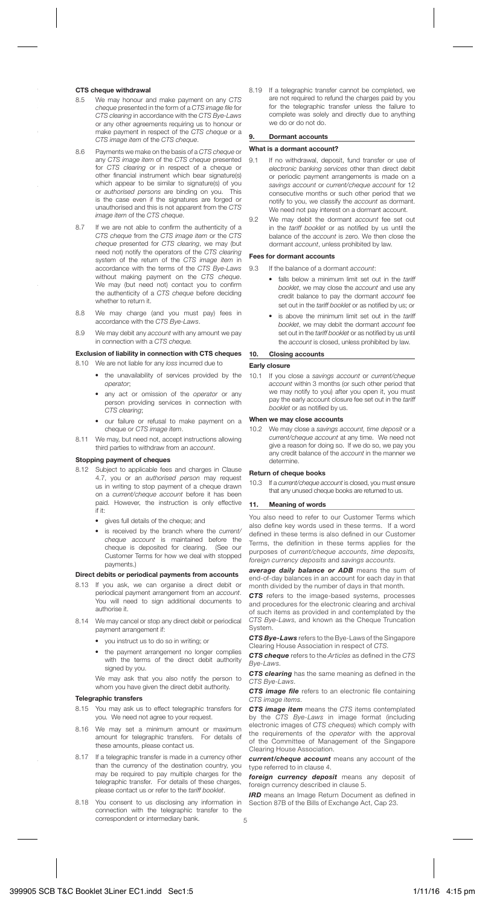#### CTS cheque withdrawal

8.5 We may honour and make payment on any *CTS cheque* presented in the form of a *CTS image file* for *CTS clearing* in accordance with the *CTS Bye-Laws* or any other agreements requiring us to honour or make payment in respect of the *CTS cheque* or a *CTS image item* of the *CTS cheque*.

8.6 Payments we make on the basis of a *CTS cheque* or any *CTS image item* of the *CTS cheque* presented for *CTS clearing* or in respect of a cheque or other financial instrument which bear signature(s) which appear to be similar to signature(s) of you or *authorised persons* are binding on you. This is the case even if the signatures are forged or unauthorised and this is not apparent from the *CTS image item* of the *CTS cheque*.

8.7 If we are not able to confirm the authenticity of a *CTS cheque* from the *CTS image item* or the *CTS cheque* presented for *CTS clearing*, we may (but need not) notify the operators of the *CTS clearing* system of the return of the *CTS image item* in accordance with the terms of the *CTS Bye-Laws* without making payment on the *CTS cheque*. We may (but need not) contact you to confirm the authenticity of a *CTS cheque* before deciding whether to return it.

8.8 We may charge (and you must pay) fees in accordance with the *CTS Bye-Laws*.

8.9 We may debit any *account* with any amount we pay in connection with a *CTS cheque*.

#### Exclusion of liability in connection with CTS cheques

8.10 We are not liable for any *loss* incurred due to

- the unavailability of services provided by the *operator*;
- any act or omission of the *operator* or any person providing services in connection with *CTS clearing*;
- our failure or refusal to make payment on a cheque or *CTS image item*.

8.11 We may, but need not, accept instructions allowing third parties to withdraw from an *account*.

#### Stopping payment of cheques

8.12 Subject to applicable fees and charges in Clause 4.7, you or an *authorised person* may request us in writing to stop payment of a cheque drawn on a *current/cheque account* before it has been paid. However, the instruction is only effective if it:

- gives full details of the cheque; and
- is received by the branch where the *current/cheque account* is maintained before the cheque is deposited for clearing. (See our Customer Terms for how we deal with stopped payments.)

#### Direct debits or periodical payments from accounts

8.13 If you ask, we can organise a direct debit or periodical payment arrangement from an *account*. You will need to sign additional documents to authorise it.

8.14 We may cancel or stop any direct debit or periodical payment arrangement if:

- you instruct us to do so in writing; or
- the payment arrangement no longer complies with the terms of the direct debit authority signed by you.

We may ask that you also notify the person to whom you have given the direct debit authority.

#### Telegraphic transfers

8.15 You may ask us to effect telegraphic transfers for you. We need not agree to your request.

8.16 We may set a minimum amount or maximum amount for telegraphic transfers. For details of these amounts, please contact us.

8.17 If a telegraphic transfer is made in a currency other than the currency of the destination country, you may be required to pay multiple charges for the telegraphic transfer. For details of these charges, please contact us or refer to the *tariff booklet*.

8.18 You consent to us disclosing any information in connection with the telegraphic transfer to the correspondent or intermediary bank.

8.19 If a telegraphic transfer cannot be completed, we are not required to refund the charges paid by you for the telegraphic transfer unless the failure to complete was solely and directly due to anything we do or do not do.

### 9. Dormant accounts

#### What is a dormant account?

9.1 If no withdrawal, deposit, fund transfer or use of *electronic banking services* other than direct debit or periodic payment arrangements is made on a *savings account* or *current/cheque account* for 12 consecutive months or such other period that we notify to you, we classify the *account* as dormant. We need not pay interest on a dormant account.

9.2 We may debit the dormant *account* fee set out in the *tariff booklet* or as notified by us until the balance of the *account* is zero. We then close the dormant *account*, unless prohibited by law.

#### Fees for dormant accounts

9.3 If the balance of a dormant *account*:

- falls below a minimum limit set out in the *tariff booklet*, we may close the *account* and use any credit balance to pay the dormant *account* fee set out in the *tariff booklet* or as notified by us; or
- is above the minimum limit set out in the *tariff booklet*, we may debit the dormant *account* fee set out in the *tariff booklet* or as notified by us until the *account* is closed, unless prohibited by law.

### 10. Closing accounts

#### Early closure

10.1 If you close a *savings account* or *current/cheque account* within 3 months (or such other period that we may notify to you) after you open it, you must pay the early account closure fee set out in the *tariff booklet* or as notified by us.

#### When we may close accounts

10.2 We may close a *savings account*, *time deposit* or a *current/cheque account* at any time. We need not give a reason for doing so. If we do so, we pay you any credit balance of the *account* in the manner we determine.

#### Return of cheque books

10.3 If a *current/cheque account* is closed, you must ensure that any unused cheque books are returned to us.

### 11. Meaning of words

You also need to refer to our Customer Terms which also define key words used in these terms. If a word defined in these terms is also defined in our Customer Terms, the definition in these terms applies for the purposes of *current/cheque accounts*, *time deposits, foreign currency deposits* and *savings accounts*.

***average daily balance or ADB*** means the sum of end-of-day balances in an account for each day in that month divided by the number of days in that month.

***CTS*** refers to the image-based systems, processes and procedures for the electronic clearing and archival of such items as provided in and contemplated by the *CTS Bye-Laws*, and known as the Cheque Truncation System.

***CTS Bye-Laws*** refers to the Bye-Laws of the Singapore Clearing House Association in respect of *CTS*.

***CTS cheque*** refers to the *Articles* as defined in the *CTS Bye-Laws*.

***CTS clearing*** has the same meaning as defined in the *CTS Bye-Laws*.

***CTS image file*** refers to an electronic file containing *CTS image items*.

***CTS image item*** means the *CTS* items contemplated by the *CTS Bye-Laws* in image format (including electronic images of *CTS cheques*) which comply with the requirements of the *operator* with the approval of the Committee of Management of the Singapore Clearing House Association.

***current/cheque account*** means any account of the type referred to in clause 4.

***foreign currency deposit*** means any deposit of foreign currency described in clause 5.

***IRD*** means an Image Return Document as defined in Section 87B of the Bills of Exchange Act, Cap 23.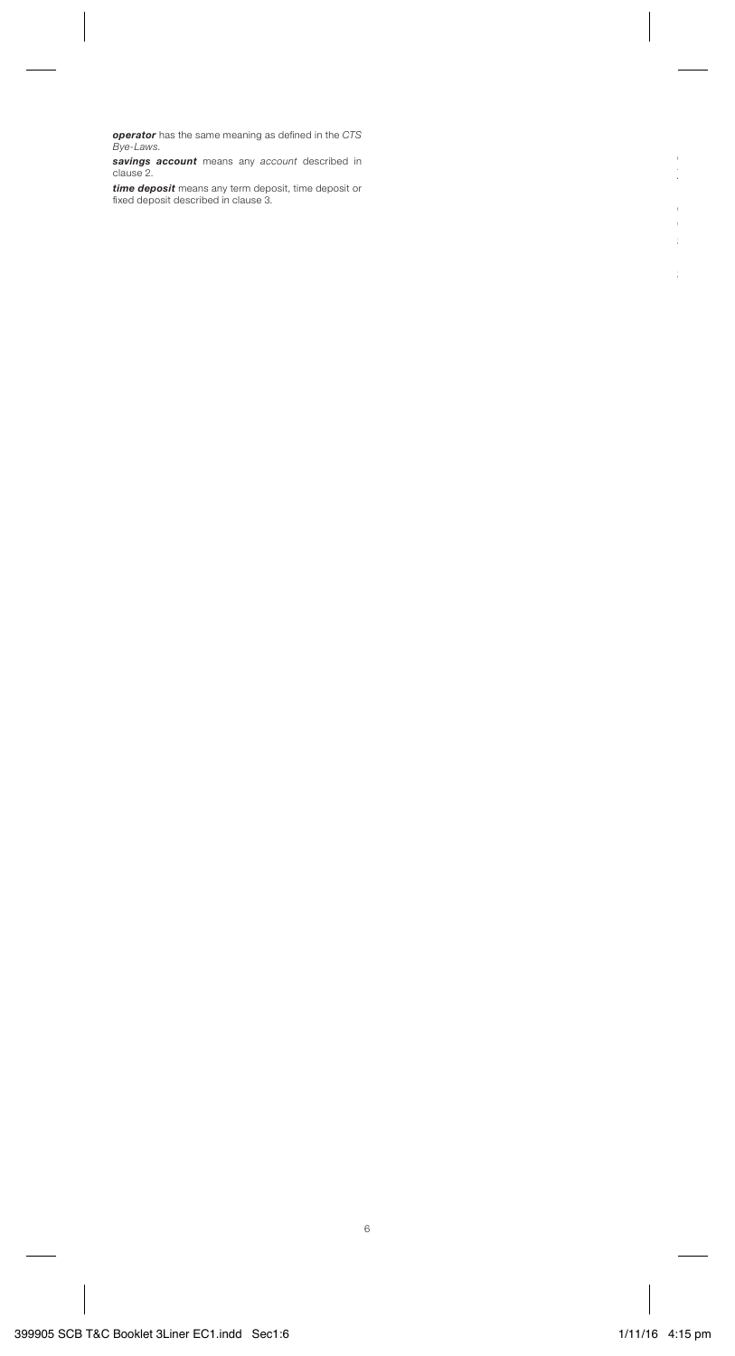***operator*** has the same meaning as defined in the *CTS Bye-Laws*.

***savings account*** means any *account* described in clause 2.

***time deposit*** means any term deposit, time deposit or fixed deposit described in clause 3.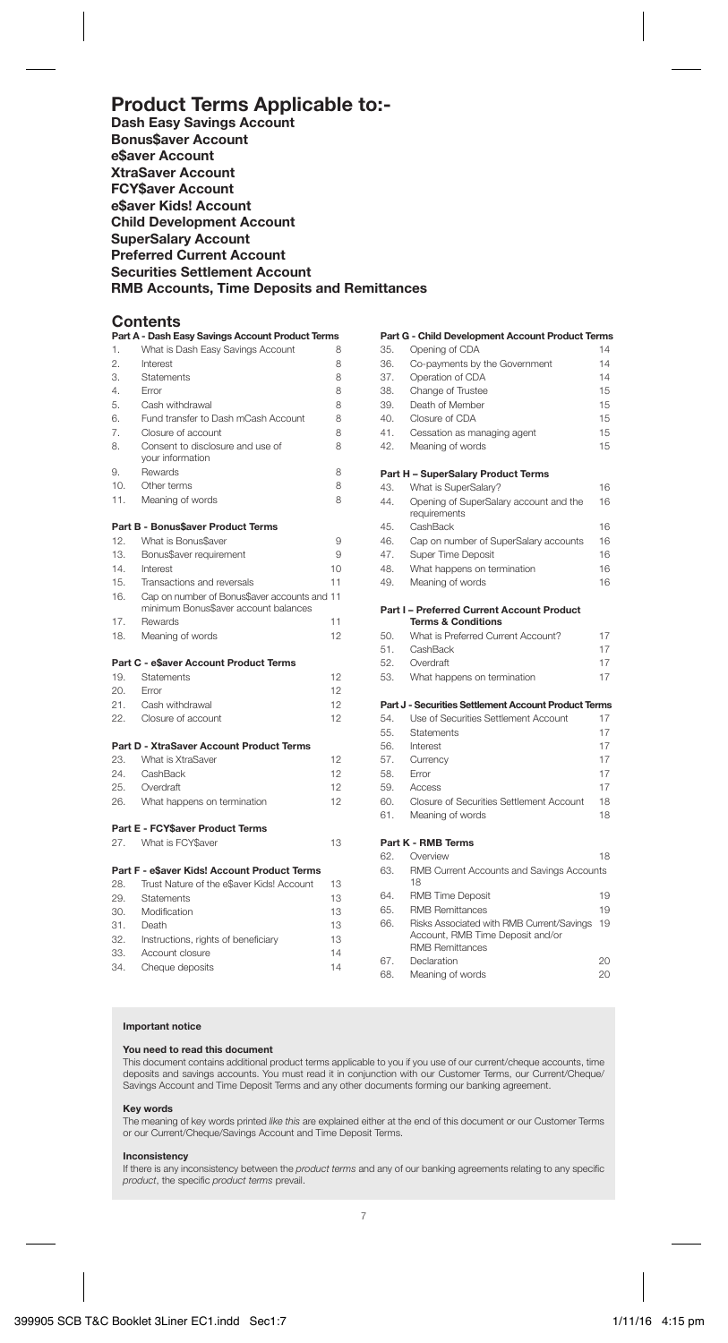# Product Terms Applicable to:-

**Dash Easy Savings Account**
**Bonus$aver Account**
**e$aver Account**
**XtraSaver Account**
**FCY$aver Account**
**e$aver Kids! Account**
**Child Development Account**
**SuperSalary Account**
**Preferred Current Account**
**Securities Settlement Account**
**RMB Accounts, Time Deposits and Remittances**

## Contents

**Part A - Dash Easy Savings Account Product Terms**

| | | |
|---|---|---|
| 1. | What is Dash Easy Savings Account | 8 |
| 2. | Interest | 8 |
| 3. | Statements | 8 |
| 4. | Error | 8 |
| 5. | Cash withdrawal | 8 |
| 6. | Fund transfer to Dash mCash Account | 8 |
| 7. | Closure of account | 8 |
| 8. | Consent to disclosure and use of your information | 8 |
| 9. | Rewards | 8 |
| 10. | Other terms | 8 |
| 11. | Meaning of words | 8 |

**Part B - Bonus$aver Product Terms**

| | | |
|---|---|---|
| 12. | What is Bonus$aver | 9 |
| 13. | Bonus$aver requirement | 9 |
| 14. | Interest | 10 |
| 15. | Transactions and reversals | 11 |
| 16. | Cap on number of Bonus$aver accounts and minimum Bonus$aver account balances | 11 |
| 17. | Rewards | 11 |
| 18. | Meaning of words | 12 |

**Part C - e$aver Account Product Terms**

| | | |
|---|---|---|
| 19. | Statements | 12 |
| 20. | Error | 12 |
| 21. | Cash withdrawal | 12 |
| 22. | Closure of account | 12 |

**Part D - XtraSaver Account Product Terms**

| | | |
|---|---|---|
| 23. | What is XtraSaver | 12 |
| 24. | CashBack | 12 |
| 25. | Overdraft | 12 |
| 26. | What happens on termination | 12 |

**Part E - FCY$aver Product Terms**

| | | |
|---|---|---|
| 27. | What is FCY$aver | 13 |

**Part F - e$aver Kids! Account Product Terms**

| | | |
|---|---|---|
| 28. | Trust Nature of the e$aver Kids! Account | 13 |
| 29. | Statements | 13 |
| 30. | Modification | 13 |
| 31. | Death | 13 |
| 32. | Instructions, rights of beneficiary | 13 |
| 33. | Account closure | 14 |
| 34. | Cheque deposits | 14 |

**Part G - Child Development Account Product Terms**

| | | |
|---|---|---|
| 35. | Opening of CDA | 14 |
| 36. | Co-payments by the Government | 14 |
| 37. | Operation of CDA | 14 |
| 38. | Change of Trustee | 15 |
| 39. | Death of Member | 15 |
| 40. | Closure of CDA | 15 |
| 41. | Cessation as managing agent | 15 |
| 42. | Meaning of words | 15 |

**Part H – SuperSalary Product Terms**

| | | |
|---|---|---|
| 43. | What is SuperSalary? | 16 |
| 44. | Opening of SuperSalary account and the requirements | 16 |
| 45. | CashBack | 16 |
| 46. | Cap on number of SuperSalary accounts | 16 |
| 47. | Super Time Deposit | 16 |
| 48. | What happens on termination | 16 |
| 49. | Meaning of words | 16 |

**Part I – Preferred Current Account Product Terms & Conditions**

| | | |
|---|---|---|
| 50. | What is Preferred Current Account? | 17 |
| 51. | CashBack | 17 |
| 52. | Overdraft | 17 |
| 53. | What happens on termination | 17 |

**Part J - Securities Settlement Account Product Terms**

| | | |
|---|---|---|
| 54. | Use of Securities Settlement Account | 17 |
| 55. | Statements | 17 |
| 56. | Interest | 17 |
| 57. | Currency | 17 |
| 58. | Error | 17 |
| 59. | Access | 17 |
| 60. | Closure of Securities Settlement Account | 18 |
| 61. | Meaning of words | 18 |

**Part K - RMB Terms**

| | | |
|---|---|---|
| 62. | Overview | 18 |
| 63. | RMB Current Accounts and Savings Accounts | 18 |
| 64. | RMB Time Deposit | 19 |
| 65. | RMB Remittances | 19 |
| 66. | Risks Associated with RMB Current/Savings Account, RMB Time Deposit and/or RMB Remittances | 19 |
| 67. | Declaration | 20 |
| 68. | Meaning of words | 20 |

### Important notice

**You need to read this document**

This document contains additional product terms applicable to you if you use of our current/cheque accounts, time deposits and savings accounts. You must read it in conjunction with our Customer Terms, our Current/Cheque/Savings Account and Time Deposit Terms and any other documents forming our banking agreement.

**Key words**

The meaning of key words printed *like this* are explained either at the end of this document or our Customer Terms or our Current/Cheque/Savings Account and Time Deposit Terms.

**Inconsistency**

If there is any inconsistency between the *product terms* and any of our banking agreements relating to any specific *product*, the specific *product terms* prevail.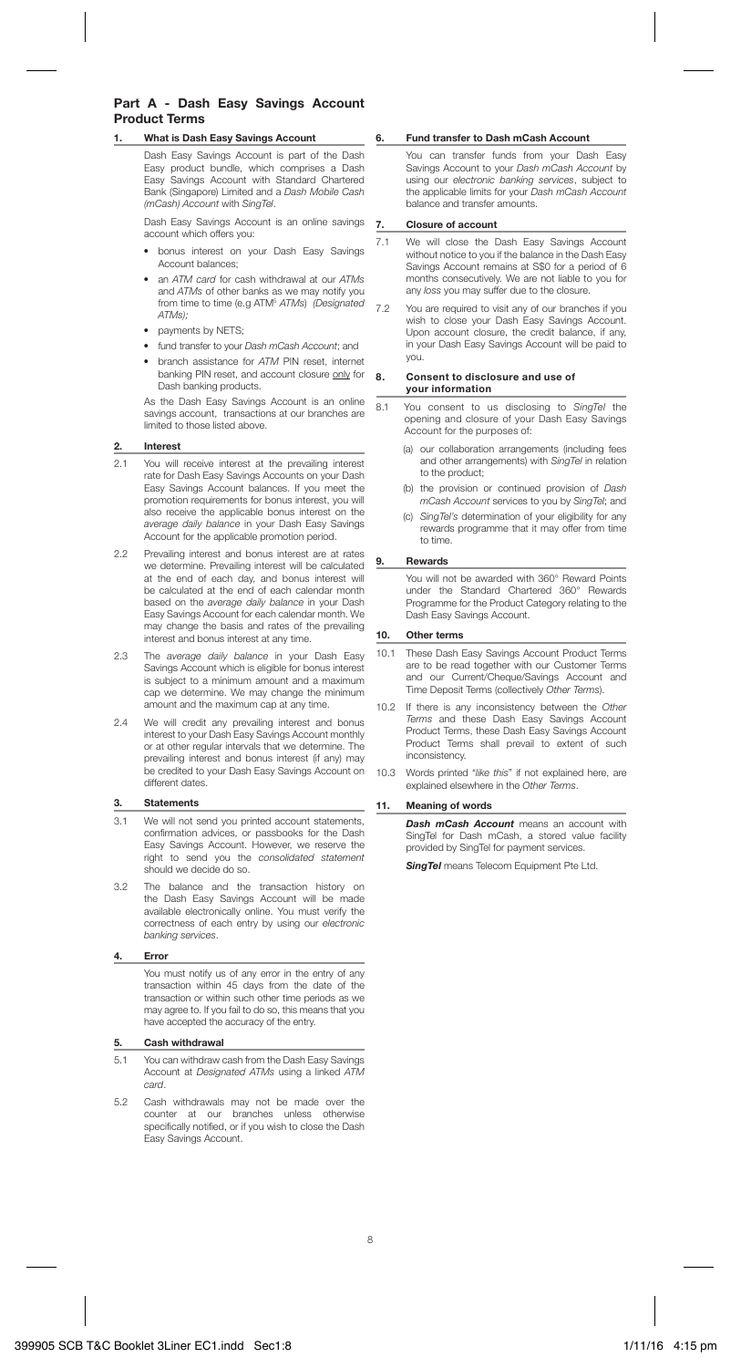## Part A - Dash Easy Savings Account Product Terms

### 1. What is Dash Easy Savings Account

Dash Easy Savings Account is part of the Dash Easy product bundle, which comprises a Dash Easy Savings Account with Standard Chartered Bank (Singapore) Limited and a *Dash Mobile Cash (mCash) Account* with *SingTel*.

Dash Easy Savings Account is an online savings account which offers you:

- bonus interest on your Dash Easy Savings Account balances;
- an *ATM card* for cash withdrawal at our *ATMs* and *ATMs* of other banks as we may notify you from time to time (e.g ATM5 *ATMs*) *(Designated ATMs)*;
- payments by NETS;
- fund transfer to your *Dash mCash Account*; and
- branch assistance for *ATM* PIN reset, internet banking PIN reset, and account closure only for Dash banking products.

As the Dash Easy Savings Account is an online savings account, transactions at our branches are limited to those listed above.

### 2. Interest

2.1 You will receive interest at the prevailing interest rate for Dash Easy Savings Accounts on your Dash Easy Savings Account balances. If you meet the promotion requirements for bonus interest, you will also receive the applicable bonus interest on the *average daily balance* in your Dash Easy Savings Account for the applicable promotion period.

2.2 Prevailing interest and bonus interest are at rates we determine. Prevailing interest will be calculated at the end of each day, and bonus interest will be calculated at the end of each calendar month based on the *average daily balance* in your Dash Easy Savings Account for each calendar month. We may change the basis and rates of the prevailing interest and bonus interest at any time.

2.3 The *average daily balance* in your Dash Easy Savings Account which is eligible for bonus interest is subject to a minimum amount and a maximum cap we determine. We may change the minimum amount and the maximum cap at any time.

2.4 We will credit any prevailing interest and bonus interest to your Dash Easy Savings Account monthly or at other regular intervals that we determine. The prevailing interest and bonus interest (if any) may be credited to your Dash Easy Savings Account on different dates.

### 3. Statements

3.1 We will not send you printed account statements, confirmation advices, or passbooks for the Dash Easy Savings Account. However, we reserve the right to send you the *consolidated statement* should we decide do so.

3.2 The balance and the transaction history on the Dash Easy Savings Account will be made available electronically online. You must verify the correctness of each entry by using our *electronic banking services*.

### 4. Error

You must notify us of any error in the entry of any transaction within 45 days from the date of the transaction or within such other time periods as we may agree to. If you fail to do so, this means that you have accepted the accuracy of the entry.

### 5. Cash withdrawal

5.1 You can withdraw cash from the Dash Easy Savings Account at *Designated ATMs* using a linked *ATM card*.

5.2 Cash withdrawals may not be made over the counter at our branches unless otherwise specifically notified, or if you wish to close the Dash Easy Savings Account.

### 6. Fund transfer to Dash mCash Account

You can transfer funds from your Dash Easy Savings Account to your *Dash mCash Account* by using our *electronic banking services*, subject to the applicable limits for your *Dash mCash Account* balance and transfer amounts.

### 7. Closure of account

7.1 We will close the Dash Easy Savings Account without notice to you if the balance in the Dash Easy Savings Account remains at S$0 for a period of 6 months consecutively. We are not liable to you for any *loss* you may suffer due to the closure.

7.2 You are required to visit any of our branches if you wish to close your Dash Easy Savings Account. Upon account closure, the credit balance, if any, in your Dash Easy Savings Account will be paid to you.

### 8. Consent to disclosure and use of your information

8.1 You consent to us disclosing to *SingTel* the opening and closure of your Dash Easy Savings Account for the purposes of:

(a) our collaboration arrangements (including fees and other arrangements) with *SingTel* in relation to the product;

(b) the provision or continued provision of *Dash mCash Account* services to you by *SingTel*; and

(c) *SingTel's* determination of your eligibility for any rewards programme that it may offer from time to time.

### 9. Rewards

You will not be awarded with 360° Reward Points under the Standard Chartered 360° Rewards Programme for the Product Category relating to the Dash Easy Savings Account.

### 10. Other terms

10.1 These Dash Easy Savings Account Product Terms are to be read together with our Customer Terms and our Current/Cheque/Savings Account and Time Deposit Terms (collectively *Other Terms*).

10.2 If there is any inconsistency between the *Other Terms* and these Dash Easy Savings Account Product Terms, these Dash Easy Savings Account Product Terms shall prevail to extent of such inconsistency.

10.3 Words printed "*like this*" if not explained here, are explained elsewhere in the *Other Terms*.

### 11. Meaning of words

***Dash mCash Account*** means an account with SingTel for Dash mCash, a stored value facility provided by SingTel for payment services.

***SingTel*** means Telecom Equipment Pte Ltd.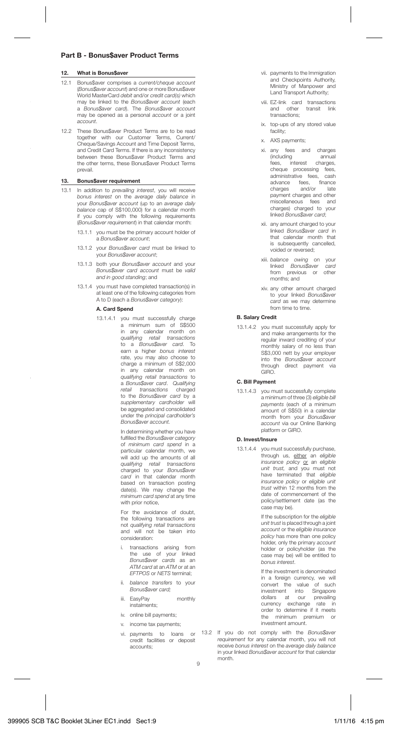## Part B - Bonus$aver Product Terms

### 12. What is Bonus$aver

12.1 Bonus$aver comprises a *current/cheque account* (*Bonus$aver account*) and one or more Bonus$aver World MasterCard *debit* and/or *credit card(s)* which may be linked to the *Bonus$aver account* (each a *Bonus$aver card*). The *Bonus$aver account* may be opened as a personal *account* or a joint *account*.

12.2 These Bonus$aver Product Terms are to be read together with our Customer Terms, Current/Cheque/Savings Account and Time Deposit Terms, and Credit Card Terms. If there is any inconsistency between these Bonus$aver Product Terms and the other terms, these Bonus$aver Product Terms prevail.

### 13. Bonus$aver requirement

13.1 In addition to *prevailing interest*, you will receive *bonus interest* on the *average daily balance* in your *Bonus$aver account* (up to an *average daily balance* cap of S$100,000) for a calendar month if you comply with the following requirements (*Bonus$aver requirement*) in that calendar month:

13.1.1 you must be the primary account holder of a *Bonus$aver account*;

13.1.2 your *Bonus$aver card* must be linked to your *Bonus$aver account*;

13.1.3 both your *Bonus$aver account* and your *Bonus$aver card account* must be *valid and in good standing*; and

13.1.4 you must have completed transaction(s) in at least one of the following categories from A to D (each a *Bonus$aver category*):

**A. Card Spend**

13.1.4.1 you must successfully charge a minimum sum of S$500 in any calendar month on *qualifying retail transactions* to a *Bonus$aver card*. To earn a higher *bonus interest* rate, you may also choose to charge a minimum of S$2,000 in any calendar month on *qualifying retail transactions* to a *Bonus$aver card*. *Qualifying retail transactions* charged to the *Bonus$aver card* by a *supplementary cardholder* will be aggregated and consolidated under the *principal cardholder's Bonus$aver account*.

In determining whether you have fulfilled the *Bonus$aver category* of *minimum card spend* in a particular calendar month, we will add up the amounts of all *qualifying retail transactions* charged to your *Bonus$aver card* in that calendar month based on transaction posting date(s). We may change the *minimum card spend* at any time with prior notice,

For the avoidance of doubt, the following transactions are not *qualifying retail transactions* and will not be taken into consideration:

i. transactions arising from the use of your linked *Bonus$aver cards* as an *ATM card* at an *ATM* or at an *EFTPOS* or *NETS* terminal;

ii. *balance transfers* to your *Bonus$aver card;*

iii. EasyPay monthly instalments;

iv. online bill payments;

v. income tax payments;

vi. payments to loans or credit facilities or deposit accounts;

vii. payments to the Immigration and Checkpoints Authority, Ministry of Manpower and Land Transport Authority;

viii. EZ-link card transactions and other transit link transactions;

ix. top-ups of any stored value facility;

x. AXS payments;

xi. any fees and charges (including annual fees, interest charges, cheque processing fees, administrative fees, cash advance fees, finance charges and/or late payment charges and other miscellaneous fees and charges) charged to your linked *Bonus$aver card*;

xii. any amount charged to your linked *Bonus$aver card* in that calendar month that is subsequently cancelled, voided or reversed;

xiii. *balance owing* on your linked *Bonus$aver card* from previous or other months; and

xiv. any other amount charged to your linked *Bonus$aver card* as we may determine from time to time.

**B. Salary Credit**

13.1.4.2 you must successfully apply for and make arrangements for the regular inward crediting of your monthly salary of no less than S$3,000 nett by your employer into the *Bonus$aver account* through direct payment via GIRO.

**C. Bill Payment**

13.1.4.3 you must successfully complete a minimum of three (3) *eligible bill payments* (each of a minimum amount of S$50) in a calendar month from your *Bonus$aver account* via our Online Banking platform or GIRO.

**D. Invest/Insure**

13.1.4.4 you must successfully purchase, through us, either an *eligible insurance policy* or an *eligible unit trust*, and you must not have terminated that *eligible insurance policy* or *eligible unit trust* within 12 months from the date of commencement of the policy/settlement date (as the case may be).

If the subscription for the *eligible unit trust* is placed through a joint *account* or the *eligible insurance policy* has more than one policy holder, only the primary *account* holder or policyholder (as the case may be) will be entitled to *bonus interest*.

If the investment is denominated in a foreign currency, we will convert the value of such investment into Singapore dollars at our prevailing currency exchange rate in order to determine if it meets the minimum premium or investment amount.

13.2 If you do not comply with the *Bonus$aver requirement* for any calendar month, you will not receive *bonus interest* on the *average daily balance* in your linked *Bonus$aver account* for that calendar month.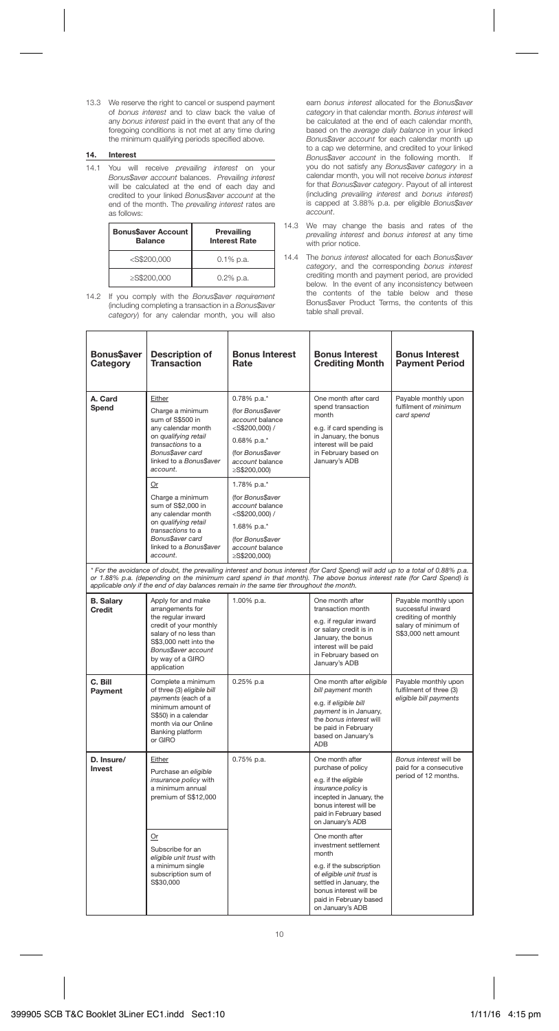13.3 We reserve the right to cancel or suspend payment of *bonus interest* and to claw back the value of any *bonus interest* paid in the event that any of the foregoing conditions is not met at any time during the minimum qualifying periods specified above.

## 14. Interest

14.1 You will receive *prevailing interest* on your *Bonus$aver account* balances. *Prevailing interest* will be calculated at the end of each day and credited to your linked *Bonus$aver account* at the end of the month. The *prevailing interest* rates are as follows:

| Bonus$aver Account Balance | Prevailing Interest Rate |
|---|---|
| <S$200,000 | 0.1% p.a. |
| ≥S$200,000 | 0.2% p.a. |

14.2 If you comply with the *Bonus$aver requirement* (including completing a transaction in a *Bonus$aver category*) for any calendar month, you will also earn *bonus interest* allocated for the *Bonus$aver category* in that calendar month. *Bonus interest* will be calculated at the end of each calendar month, based on the *average daily balance* in your linked *Bonus$aver account* for each calendar month up to a cap we determine, and credited to your linked *Bonus$aver account* in the following month. If you do not satisfy any *Bonus$aver category* in a calendar month, you will not receive *bonus interest* for that *Bonus$aver category*. Payout of all interest (including *prevailing interest* and *bonus interest*) is capped at 3.88% p.a. per eligible *Bonus$aver account*.

14.3 We may change the basis and rates of the *prevailing interest* and *bonus interest* at any time with prior notice.

14.4 The *bonus interest* allocated for each *Bonus$aver category*, and the corresponding *bonus interest* crediting month and payment period, are provided below. In the event of any inconsistency between the contents of the table below and these Bonus$aver Product Terms, the contents of this table shall prevail.

| Bonus$aver Category | Description of Transaction | Bonus Interest Rate | Bonus Interest Crediting Month | Bonus Interest Payment Period |
|---|---|---|---|---|
| A. Card Spend | Either<br>Charge a minimum sum of S$500 in any calendar month on *qualifying retail transactions* to a *Bonus$aver card* linked to a *Bonus$aver account*. | 0.78% p.a.*<br>(for *Bonus$aver account* balance <S$200,000) /<br>0.68% p.a.*<br>(for *Bonus$aver account* balance ≥S$200,000) | One month after card spend transaction month<br>e.g. if card spending is in January, the bonus interest will be paid in February based on January's ADB | Payable monthly upon fulfilment of *minimum card spend* |
| | Or<br>Charge a minimum sum of S$2,000 in any calendar month on *qualifying retail transactions* to a *Bonus$aver card* linked to a *Bonus$aver account*. | 1.78% p.a.*<br>(for *Bonus$aver account* balance <S$200,000) /<br>1.68% p.a.*<br>(for *Bonus$aver account* balance ≥S$200,000) | | |
| *\* For the avoidance of doubt, the prevailing interest and bonus interest (for Card Spend) will add up to a total of 0.88% p.a. or 1.88% p.a. (depending on the minimum card spend in that month). The above bonus interest rate (for Card Spend) is applicable only if the end of day balances remain in the same tier throughout the month.* | | | | |
| B. Salary Credit | Apply for and make arrangements for the regular inward credit of your monthly salary of no less than S$3,000 nett into the *Bonus$aver account* by way of a GIRO application | 1.00% p.a. | One month after transaction month<br>e.g. if regular inward or salary credit is in January, the bonus interest will be paid in February based on January's ADB | Payable monthly upon successful inward crediting of monthly salary of minimum of S$3,000 nett amount |
| C. Bill Payment | Complete a minimum of three (3) *eligible bill payments* (each of a minimum amount of S$50) in a calendar month via our Online Banking platform or GIRO | 0.25% p.a | One month after *eligible bill payment* month<br>e.g. if *eligible bill payment* is in January, the *bonus interest* will be paid in February based on January's ADB | Payable monthly upon fulfilment of three (3) *eligible bill payments* |
| D. Insure/ Invest | Either<br>Purchase an *eligible insurance policy* with a minimum annual premium of S$12,000 | 0.75% p.a. | One month after purchase of policy<br>e.g. if the *eligible insurance policy* is incepted in January, the bonus interest will be paid in February based on January's ADB | *Bonus interest* will be paid for a consecutive period of 12 months. |
| | Or<br>Subscribe for an *eligible unit trust* with a minimum single subscription sum of S$30,000 | | One month after investment settlement month<br>e.g. if the subscription of *eligible unit trust* is settled in January, the bonus interest will be paid in February based on January's ADB | |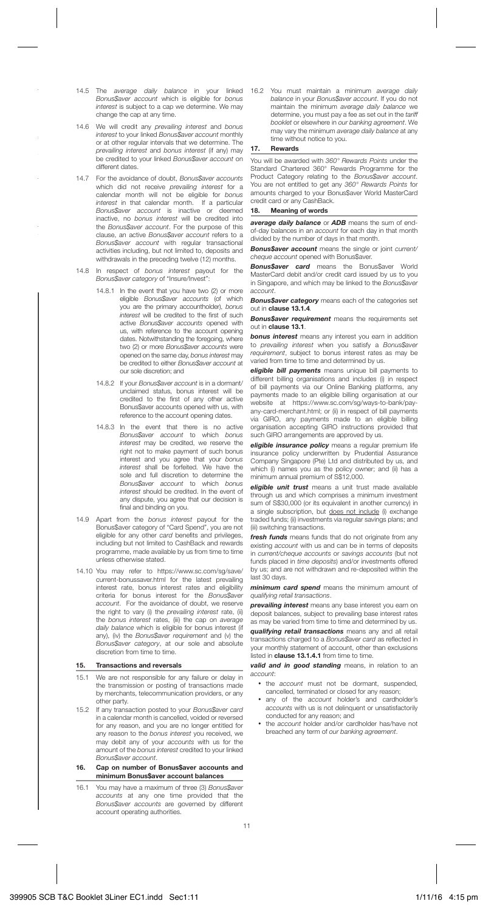14.5 The *average daily balance* in your linked *Bonus$aver account* which is eligible for *bonus interest* is subject to a cap we determine. We may change the cap at any time.

14.6 We will credit any *prevailing interest* and *bonus interest* to your linked *Bonus$aver account* monthly or at other regular intervals that we determine. The *prevailing interest* and *bonus interest* (if any) may be credited to your linked *Bonus$aver account* on different dates.

14.7 For the avoidance of doubt, *Bonus$aver accounts* which did not receive *prevailing interest* for a calendar month will not be eligible for *bonus interest* in that calendar month. If a particular *Bonus$aver account* is inactive or deemed inactive, no *bonus interest* will be credited into the *Bonus$aver account*. For the purpose of this clause, an active *Bonus$aver account* refers to a *Bonus$aver account* with regular transactional activities including, but not limited to, deposits and withdrawals in the preceding twelve (12) months.

14.8 In respect of *bonus interest* payout for the *Bonus$aver category* of "Insure/Invest":

14.8.1 In the event that you have two (2) or more eligible *Bonus$aver accounts* (of which you are the primary accountholder), *bonus interest* will be credited to the first of such active *Bonus$aver accounts* opened with us, with reference to the account opening dates. Notwithstanding the foregoing, where two (2) or more *Bonus$aver accounts* were opened on the same day, *bonus interest* may be credited to either *Bonus$aver account* at our sole discretion; and

14.8.2 If your *Bonus$aver account* is in a dormant/unclaimed status, bonus interest will be credited to the first of any other active Bonus$aver accounts opened with us, with reference to the account opening dates.

14.8.3 In the event that there is no active *Bonus$aver account* to which *bonus interest* may be credited, we reserve the right not to make payment of such bonus interest and you agree that your *bonus interest* shall be forfeited. We have the sole and full discretion to determine the *Bonus$aver account* to which *bonus interest* should be credited. In the event of any dispute, you agree that our decision is final and binding on you.

14.9 Apart from the *bonus interest* payout for the Bonus$aver category of "Card Spend", you are not eligible for any other *card* benefits and privileges, including but not limited to CashBack and rewards programme, made available by us from time to time unless otherwise stated.

14.10 You may refer to https://www.sc.com/sg/save/current-bonussaver.html for the latest prevailing interest rate, bonus interest rates and eligibility criteria for bonus interest for the *Bonus$aver account*. For the avoidance of doubt, we reserve the right to vary (i) the *prevailing interest* rate, (ii) the *bonus interest* rates, (iii) the cap on *average daily balance* which is eligible for bonus interest (if any), (iv) the *Bonus$aver requirement* and (v) the *Bonus$aver category*, at our sole and absolute discretion from time to time.

## 15. Transactions and reversals

15.1 We are not responsible for any failure or delay in the transmission or posting of transactions made by merchants, telecommunication providers, or any other party.

15.2 If any transaction posted to your *Bonus$aver card* in a calendar month is cancelled, voided or reversed for any reason, and you are no longer entitled for any reason to the *bonus interest* you received, we may debit any of your *accounts* with us for the amount of the *bonus interest* credited to your linked *Bonus$aver account*.

## 16. Cap on number of Bonus$aver accounts and minimum Bonus$aver account balances

16.1 You may have a maximum of three (3) *Bonus$aver accounts* at any one time provided that the *Bonus$aver accounts* are governed by different account operating authorities.

16.2 You must maintain a minimum *average daily balance* in your *Bonus$aver account*. If you do not maintain the minimum *average daily balance* we determine, you must pay a fee as set out in the *tariff booklet* or elsewhere in *our banking agreement*. We may vary the minimum *average daily balance* at any time without notice to you.

## 17. Rewards

You will be awarded with *360° Rewards Points* under the Standard Chartered 360° Rewards Programme for the Product Category relating to the *Bonus$aver account*. You are not entitled to get any *360° Rewards Points* for amounts charged to your Bonus$aver World MasterCard credit card or any CashBack.

## 18. Meaning of words

***average daily balance*** or ***ADB*** means the sum of end-of-day balances in an *account* for each day in that month divided by the number of days in that month.

***Bonus$aver account*** means the single or joint *current/cheque account* opened with Bonus$aver.

***Bonus$aver card*** means the Bonus$aver World MasterCard debit and/or credit card issued by us to you in Singapore, and which may be linked to the *Bonus$aver account*.

***Bonus$aver category*** means each of the categories set out in **clause 13.1.4**.

***Bonus$aver requirement*** means the requirements set out in **clause 13.1**.

***bonus interest*** means any interest you earn in addition to *prevailing interest* when you satisfy a *Bonus$aver requirement*, subject to bonus interest rates as may be varied from time to time and determined by us.

***eligible bill payments*** means unique bill payments to different billing organisations and includes (i) in respect of bill payments via our Online Banking platforms, any payments made to an eligible billing organisation at our website at https://www.sc.com/sg/ways-to-bank/pay-any-card-merchant.html; or (ii) in respect of bill payments via GIRO, any payments made to an eligible billing organisation accepting GIRO instructions provided that such GIRO arrangements are approved by us.

***eligible insurance policy*** means a regular premium life insurance policy underwritten by Prudential Assurance Company Singapore (Pte) Ltd and distributed by us, and which (i) names you as the policy owner; and (ii) has a minimum annual premium of S$12,000.

***eligible unit trust*** means a unit trust made available through us and which comprises a minimum investment sum of S$30,000 (or its equivalent in another currency) in a single subscription, but does not include (i) exchange traded funds; (ii) investments via regular savings plans; and (iii) switching transactions.

***fresh funds*** means funds that do not originate from any existing *account* with us and can be in terms of deposits in *current/cheque accounts* or *savings accounts* (but not funds placed in *time deposits*) and/or investments offered by us; and are not withdrawn and re-deposited within the last 30 days.

***minimum card spend*** means the minimum amount of *qualifying retail transactions*.

***prevailing interest*** means any base interest you earn on deposit balances, subject to prevailing base interest rates as may be varied from time to time and determined by us.

***qualifying retail transactions*** means any and all retail transactions charged to a *Bonus$aver card* as reflected in your monthly statement of account, other than exclusions listed in **clause 13.1.4.1** from time to time.

***valid and in good standing*** means, in relation to an *account*:

- the *account* must not be dormant, suspended, cancelled, terminated or closed for any reason;
- any of the *account* holder's and cardholder's *accounts* with us is not delinquent or unsatisfactorily conducted for any reason; and
- the *account* holder and/or cardholder has/have not breached any term of *our banking agreement*.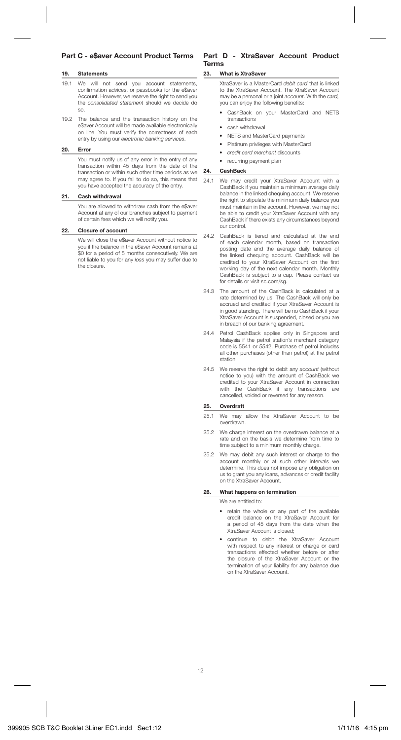## Part C - e$aver Account Product Terms

### 19. Statements

19.1 We will not send you account statements, confirmation advices, or passbooks for the e$aver Account. However, we reserve the right to send you the *consolidated statement* should we decide do so.

19.2 The balance and the transaction history on the e$aver Account will be made available electronically on line. You must verify the correctness of each entry by using our *electronic banking services*.

### 20. Error

You must notify us of any error in the entry of any transaction within 45 days from the date of the transaction or within such other time periods as we may agree to. If you fail to do so, this means that you have accepted the accuracy of the entry.

### 21. Cash withdrawal

You are allowed to withdraw cash from the e$aver Account at any of our branches subject to payment of certain fees which we will notify you.

### 22. Closure of account

We will close the e$aver Account without notice to you if the balance in the e$aver Account remains at $0 for a period of 5 months consecutively. We are not liable to you for any *loss* you may suffer due to the closure.

## Part D - XtraSaver Account Product Terms

### 23. What is XtraSaver

XtraSaver is a MasterCard *debit card* that is linked to the XtraSaver Account. The XtraSaver Account may be a personal or a joint *account*. With the *card*, you can enjoy the following benefits:

- CashBack on your MasterCard and NETS transactions
- cash withdrawal
- NETS and MasterCard payments
- Platinum privileges with MasterCard
- *credit card merchant* discounts
- recurring payment plan

### 24. CashBack

24.1 We may credit your XtraSaver Account with a CashBack if you maintain a minimum average daily balance in the linked chequing account. We reserve the right to stipulate the minimum daily balance you must maintain in the account. However, we may not be able to credit your XtraSaver Account with any CashBack if there exists any circumstances beyond our control.

24.2 CashBack is tiered and calculated at the end of each calendar month, based on transaction posting date and the average daily balance of the linked chequing account. CashBack will be credited to your XtraSaver Account on the first working day of the next calendar month. Monthly CashBack is subject to a cap. Please contact us for details or visit sc.com/sg.

24.3 The amount of the CashBack is calculated at a rate determined by us. The CashBack will only be accrued and credited if your XtraSaver Account is in good standing. There will be no CashBack if your XtraSaver Account is suspended, closed or you are in breach of our banking agreement.

24.4 Petrol CashBack applies only in Singapore and Malaysia if the petrol station's merchant category code is 5541 or 5542. Purchase of petrol includes all other purchases (other than petrol) at the petrol station.

24.5 We reserve the right to debit any *account* (without notice to you) with the amount of CashBack we credited to your XtraSaver Account in connection with the CashBack if any transactions are cancelled, voided or reversed for any reason.

### 25. Overdraft

25.1 We may allow the XtraSaver Account to be overdrawn.

25.2 We charge interest on the overdrawn balance at a rate and on the basis we determine from time to time subject to a minimum monthly charge.

25.2 We may debit any such interest or charge to the account monthly or at such other intervals we determine. This does not impose any obligation on us to grant you any loans, advances or credit facility on the XtraSaver Account.

### 26. What happens on termination

We are entitled to:

- retain the whole or any part of the available credit balance on the XtraSaver Account for a period of 45 days from the date when the XtraSaver Account is closed;
- continue to debit the XtraSaver Account with respect to any interest or charge or card transactions effected whether before or after the closure of the XtraSaver Account or the termination of your liability for any balance due on the XtraSaver Account.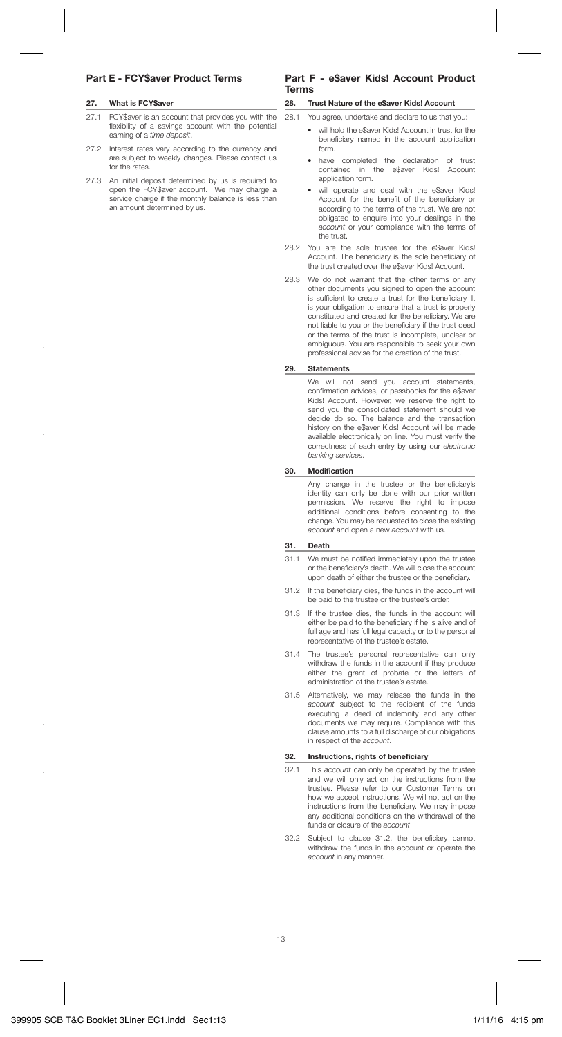## Part E - FCY$aver Product Terms

### 27. What is FCY$aver

27.1 FCY$aver is an account that provides you with the flexibility of a savings account with the potential earning of a *time deposit*.

27.2 Interest rates vary according to the currency and are subject to weekly changes. Please contact us for the rates.

27.3 An initial deposit determined by us is required to open the FCY$aver account. We may charge a service charge if the monthly balance is less than an amount determined by us.

## Part F - e$aver Kids! Account Product Terms

### 28. Trust Nature of the e$aver Kids! Account

28.1 You agree, undertake and declare to us that you:

- will hold the e$aver Kids! Account in trust for the beneficiary named in the account application form.
- have completed the declaration of trust contained in the e$aver Kids! Account application form.
- will operate and deal with the e$aver Kids! Account for the benefit of the beneficiary or according to the terms of the trust. We are not obligated to enquire into your dealings in the *account* or your compliance with the terms of the trust.

28.2 You are the sole trustee for the e$aver Kids! Account. The beneficiary is the sole beneficiary of the trust created over the e$aver Kids! Account.

28.3 We do not warrant that the other terms or any other documents you signed to open the account is sufficient to create a trust for the beneficiary. It is your obligation to ensure that a trust is properly constituted and created for the beneficiary. We are not liable to you or the beneficiary if the trust deed or the terms of the trust is incomplete, unclear or ambiguous. You are responsible to seek your own professional advise for the creation of the trust.

### 29. Statements

We will not send you account statements, confirmation advices, or passbooks for the e$aver Kids! Account. However, we reserve the right to send you the consolidated statement should we decide do so. The balance and the transaction history on the e$aver Kids! Account will be made available electronically on line. You must verify the correctness of each entry by using our *electronic banking services*.

### 30. Modification

Any change in the trustee or the beneficiary's identity can only be done with our prior written permission. We reserve the right to impose additional conditions before consenting to the change. You may be requested to close the existing *account* and open a new *account* with us.

### 31. Death

31.1 We must be notified immediately upon the trustee or the beneficiary's death. We will close the account upon death of either the trustee or the beneficiary.

31.2 If the beneficiary dies, the funds in the account will be paid to the trustee or the trustee's order.

31.3 If the trustee dies, the funds in the account will either be paid to the beneficiary if he is alive and of full age and has full legal capacity or to the personal representative of the trustee's estate.

31.4 The trustee's personal representative can only withdraw the funds in the account if they produce either the grant of probate or the letters of administration of the trustee's estate.

31.5 Alternatively, we may release the funds in the *account* subject to the recipient of the funds executing a deed of indemnity and any other documents we may require. Compliance with this clause amounts to a full discharge of our obligations in respect of the *account*.

### 32. Instructions, rights of beneficiary

32.1 This *account* can only be operated by the trustee and we will only act on the instructions from the trustee. Please refer to our Customer Terms on how we accept instructions. We will not act on the instructions from the beneficiary. We may impose any additional conditions on the withdrawal of the funds or closure of the *account*.

32.2 Subject to clause 31.2, the beneficiary cannot withdraw the funds in the account or operate the *account* in any manner.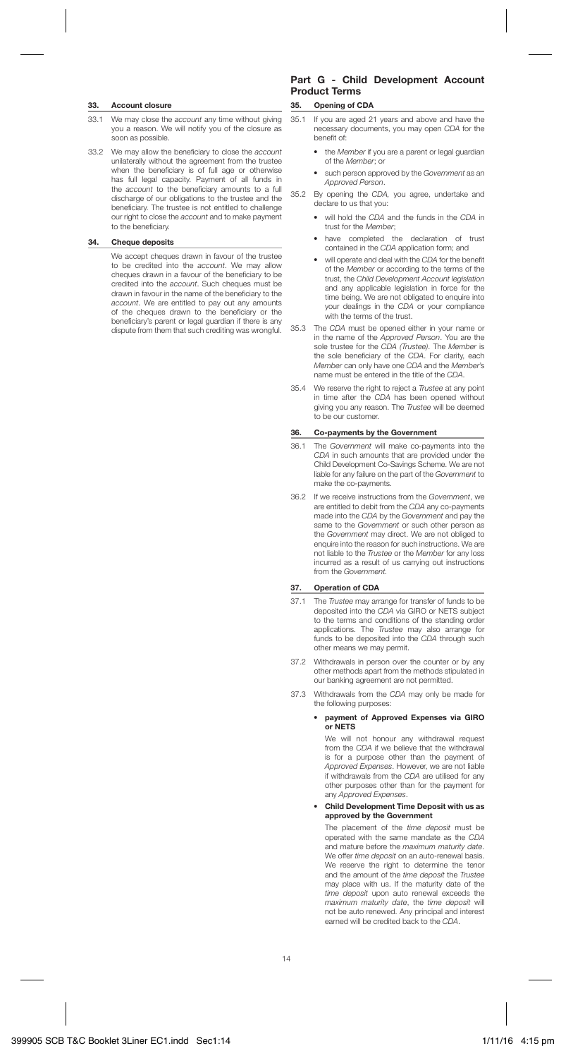### 33. Account closure

33.1 We may close the *account* any time without giving you a reason. We will notify you of the closure as soon as possible.

33.2 We may allow the beneficiary to close the *account* unilaterally without the agreement from the trustee when the beneficiary is of full age or otherwise has full legal capacity. Payment of all funds in the *account* to the beneficiary amounts to a full discharge of our obligations to the trustee and the beneficiary. The trustee is not entitled to challenge our right to close the *account* and to make payment to the beneficiary.

### 34. Cheque deposits

We accept cheques drawn in favour of the trustee to be credited into the *account*. We may allow cheques drawn in a favour of the beneficiary to be credited into the *account*. Such cheques must be drawn in favour in the name of the beneficiary to the *account*. We are entitled to pay out any amounts of the cheques drawn to the beneficiary or the beneficiary's parent or legal guardian if there is any dispute from them that such crediting was wrongful.

## Part G - Child Development Account Product Terms

### 35. Opening of CDA

35.1 If you are aged 21 years and above and have the necessary documents, you may open *CDA* for the benefit of:

- the *Member* if you are a parent or legal guardian of the *Member*; or
- such person approved by the *Government* as an *Approved Person*.

35.2 By opening the *CDA*, you agree, undertake and declare to us that you:

- will hold the *CDA* and the funds in the *CDA* in trust for the *Member*;
- have completed the declaration of trust contained in the *CDA* application form; and
- will operate and deal with the *CDA* for the benefit of the *Member* or according to the terms of the trust, the *Child Development Account legislation* and any applicable legislation in force for the time being. We are not obligated to enquire into your dealings in the *CDA* or your compliance with the terms of the trust.

35.3 The *CDA* must be opened either in your name or in the name of the *Approved Person*. You are the sole trustee for the *CDA (Trustee)*. The *Member* is the sole beneficiary of the *CDA*. For clarity, each *Member* can only have one *CDA* and the *Member's* name must be entered in the title of the *CDA*.

35.4 We reserve the right to reject a *Trustee* at any point in time after the *CDA* has been opened without giving you any reason. The *Trustee* will be deemed to be our customer.

### 36. Co-payments by the Government

36.1 The *Government* will make co-payments into the *CDA* in such amounts that are provided under the Child Development Co-Savings Scheme. We are not liable for any failure on the part of the *Government* to make the co-payments.

36.2 If we receive instructions from the *Government*, we are entitled to debit from the *CDA* any co-payments made into the *CDA* by the *Government* and pay the same to the *Government* or such other person as the *Government* may direct. We are not obliged to enquire into the reason for such instructions. We are not liable to the *Trustee* or the *Member* for any loss incurred as a result of us carrying out instructions from the *Government*.

### 37. Operation of CDA

37.1 The *Trustee* may arrange for transfer of funds to be deposited into the *CDA* via GIRO or NETS subject to the terms and conditions of the standing order applications. The *Trustee* may also arrange for funds to be deposited into the *CDA* through such other means we may permit.

37.2 Withdrawals in person over the counter or by any other methods apart from the methods stipulated in our banking agreement are not permitted.

37.3 Withdrawals from the *CDA* may only be made for the following purposes:

- **payment of Approved Expenses via GIRO or NETS**

  We will not honour any withdrawal request from the *CDA* if we believe that the withdrawal is for a purpose other than the payment of *Approved Expenses*. However, we are not liable if withdrawals from the *CDA* are utilised for any other purposes other than for the payment for any *Approved Expenses*.

- **Child Development Time Deposit with us as approved by the Government**

  The placement of the *time deposit* must be operated with the same mandate as the *CDA* and mature before the *maximum maturity date*. We offer *time deposit* on an auto-renewal basis. We reserve the right to determine the tenor and the amount of the *time deposit* the *Trustee* may place with us. If the maturity date of the *time deposit* upon auto renewal exceeds the *maximum maturity date*, the *time deposit* will not be auto renewed. Any principal and interest earned will be credited back to the *CDA*.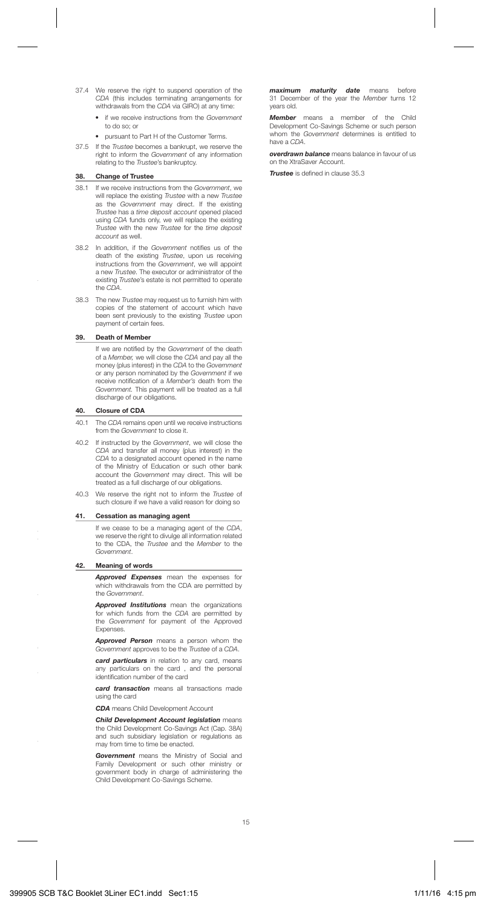37.4 We reserve the right to suspend operation of the *CDA* (this includes terminating arrangements for withdrawals from the *CDA* via GIRO) at any time:

- if we receive instructions from the *Government* to do so; or
- pursuant to Part H of the Customer Terms.

37.5 If the *Trustee* becomes a bankrupt, we reserve the right to inform the *Government* of any information relating to the *Trustee's* bankruptcy.

## 38. Change of Trustee

38.1 If we receive instructions from the *Government*, we will replace the existing *Trustee* with a new *Trustee* as the *Government* may direct. If the existing *Trustee* has a *time deposit account* opened placed using *CDA* funds only, we will replace the existing *Trustee* with the new *Trustee* for the *time deposit account* as well.

38.2 In addition, if the *Government* notifies us of the death of the existing *Trustee*, upon us receiving instructions from the *Government*, we will appoint a new *Trustee*. The executor or administrator of the existing *Trustee's* estate is not permitted to operate the *CDA*.

38.3 The new *Trustee* may request us to furnish him with copies of the statement of account which have been sent previously to the existing *Trustee* upon payment of certain fees.

## 39. Death of Member

If we are notified by the *Government* of the death of a *Member,* we will close the *CDA* and pay all the money (plus interest) in the *CDA* to the *Government* or any person nominated by the *Government* if we receive notification of a *Member's* death from the *Government.* This payment will be treated as a full discharge of our obligations.

## 40. Closure of CDA

40.1 The *CDA* remains open until we receive instructions from the *Government* to close it.

40.2 If instructed by the *Government*, we will close the *CDA* and transfer all money (plus interest) in the *CDA* to a designated account opened in the name of the Ministry of Education or such other bank account the *Government* may direct. This will be treated as a full discharge of our obligations.

40.3 We reserve the right not to inform the *Trustee* of such closure if we have a valid reason for doing so

## 41. Cessation as managing agent

If we cease to be a managing agent of the *CDA*, we reserve the right to divulge all information related to the CDA, the *Trustee* and the *Member* to the *Government*.

## 42. Meaning of words

***Approved Expenses*** mean the expenses for which withdrawals from the CDA are permitted by the *Government*.

***Approved Institutions*** mean the organizations for which funds from the *CDA* are permitted by the *Government* for payment of the Approved Expenses.

***Approved Person*** means a person whom the *Government* approves to be the *Trustee* of a *CDA*.

***card particulars*** in relation to any card, means any particulars on the card , and the personal identification number of the card

***card transaction*** means all transactions made using the card

***CDA*** means Child Development Account

***Child Development Account legislation*** means the Child Development Co-Savings Act (Cap. 38A) and such subsidiary legislation or regulations as may from time to time be enacted.

***Government*** means the Ministry of Social and Family Development or such other ministry or government body in charge of administering the Child Development Co-Savings Scheme.

***maximum maturity date*** means before 31 December of the year the *Member* turns 12 years old.

***Member*** means a member of the Child Development Co-Savings Scheme or such person whom the *Government* determines is entitled to have a *CDA*.

***overdrawn balance*** means balance in favour of us on the XtraSaver Account.

***Trustee*** is defined in clause 35.3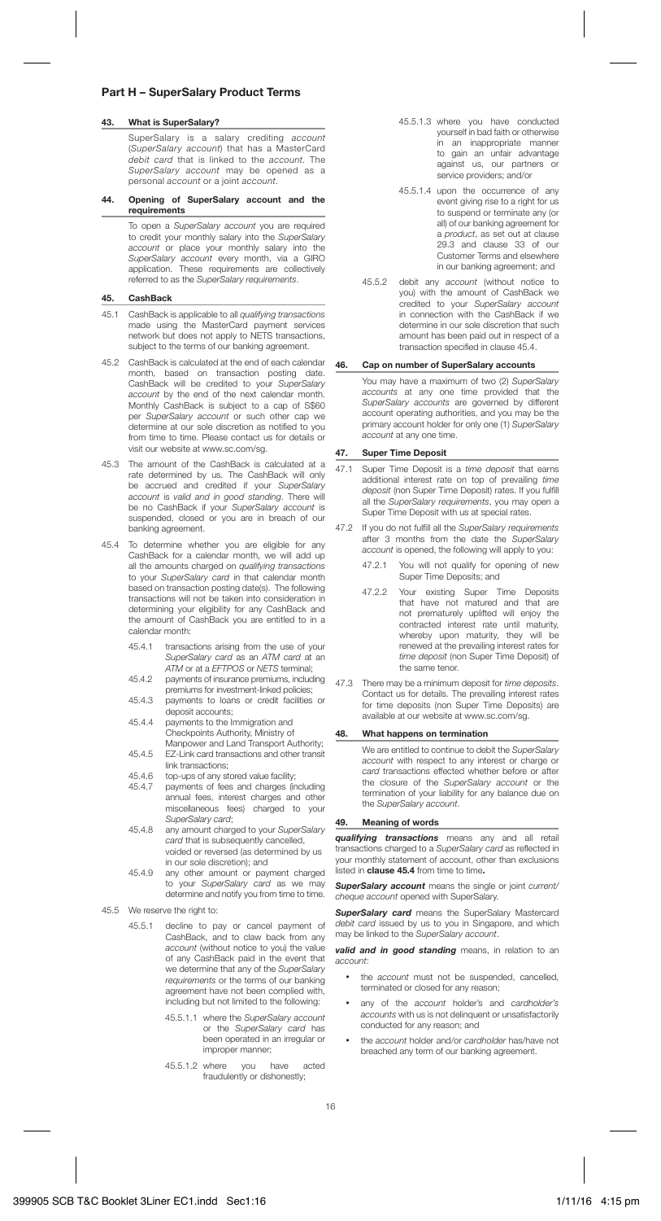## Part H – SuperSalary Product Terms

### 43. What is SuperSalary?

SuperSalary is a salary crediting *account* (*SuperSalary account*) that has a MasterCard *debit card* that is linked to the *account*. The *SuperSalary account* may be opened as a personal *account* or a joint *account*.

### 44. Opening of SuperSalary account and the requirements

To open a *SuperSalary account* you are required to credit your monthly salary into the *SuperSalary account* or place your monthly salary into the *SuperSalary account* every month, via a GIRO application. These requirements are collectively referred to as the *SuperSalary requirements*.

### 45. CashBack

45.1 CashBack is applicable to all *qualifying transactions* made using the MasterCard payment services network but does not apply to NETS transactions, subject to the terms of our banking agreement.

45.2 CashBack is calculated at the end of each calendar month, based on transaction posting date. CashBack will be credited to your *SuperSalary account* by the end of the next calendar month. Monthly CashBack is subject to a cap of S$60 per *SuperSalary account* or such other cap we determine at our sole discretion as notified to you from time to time. Please contact us for details or visit our website at www.sc.com/sg.

45.3 The amount of the CashBack is calculated at a rate determined by us. The CashBack will only be accrued and credited if your *SuperSalary account* is *valid and in good standing*. There will be no CashBack if your *SuperSalary account* is suspended, closed or you are in breach of our banking agreement.

45.4 To determine whether you are eligible for any CashBack for a calendar month, we will add up all the amounts charged on *qualifying transactions* to your *SuperSalary card* in that calendar month based on transaction posting date(s). The following transactions will not be taken into consideration in determining your eligibility for any CashBack and the amount of CashBack you are entitled to in a calendar month:

45.4.1 transactions arising from the use of your *SuperSalary card* as an *ATM card* at an *ATM* or at a *EFTPOS* or *NETS* terminal;

45.4.2 payments of insurance premiums, including premiums for investment-linked policies;

45.4.3 payments to loans or credit facilities or deposit accounts;

45.4.4 payments to the Immigration and Checkpoints Authority, Ministry of Manpower and Land Transport Authority;

45.4.5 EZ-Link card transactions and other transit link transactions;

45.4.6 top-ups of any stored value facility;

45.4.7 payments of fees and charges (including annual fees, interest charges and other miscellaneous fees) charged to your *SuperSalary card*;

45.4.8 any amount charged to your *SuperSalary card* that is subsequently cancelled, voided or reversed (as determined by us in our sole discretion); and

45.4.9 any other amount or payment charged to your *SuperSalary card* as we may determine and notify you from time to time.

45.5 We reserve the right to:

45.5.1 decline to pay or cancel payment of CashBack, and to claw back from any *account* (without notice to you) the value of any CashBack paid in the event that we determine that any of the *SuperSalary requirements* or the terms of our banking agreement have not been complied with, including but not limited to the following:

45.5.1.1 where the *SuperSalary account* or the *SuperSalary card* has been operated in an irregular or improper manner;

45.5.1.2 where you have acted fraudulently or dishonestly;

45.5.1.3 where you have conducted yourself in bad faith or otherwise in an inappropriate manner to gain an unfair advantage against us, our partners or service providers; and/or

45.5.1.4 upon the occurrence of any event giving rise to a right for us to suspend or terminate any (or all) of our banking agreement for a *product*, as set out at clause 29.3 and clause 33 of our Customer Terms and elsewhere in our banking agreement; and

45.5.2 debit any *account* (without notice to you) with the amount of CashBack we credited to your *SuperSalary account* in connection with the CashBack if we determine in our sole discretion that such amount has been paid out in respect of a transaction specified in clause 45.4.

### 46. Cap on number of SuperSalary accounts

You may have a maximum of two (2) *SuperSalary accounts* at any one time provided that the *SuperSalary accounts* are governed by different account operating authorities, and you may be the primary account holder for only one (1) *SuperSalary account* at any one time.

### 47. Super Time Deposit

47.1 Super Time Deposit is a *time deposit* that earns additional interest rate on top of prevailing *time deposit* (non Super Time Deposit) rates. If you fulfill all the *SuperSalary requirements*, you may open a Super Time Deposit with us at special rates.

47.2 If you do not fulfill all the *SuperSalary requirements* after 3 months from the date the *SuperSalary account* is opened, the following will apply to you:

47.2.1 You will not qualify for opening of new Super Time Deposits; and

47.2.2 Your existing Super Time Deposits that have not matured and that are not prematurely uplifted will enjoy the contracted interest rate until maturity, whereby upon maturity, they will be renewed at the prevailing interest rates for *time deposit* (non Super Time Deposit) of the same tenor.

47.3 There may be a minimum deposit for *time deposits*. Contact us for details. The prevailing interest rates for time deposits (non Super Time Deposits) are available at our website at www.sc.com/sg.

### 48. What happens on termination

We are entitled to continue to debit the *SuperSalary account* with respect to any interest or charge or *card* transactions effected whether before or after the closure of the *SuperSalary account* or the termination of your liability for any balance due on the *SuperSalary account*.

### 49. Meaning of words

***qualifying transactions*** means any and all retail transactions charged to a *SuperSalary card* as reflected in your monthly statement of account, other than exclusions listed in **clause 45.4** from time to time**.**

***SuperSalary account*** means the single or joint *current/cheque account* opened with SuperSalary.

***SuperSalary card*** means the SuperSalary Mastercard *debit card* issued by us to you in Singapore, and which may be linked to the *SuperSalary account*.

***valid and in good standing*** means, in relation to an *account*:

- the *account* must not be suspended, cancelled, terminated or closed for any reason;
- any of the *account* holder's and *cardholder's accounts* with us is not delinquent or unsatisfactorily conducted for any reason; and
- the *account* holder and/or *cardholder* has/have not breached any term of our banking agreement.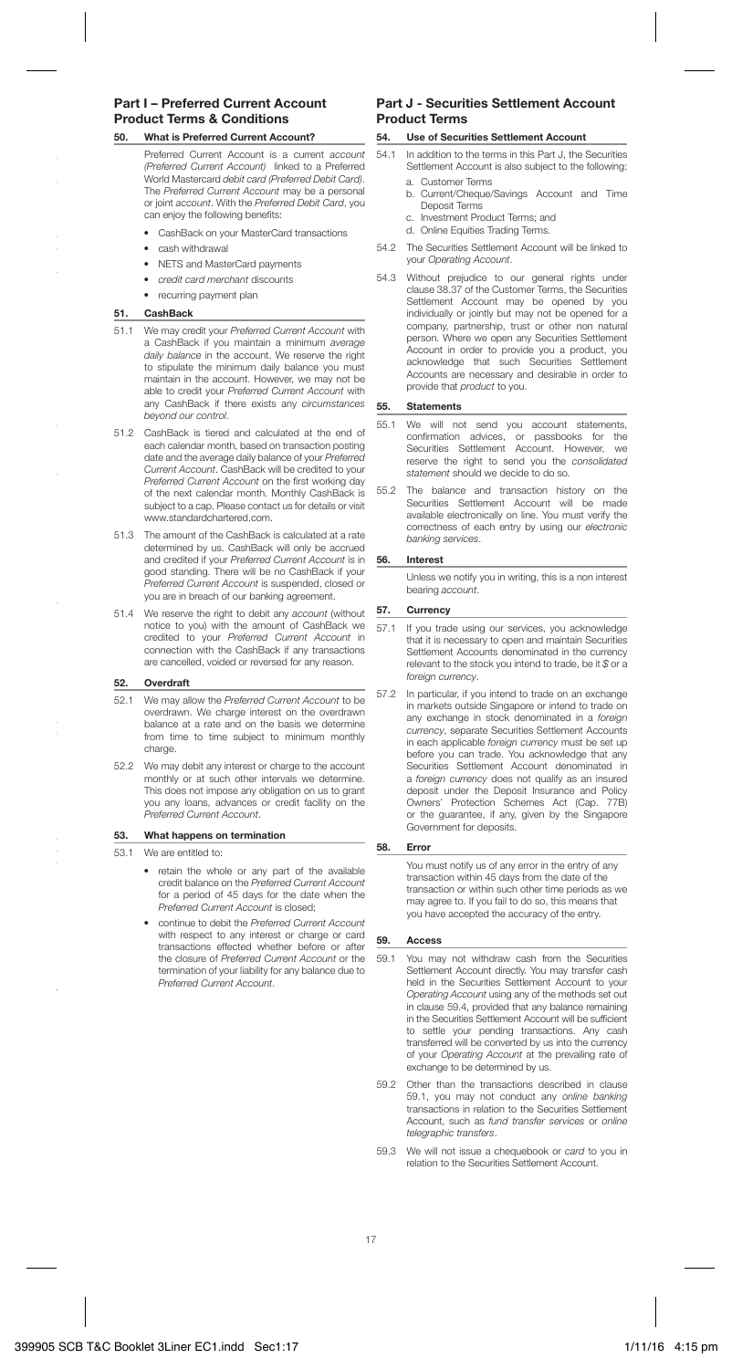## Part I – Preferred Current Account Product Terms & Conditions

### 50. What is Preferred Current Account?

Preferred Current Account is a current *account (Preferred Current Account)* linked to a Preferred World Mastercard *debit card (Preferred Debit Card)*. The *Preferred Current Account* may be a personal or joint *account*. With the *Preferred Debit Card*, you can enjoy the following benefits:

- CashBack on your MasterCard transactions
- cash withdrawal
- NETS and MasterCard payments
- *credit card merchant* discounts
- recurring payment plan

### 51. CashBack

51.1 We may credit your *Preferred Current Account* with a CashBack if you maintain a minimum *average daily balance* in the account. We reserve the right to stipulate the minimum daily balance you must maintain in the account. However, we may not be able to credit your *Preferred Current Account* with any CashBack if there exists any *circumstances beyond our control*.

51.2 CashBack is tiered and calculated at the end of each calendar month, based on transaction posting date and the average daily balance of your *Preferred Current Account*. CashBack will be credited to your *Preferred Current Account* on the first working day of the next calendar month. Monthly CashBack is subject to a cap. Please contact us for details or visit www.standardchartered.com.

51.3 The amount of the CashBack is calculated at a rate determined by us. CashBack will only be accrued and credited if your *Preferred Current Account* is in good standing. There will be no CashBack if your *Preferred Current Account* is suspended, closed or you are in breach of our banking agreement.

51.4 We reserve the right to debit any *account* (without notice to you) with the amount of CashBack we credited to your *Preferred Current Account* in connection with the CashBack if any transactions are cancelled, voided or reversed for any reason.

### 52. Overdraft

52.1 We may allow the *Preferred Current Account* to be overdrawn. We charge interest on the overdrawn balance at a rate and on the basis we determine from time to time subject to minimum monthly charge.

52.2 We may debit any interest or charge to the account monthly or at such other intervals we determine. This does not impose any obligation on us to grant you any loans, advances or credit facility on the *Preferred Current Account*.

### 53. What happens on termination

53.1 We are entitled to:

- retain the whole or any part of the available credit balance on the *Preferred Current Account* for a period of 45 days for the date when the *Preferred Current Account* is closed;
- continue to debit the *Preferred Current Account* with respect to any interest or charge or card transactions effected whether before or after the closure of *Preferred Current Account* or the termination of your liability for any balance due to *Preferred Current Account*.

## Part J - Securities Settlement Account Product Terms

### 54. Use of Securities Settlement Account

54.1 In addition to the terms in this Part J, the Securities Settlement Account is also subject to the following:

a. Customer Terms
b. Current/Cheque/Savings Account and Time Deposit Terms
c. Investment Product Terms; and
d. Online Equities Trading Terms.

54.2 The Securities Settlement Account will be linked to your *Operating Account*.

54.3 Without prejudice to our general rights under clause 38.37 of the Customer Terms, the Securities Settlement Account may be opened by you individually or jointly but may not be opened for a company, partnership, trust or other non natural person. Where we open any Securities Settlement Account in order to provide you a product, you acknowledge that such Securities Settlement Accounts are necessary and desirable in order to provide that *product* to you.

### 55. Statements

55.1 We will not send you account statements, confirmation advices, or passbooks for the Securities Settlement Account. However, we reserve the right to send you the *consolidated statement* should we decide to do so.

55.2 The balance and transaction history on the Securities Settlement Account will be made available electronically on line. You must verify the correctness of each entry by using our *electronic banking services*.

### 56. Interest

Unless we notify you in writing, this is a non interest bearing *account*.

### 57. Currency

57.1 If you trade using our services, you acknowledge that it is necessary to open and maintain Securities Settlement Accounts denominated in the currency relevant to the stock you intend to trade, be it *$* or a *foreign currency*.

57.2 In particular, if you intend to trade on an exchange in markets outside Singapore or intend to trade on any exchange in stock denominated in a *foreign currency*, separate Securities Settlement Accounts in each applicable *foreign currency* must be set up before you can trade. You acknowledge that any Securities Settlement Account denominated in a *foreign currency* does not qualify as an insured deposit under the Deposit Insurance and Policy Owners' Protection Schemes Act (Cap. 77B) or the guarantee, if any, given by the Singapore Government for deposits.

### 58. Error

You must notify us of any error in the entry of any transaction within 45 days from the date of the transaction or within such other time periods as we may agree to. If you fail to do so, this means that you have accepted the accuracy of the entry.

### 59. Access

59.1 You may not withdraw cash from the Securities Settlement Account directly. You may transfer cash held in the Securities Settlement Account to your *Operating Account* using any of the methods set out in clause 59.4, provided that any balance remaining in the Securities Settlement Account will be sufficient to settle your pending transactions. Any cash transferred will be converted by us into the currency of your *Operating Account* at the prevailing rate of exchange to be determined by us.

59.2 Other than the transactions described in clause 59.1, you may not conduct any *online banking* transactions in relation to the Securities Settlement Account, such as *fund transfer services* or *online telegraphic transfers*.

59.3 We will not issue a chequebook or *card* to you in relation to the Securities Settlement Account.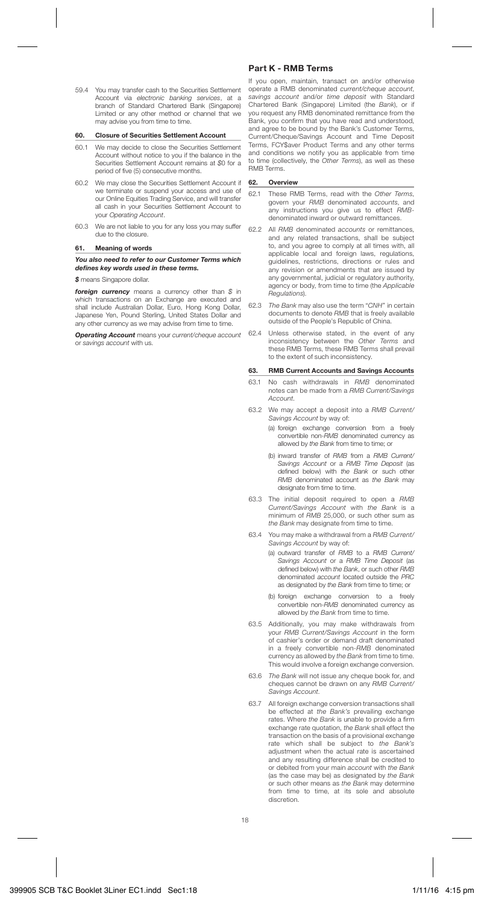59.4 You may transfer cash to the Securities Settlement Account via *electronic banking services*, at a branch of Standard Chartered Bank (Singapore) Limited or any other method or channel that we may advise you from time to time.

### 60. Closure of Securities Settlement Account

60.1 We may decide to close the Securities Settlement Account without notice to you if the balance in the Securities Settlement Account remains at *$*0 for a period of five (5) consecutive months.

60.2 We may close the Securities Settlement Account if we terminate or suspend your access and use of our Online Equities Trading Service, and will transfer all cash in your Securities Settlement Account to your *Operating Account*.

60.3 We are not liable to you for any loss you may suffer due to the closure.

### 61. Meaning of words

***You also need to refer to our Customer Terms which defines key words used in these terms.***

***$*** means Singapore dollar.

***foreign currency*** means a currency other than *$* in which transactions on an Exchange are executed and shall include Australian Dollar, Euro, Hong Kong Dollar, Japanese Yen, Pound Sterling, United States Dollar and any other currency as we may advise from time to time.

***Operating Account*** means your *current/cheque account* or *savings account* with us.

## Part K - RMB Terms

If you open, maintain, transact on and/or otherwise operate a RMB denominated *current/cheque account*, *savings account* and/or *time deposit* with Standard Chartered Bank (Singapore) Limited (the *Bank*), or if you request any RMB denominated remittance from the Bank, you confirm that you have read and understood, and agree to be bound by the Bank's Customer Terms, Current/Cheque/Savings Account and Time Deposit Terms, FCY$aver Product Terms and any other terms and conditions we notify you as applicable from time to time (collectively, the *Other Terms*), as well as these RMB Terms.

### 62. Overview

62.1 These RMB Terms, read with the *Other Terms*, govern your *RMB* denominated *accounts*, and any instructions you give us to effect *RMB*-denominated inward or outward remittances.

62.2 All *RMB* denominated *accounts* or remittances, and any related transactions, shall be subject to, and you agree to comply at all times with, all applicable local and foreign laws, regulations, guidelines, restrictions, directions or rules and any revision or amendments that are issued by any governmental, judicial or regulatory authority, agency or body, from time to time (the *Applicable Regulations*).

62.3 *The Bank* may also use the term "*CNH*" in certain documents to denote *RMB* that is freely available outside of the People's Republic of China.

62.4 Unless otherwise stated, in the event of any inconsistency between the *Other Terms* and these RMB Terms, these RMB Terms shall prevail to the extent of such inconsistency.

### 63. RMB Current Accounts and Savings Accounts

63.1 No cash withdrawals in *RMB* denominated notes can be made from a *RMB Current/Savings Account*.

63.2 We may accept a deposit into a *RMB Current/Savings Account* by way of:

(a) foreign exchange conversion from a freely convertible non-*RMB* denominated currency as allowed by *the Bank* from time to time; or

(b) inward transfer of *RMB* from a *RMB Current/Savings Account* or a *RMB Time Deposit* (as defined below) with *the Bank* or such other *RMB* denominated account as *the Bank* may designate from time to time.

63.3 The initial deposit required to open a *RMB Current/Savings Account* with *the Bank* is a minimum of *RMB* 25,000, or such other sum as *the Bank* may designate from time to time.

63.4 You may make a withdrawal from a *RMB Current/Savings Account* by way of:

(a) outward transfer of *RMB* to a *RMB Current/Savings Account* or a *RMB Time Deposit* (as defined below) with *the Bank*, or such other *RMB* denominated *account* located outside the *PRC* as designated by *the Bank* from time to time; or

(b) foreign exchange conversion to a freely convertible non-*RMB* denominated currency as allowed by *the Bank* from time to time.

63.5 Additionally, you may make withdrawals from your *RMB Current/Savings Account* in the form of cashier's order or demand draft denominated in a freely convertible non-*RMB* denominated currency as allowed by *the Bank* from time to time. This would involve a foreign exchange conversion.

63.6 *The Bank* will not issue any cheque book for, and cheques cannot be drawn on any *RMB Current/Savings Account*.

63.7 All foreign exchange conversion transactions shall be effected at *the Bank's* prevailing exchange rates. Where *the Bank* is unable to provide a firm exchange rate quotation, *the Bank* shall effect the transaction on the basis of a provisional exchange rate which shall be subject to *the Bank's* adjustment when the actual rate is ascertained and any resulting difference shall be credited to or debited from your main *account* with *the Bank* (as the case may be) as designated by *the Bank* or such other means as *the Bank* may determine from time to time, at its sole and absolute discretion.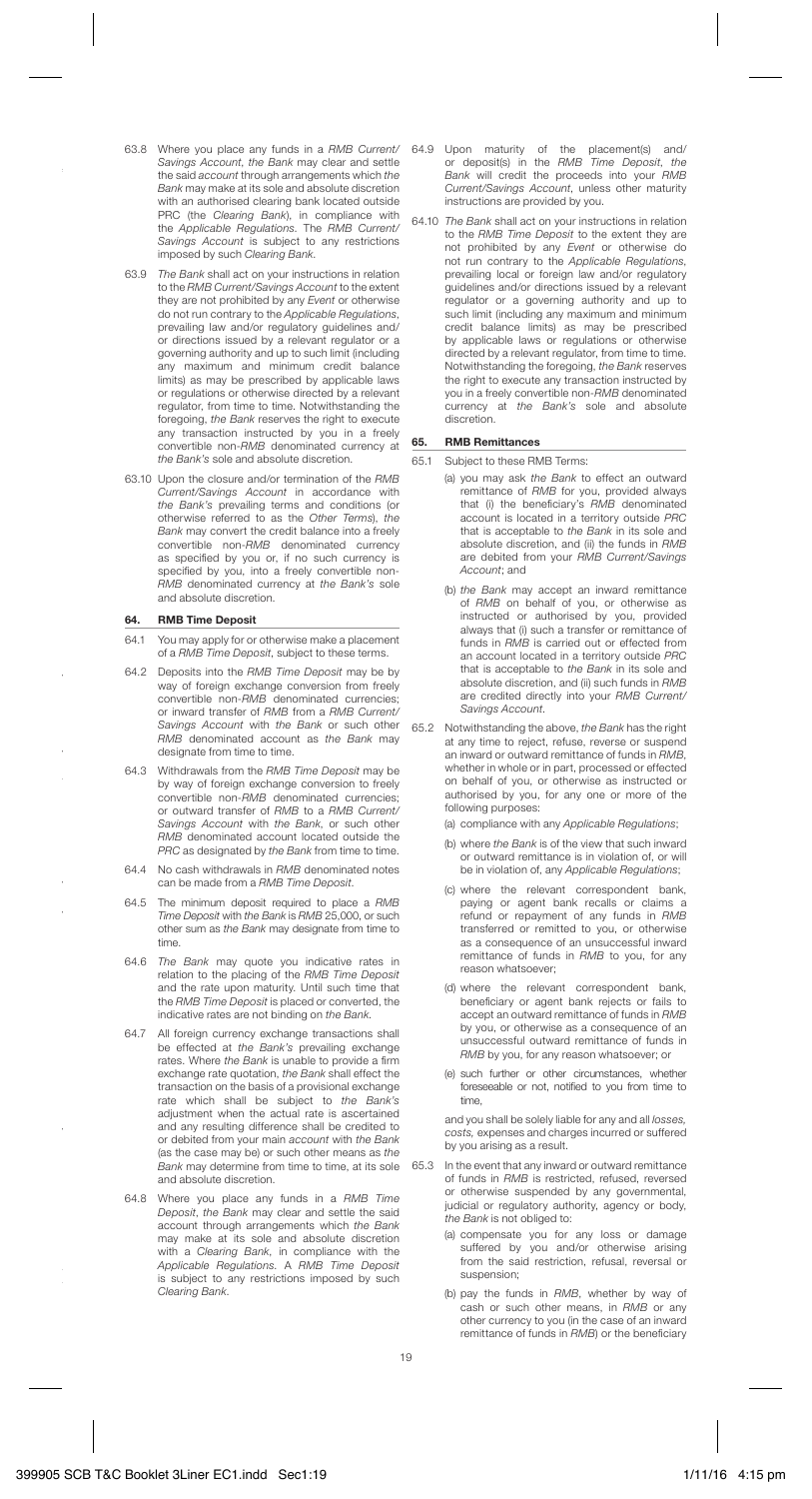63.8 Where you place any funds in a *RMB Current/ Savings Account*, *the Bank* may clear and settle the said *account* through arrangements which *the Bank* may make at its sole and absolute discretion with an authorised clearing bank located outside PRC (the *Clearing Bank*), in compliance with the *Applicable Regulations*. The *RMB Current/ Savings Account* is subject to any restrictions imposed by such *Clearing Bank*.

63.9 *The Bank* shall act on your instructions in relation to the *RMB Current/Savings Account* to the extent they are not prohibited by any *Event* or otherwise do not run contrary to the *Applicable Regulations*, prevailing law and/or regulatory guidelines and/ or directions issued by a relevant regulator or a governing authority and up to such limit (including any maximum and minimum credit balance limits) as may be prescribed by applicable laws or regulations or otherwise directed by a relevant regulator, from time to time. Notwithstanding the foregoing, *the Bank* reserves the right to execute any transaction instructed by you in a freely convertible non-*RMB* denominated currency at *the Bank's* sole and absolute discretion.

63.10 Upon the closure and/or termination of the *RMB Current/Savings Account* in accordance with *the Bank's* prevailing terms and conditions (or otherwise referred to as the *Other Terms*), *the Bank* may convert the credit balance into a freely convertible non-*RMB* denominated currency as specified by you or, if no such currency is specified by you, into a freely convertible non-*RMB* denominated currency at *the Bank's* sole and absolute discretion.

## 64. RMB Time Deposit

64.1 You may apply for or otherwise make a placement of a *RMB Time Deposit*, subject to these terms.

64.2 Deposits into the *RMB Time Deposit* may be by way of foreign exchange conversion from freely convertible non-*RMB* denominated currencies; or inward transfer of *RMB* from a *RMB Current/ Savings Account* with *the Bank* or such other *RMB* denominated account as *the Bank* may designate from time to time.

64.3 Withdrawals from the *RMB Time Deposit* may be by way of foreign exchange conversion to freely convertible non-*RMB* denominated currencies; or outward transfer of *RMB* to a *RMB Current/ Savings Account* with *the Bank*, or such other *RMB* denominated account located outside the *PRC* as designated by *the Bank* from time to time.

64.4 No cash withdrawals in *RMB* denominated notes can be made from a *RMB Time Deposit*.

64.5 The minimum deposit required to place a *RMB Time Deposit* with *the Bank* is *RMB* 25,000, or such other sum as *the Bank* may designate from time to time.

64.6 *The Bank* may quote you indicative rates in relation to the placing of the *RMB Time Deposit* and the rate upon maturity. Until such time that the *RMB Time Deposit* is placed or converted, the indicative rates are not binding on *the Bank*.

64.7 All foreign currency exchange transactions shall be effected at *the Bank's* prevailing exchange rates. Where *the Bank* is unable to provide a firm exchange rate quotation, *the Bank* shall effect the transaction on the basis of a provisional exchange rate which shall be subject to *the Bank's* adjustment when the actual rate is ascertained and any resulting difference shall be credited to or debited from your main *account* with *the Bank* (as the case may be) or such other means as *the Bank* may determine from time to time, at its sole and absolute discretion.

64.8 Where you place any funds in a *RMB Time Deposit*, *the Bank* may clear and settle the said account through arrangements which *the Bank* may make at its sole and absolute discretion with a *Clearing Bank*, in compliance with the *Applicable Regulations*. A *RMB Time Deposit* is subject to any restrictions imposed by such *Clearing Bank*.

64.9 Upon maturity of the placement(s) and/ or deposit(s) in the *RMB Time Deposit*, *the Bank* will credit the proceeds into your *RMB Current/Savings Account*, unless other maturity instructions are provided by you.

64.10 *The Bank* shall act on your instructions in relation to the *RMB Time Deposit* to the extent they are not prohibited by any *Event* or otherwise do not run contrary to the *Applicable Regulations*, prevailing local or foreign law and/or regulatory guidelines and/or directions issued by a relevant regulator or a governing authority and up to such limit (including any maximum and minimum credit balance limits) as may be prescribed by applicable laws or regulations or otherwise directed by a relevant regulator, from time to time. Notwithstanding the foregoing, *the Bank* reserves the right to execute any transaction instructed by you in a freely convertible non-*RMB* denominated currency at *the Bank's* sole and absolute discretion.

## 65. RMB Remittances

65.1 Subject to these RMB Terms:

(a) you may ask *the Bank* to effect an outward remittance of *RMB* for you, provided always that (i) the beneficiary's *RMB* denominated account is located in a territory outside *PRC* that is acceptable to *the Bank* in its sole and absolute discretion, and (ii) the funds in *RMB* are debited from your *RMB Current/Savings Account*; and

(b) *the Bank* may accept an inward remittance of *RMB* on behalf of you, or otherwise as instructed or authorised by you, provided always that (i) such a transfer or remittance of funds in *RMB* is carried out or effected from an account located in a territory outside *PRC* that is acceptable to *the Bank* in its sole and absolute discretion, and (ii) such funds in *RMB* are credited directly into your *RMB Current/ Savings Account*.

65.2 Notwithstanding the above, *the Bank* has the right at any time to reject, refuse, reverse or suspend an inward or outward remittance of funds in *RMB*, whether in whole or in part, processed or effected on behalf of you, or otherwise as instructed or authorised by you, for any one or more of the following purposes:

(a) compliance with any *Applicable Regulations*;

(b) where *the Bank* is of the view that such inward or outward remittance is in violation of, or will be in violation of, any *Applicable Regulations*;

(c) where the relevant correspondent bank, paying or agent bank recalls or claims a refund or repayment of any funds in *RMB* transferred or remitted to you, or otherwise as a consequence of an unsuccessful inward remittance of funds in *RMB* to you, for any reason whatsoever;

(d) where the relevant correspondent bank, beneficiary or agent bank rejects or fails to accept an outward remittance of funds in *RMB* by you, or otherwise as a consequence of an unsuccessful outward remittance of funds in *RMB* by you, for any reason whatsoever; or

(e) such further or other circumstances, whether foreseeable or not, notified to you from time to time,

and you shall be solely liable for any and all *losses, costs,* expenses and charges incurred or suffered by you arising as a result.

65.3 In the event that any inward or outward remittance of funds in *RMB* is restricted, refused, reversed or otherwise suspended by any governmental, judicial or regulatory authority, agency or body, *the Bank* is not obliged to:

(a) compensate you for any loss or damage suffered by you and/or otherwise arising from the said restriction, refusal, reversal or suspension;

(b) pay the funds in *RMB*, whether by way of cash or such other means, in *RMB* or any other currency to you (in the case of an inward remittance of funds in *RMB*) or the beneficiary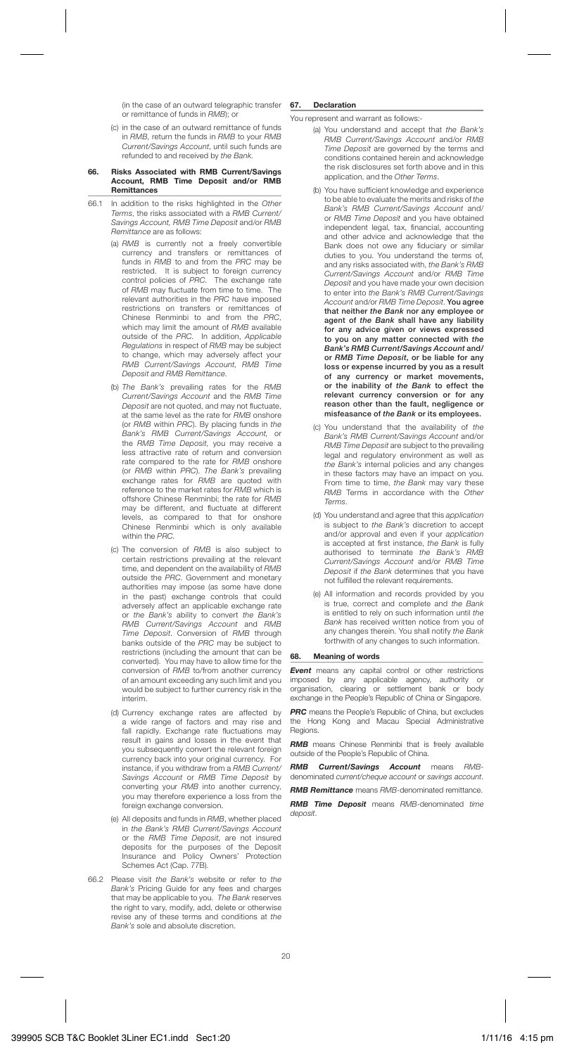(in the case of an outward telegraphic transfer or remittance of funds in *RMB*); or

(c) in the case of an outward remittance of funds in *RMB*, return the funds in *RMB* to your *RMB Current/Savings Account*, until such funds are refunded to and received by *the Bank*.

## 66. Risks Associated with RMB Current/Savings Account, RMB Time Deposit and/or RMB Remittances

66.1 In addition to the risks highlighted in the *Other Terms*, the risks associated with a *RMB Current/Savings Account, RMB Time Deposit* and/or *RMB Remittance* are as follows:

(a) *RMB* is currently not a freely convertible currency and transfers or remittances of funds in *RMB* to and from the *PRC* may be restricted. It is subject to foreign currency control policies of *PRC*. The exchange rate of *RMB* may fluctuate from time to time. The relevant authorities in the *PRC* have imposed restrictions on transfers or remittances of Chinese Renminbi to and from the *PRC*, which may limit the amount of *RMB* available outside of the *PRC*. In addition, *Applicable Regulations* in respect of *RMB* may be subject to change, which may adversely affect your *RMB Current/Savings Account, RMB Time Deposit and RMB Remittance*.

(b) *The Bank's* prevailing rates for the *RMB Current/Savings Account* and the *RMB Time Deposit* are not quoted, and may not fluctuate, at the same level as the rate for *RMB* onshore (or *RMB* within *PRC*). By placing funds in *the Bank's RMB Current/Savings Account,* or the *RMB Time Deposit*, you may receive a less attractive rate of return and conversion rate compared to the rate for *RMB* onshore (or *RMB* within *PRC*). *The Bank's* prevailing exchange rates for *RMB* are quoted with reference to the market rates for *RMB* which is offshore Chinese Renminbi; the rate for *RMB* may be different, and fluctuate at different levels, as compared to that for onshore Chinese Renminbi which is only available within the *PRC*.

(c) The conversion of *RMB* is also subject to certain restrictions prevailing at the relevant time, and dependent on the availability of *RMB* outside the *PRC*. Government and monetary authorities may impose (as some have done in the past) exchange controls that could adversely affect an applicable exchange rate or *the Bank's* ability to convert *the Bank's RMB Current/Savings Account* and *RMB Time Deposit*. Conversion of *RMB* through banks outside of the *PRC* may be subject to restrictions (including the amount that can be converted). You may have to allow time for the conversion of *RMB* to/from another currency of an amount exceeding any such limit and you would be subject to further currency risk in the interim.

(d) Currency exchange rates are affected by a wide range of factors and may rise and fall rapidly. Exchange rate fluctuations may result in gains and losses in the event that you subsequently convert the relevant foreign currency back into your original currency. For instance, if you withdraw from a *RMB Current/Savings Account* or *RMB Time Deposit* by converting your *RMB* into another currency, you may therefore experience a loss from the foreign exchange conversion.

(e) All deposits and funds in *RMB*, whether placed in *the Bank's RMB Current/Savings Account* or the *RMB Time Deposit*, are not insured deposits for the purposes of the Deposit Insurance and Policy Owners' Protection Schemes Act (Cap. 77B).

66.2 Please visit *the Bank's* website or refer to *the Bank's* Pricing Guide for any fees and charges that may be applicable to you. *The Bank* reserves the right to vary, modify, add, delete or otherwise revise any of these terms and conditions at *the Bank's* sole and absolute discretion.

## 67. Declaration

You represent and warrant as follows:-

(a) You understand and accept that *the Bank's RMB Current/Savings Account* and/or *RMB Time Deposit* are governed by the terms and conditions contained herein and acknowledge the risk disclosures set forth above and in this application, and the *Other Terms*.

(b) You have sufficient knowledge and experience to be able to evaluate the merits and risks of *the Bank's RMB Current/Savings Account* and/or *RMB Time Deposit* and you have obtained independent legal, tax, financial, accounting and other advice and acknowledge that the Bank does not owe any fiduciary or similar duties to you. You understand the terms of, and any risks associated with, *the Bank's RMB Current/Savings Account* and/or *RMB Time Deposit* and you have made your own decision to enter into *the Bank's RMB Current/Savings Account* and/or *RMB Time Deposit*. **You agree that neither *the Bank* nor any employee or agent of *the Bank* shall have any liability for any advice given or views expressed to you on any matter connected with *the Bank's RMB Current/Savings Account* and/ or *RMB Time Deposit*, or be liable for any loss or expense incurred by you as a result of any currency or market movements, or the inability of *the Bank* to effect the relevant currency conversion or for any reason other than the fault, negligence or misfeasance of *the Bank* or its employees.**

(c) You understand that the availability of *the Bank's RMB Current/Savings Account* and/or *RMB Time Deposit* are subject to the prevailing legal and regulatory environment as well as *the Bank's* internal policies and any changes in these factors may have an impact on you. From time to time, *the Bank* may vary these *RMB* Terms in accordance with the *Other Terms*.

(d) You understand and agree that this *application* is subject to *the Bank's* discretion to accept and/or approval and even if your *application* is accepted at first instance, *the Bank* is fully authorised to terminate *the Bank's RMB Current/Savings Account* and/or *RMB Time Deposit* if *the Bank* determines that you have not fulfilled the relevant requirements.

(e) All information and records provided by you is true, correct and complete and *the Bank* is entitled to rely on such information until *the Bank* has received written notice from you of any changes therein. You shall notify *the Bank* forthwith of any changes to such information.

## 68. Meaning of words

***Event*** means any capital control or other restrictions imposed by any applicable agency, authority or organisation, clearing or settlement bank or body exchange in the People's Republic of China or Singapore.

***PRC*** means the People's Republic of China, but excludes the Hong Kong and Macau Special Administrative Regions.

***RMB*** means Chinese Renminbi that is freely available outside of the People's Republic of China.

***RMB Current/Savings Account*** means *RMB*-denominated *current/cheque account* or *savings account*.

***RMB Remittance*** means *RMB*-denominated remittance.

***RMB Time Deposit*** means *RMB*-denominated *time deposit*.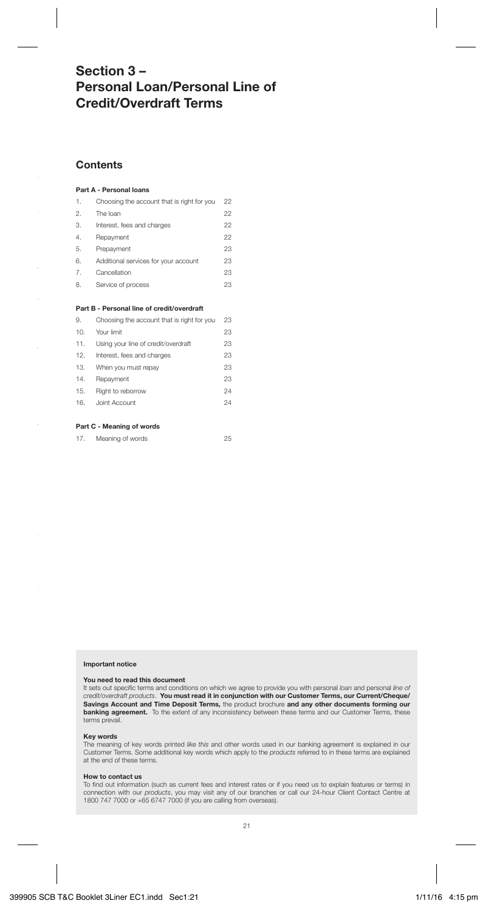# Section 3 – Personal Loan/Personal Line of Credit/Overdraft Terms

## Contents

**Part A - Personal loans**

| | | |
|---|---|---|
| 1. | Choosing the account that is right for you | 22 |
| 2. | The loan | 22 |
| 3. | Interest, fees and charges | 22 |
| 4. | Repayment | 22 |
| 5. | Prepayment | 23 |
| 6. | Additional services for your account | 23 |
| 7. | Cancellation | 23 |
| 8. | Service of process | 23 |

**Part B - Personal line of credit/overdraft**

| | | |
|---|---|---|
| 9. | Choosing the account that is right for you | 23 |
| 10. | Your limit | 23 |
| 11. | Using your line of credit/overdraft | 23 |
| 12. | Interest, fees and charges | 23 |
| 13. | When you must repay | 23 |
| 14. | Repayment | 23 |
| 15. | Right to reborrow | 24 |
| 16. | Joint Account | 24 |

**Part C - Meaning of words**

| | | |
|---|---|---|
| 17. | Meaning of words | 25 |

**Important notice**

**You need to read this document**

It sets out specific terms and conditions on which we agree to provide you with personal *loan* and personal *line of credit/overdraft products*. **You must read it in conjunction with our Customer Terms, our Current/Cheque/Savings Account and Time Deposit Terms,** the product brochure **and any other documents forming our banking agreement.** To the extent of any inconsistency between these terms and our Customer Terms, these terms prevail.

**Key words**

The meaning of key words printed *like this* and other words used in our banking agreement is explained in our Customer Terms. Some additional key words which apply to the *products* referred to in these terms are explained at the end of these terms.

**How to contact us**

To find out information (such as current fees and interest rates or if you need us to explain features or terms) in connection with our *products*, you may visit any of our branches or call our 24-hour Client Contact Centre at 1800 747 7000 or +65 6747 7000 (if you are calling from overseas).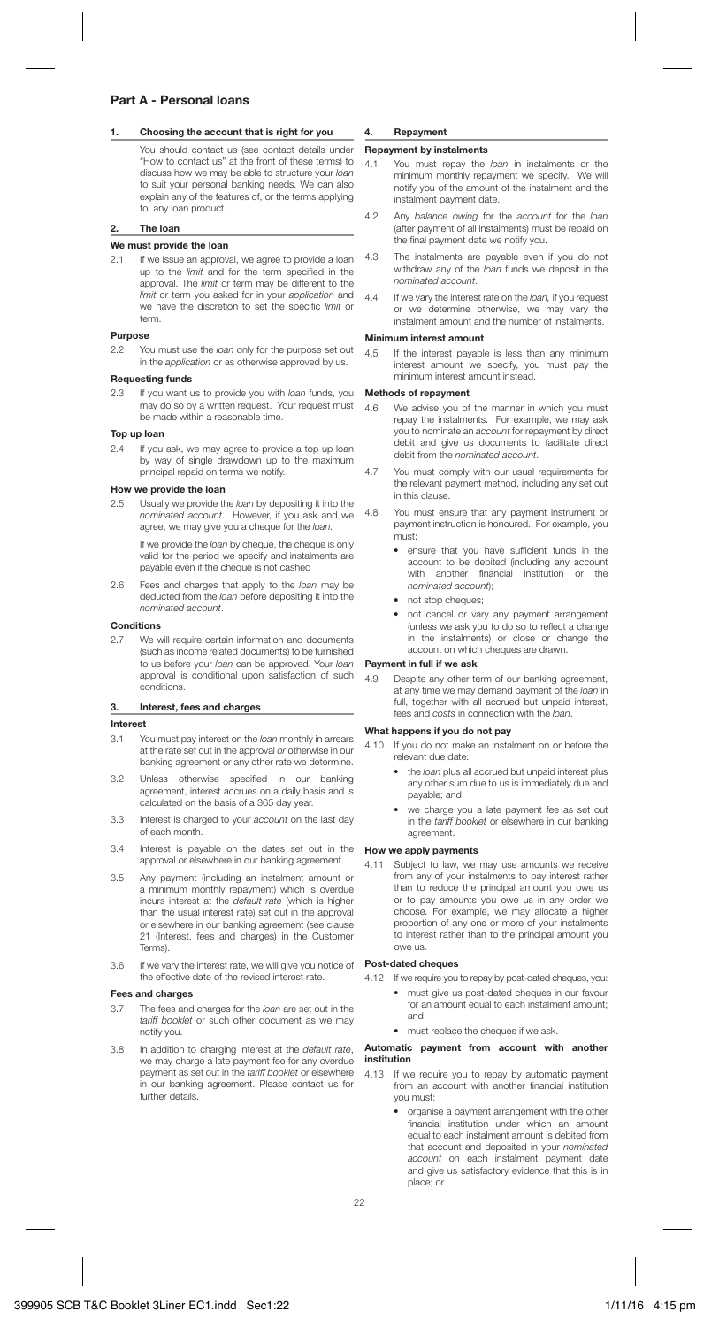## Part A - Personal loans

### 1. Choosing the account that is right for you

You should contact us (see contact details under "How to contact us" at the front of these terms) to discuss how we may be able to structure your *loan* to suit your personal banking needs. We can also explain any of the features of, or the terms applying to, any loan product.

### 2. The loan

**We must provide the loan**

2.1 If we issue an approval, we agree to provide a loan up to the *limit* and for the term specified in the approval. The *limit* or term may be different to the *limit* or term you asked for in your *application* and we have the discretion to set the specific *limit* or term.

**Purpose**

2.2 You must use the *loan* only for the purpose set out in the *application* or as otherwise approved by us.

**Requesting funds**

2.3 If you want us to provide you with *loan* funds, you may do so by a written request. Your request must be made within a reasonable time.

**Top up loan**

2.4 If you ask, we may agree to provide a top up loan by way of single drawdown up to the maximum principal repaid on terms we notify.

**How we provide the loan**

2.5 Usually we provide the *loan* by depositing it into the *nominated account*. However, if you ask and we agree, we may give you a cheque for the *loan*.

If we provide the *loan* by cheque, the cheque is only valid for the period we specify and instalments are payable even if the cheque is not cashed

2.6 Fees and charges that apply to the *loan* may be deducted from the *loan* before depositing it into the *nominated account*.

**Conditions**

2.7 We will require certain information and documents (such as income related documents) to be furnished to us before your *loan* can be approved. Your *loan* approval is conditional upon satisfaction of such conditions.

### 3. Interest, fees and charges

**Interest**

3.1 You must pay interest on the *loan* monthly in arrears at the rate set out in the approval or otherwise in our banking agreement or any other rate we determine.

3.2 Unless otherwise specified in our banking agreement, interest accrues on a daily basis and is calculated on the basis of a 365 day year.

3.3 Interest is charged to your *account* on the last day of each month.

3.4 Interest is payable on the dates set out in the approval or elsewhere in our banking agreement.

3.5 Any payment (including an instalment amount or a minimum monthly repayment) which is overdue incurs interest at the *default rate* (which is higher than the usual interest rate) set out in the approval or elsewhere in our banking agreement (see clause 21 (Interest, fees and charges) in the Customer Terms).

3.6 If we vary the interest rate, we will give you notice of the effective date of the revised interest rate.

**Fees and charges**

3.7 The fees and charges for the *loan* are set out in the *tariff booklet* or such other document as we may notify you.

3.8 In addition to charging interest at the *default rate*, we may charge a late payment fee for any overdue payment as set out in the *tariff booklet* or elsewhere in our banking agreement. Please contact us for further details.

### 4. Repayment

**Repayment by instalments**

4.1 You must repay the *loan* in instalments or the minimum monthly repayment we specify. We will notify you of the amount of the instalment and the instalment payment date.

4.2 Any *balance owing* for the *account* for the *loan* (after payment of all instalments) must be repaid on the final payment date we notify you.

4.3 The instalments are payable even if you do not withdraw any of the *loan* funds we deposit in the *nominated account*.

4.4 If we vary the interest rate on the *loan*, if you request or we determine otherwise, we may vary the instalment amount and the number of instalments.

**Minimum interest amount**

4.5 If the interest payable is less than any minimum interest amount we specify, you must pay the minimum interest amount instead.

**Methods of repayment**

4.6 We advise you of the manner in which you must repay the instalments. For example, we may ask you to nominate an *account* for repayment by direct debit and give us documents to facilitate direct debit from the *nominated account*.

4.7 You must comply with our usual requirements for the relevant payment method, including any set out in this clause.

4.8 You must ensure that any payment instrument or payment instruction is honoured. For example, you must:

- ensure that you have sufficient funds in the account to be debited (including any account with another financial institution or the *nominated account*);
- not stop cheques;
- not cancel or vary any payment arrangement (unless we ask you to do so to reflect a change in the instalments) or close or change the account on which cheques are drawn.

**Payment in full if we ask**

4.9 Despite any other term of our banking agreement, at any time we may demand payment of the *loan* in full, together with all accrued but unpaid interest, fees and *costs* in connection with the *loan*.

**What happens if you do not pay**

4.10 If you do not make an instalment on or before the relevant due date:

- the *loan* plus all accrued but unpaid interest plus any other sum due to us is immediately due and payable; and
- we charge you a late payment fee as set out in the *tariff booklet* or elsewhere in our banking agreement.

**How we apply payments**

4.11 Subject to law, we may use amounts we receive from any of your instalments to pay interest rather than to reduce the principal amount you owe us or to pay amounts you owe us in any order we choose. For example, we may allocate a higher proportion of any one or more of your instalments to interest rather than to the principal amount you owe us.

**Post-dated cheques**

4.12 If we require you to repay by post-dated cheques, you:

- must give us post-dated cheques in our favour for an amount equal to each instalment amount; and
- must replace the cheques if we ask.

**Automatic payment from account with another institution**

4.13 If we require you to repay by automatic payment from an account with another financial institution you must:

- organise a payment arrangement with the other financial institution under which an amount equal to each instalment amount is debited from that account and deposited in your *nominated account* on each instalment payment date and give us satisfactory evidence that this is in place; or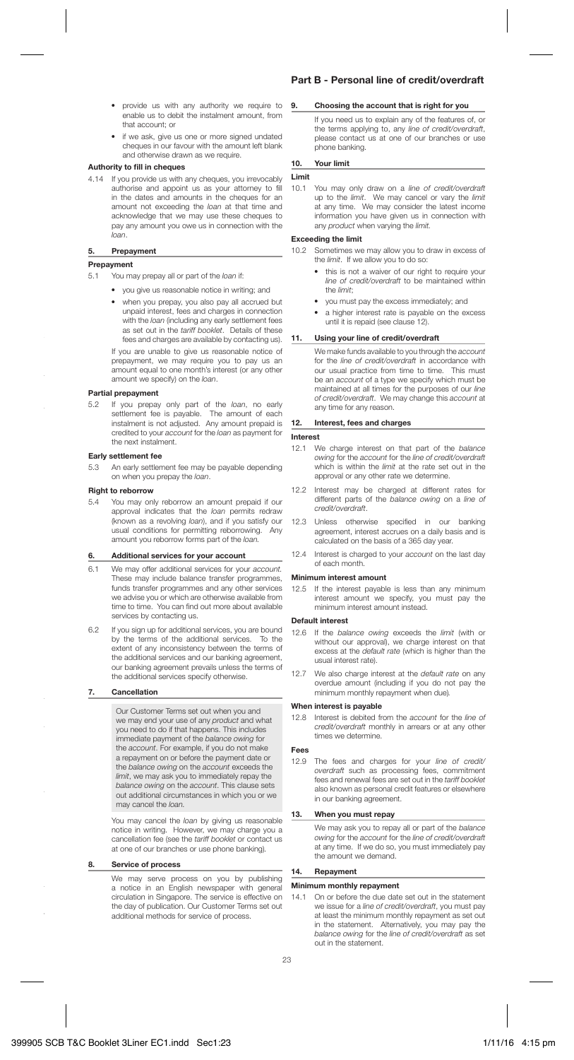- provide us with any authority we require to enable us to debit the instalment amount, from that account; or
- if we ask, give us one or more signed undated cheques in our favour with the amount left blank and otherwise drawn as we require.

**Authority to fill in cheques**

4.14 If you provide us with any cheques, you irrevocably authorise and appoint us as your attorney to fill in the dates and amounts in the cheques for an amount not exceeding the *loan* at that time and acknowledge that we may use these cheques to pay any amount you owe us in connection with the *loan*.

### 5. Prepayment

**Prepayment**

5.1 You may prepay all or part of the *loan* if:

- you give us reasonable notice in writing; and
- when you prepay, you also pay all accrued but unpaid interest, fees and charges in connection with the *loan* (including any early settlement fees as set out in the *tariff booklet*. Details of these fees and charges are available by contacting us).

If you are unable to give us reasonable notice of prepayment, we may require you to pay us an amount equal to one month's interest (or any other amount we specify) on the *loan*.

**Partial prepayment**

5.2 If you prepay only part of the *loan*, no early settlement fee is payable. The amount of each instalment is not adjusted. Any amount prepaid is credited to your *account* for the *loan* as payment for the next instalment.

**Early settlement fee**

5.3 An early settlement fee may be payable depending on when you prepay the *loan*.

**Right to reborrow**

5.4 You may only reborrow an amount prepaid if our approval indicates that the *loan* permits redraw (known as a revolving *loan*), and if you satisfy our usual conditions for permitting reborrowing. Any amount you reborrow forms part of the *loan*.

### 6. Additional services for your account

6.1 We may offer additional services for your *account*. These may include balance transfer programmes, funds transfer programmes and any other services we advise you or which are otherwise available from time to time. You can find out more about available services by contacting us.

6.2 If you sign up for additional services, you are bound by the terms of the additional services. To the extent of any inconsistency between the terms of the additional services and our banking agreement, our banking agreement prevails unless the terms of the additional services specify otherwise.

### 7. Cancellation

> Our Customer Terms set out when you and we may end your use of any *product* and what you need to do if that happens. This includes immediate payment of the *balance owing* for the *account*. For example, if you do not make a repayment on or before the payment date or the *balance owing* on the *account* exceeds the *limit*, we may ask you to immediately repay the *balance owing* on the *account*. This clause sets out additional circumstances in which you or we may cancel the *loan*.

You may cancel the *loan* by giving us reasonable notice in writing. However, we may charge you a cancellation fee (see the *tariff booklet* or contact us at one of our branches or use phone banking).

### 8. Service of process

We may serve process on you by publishing a notice in an English newspaper with general circulation in Singapore. The service is effective on the day of publication. Our Customer Terms set out additional methods for service of process.

## Part B - Personal line of credit/overdraft

### 9. Choosing the account that is right for you

If you need us to explain any of the features of, or the terms applying to, any *line of credit/overdraft*, please contact us at one of our branches or use phone banking.

### 10. Your limit

**Limit**

10.1 You may only draw on a *line of credit/overdraft* up to the *limit*. We may cancel or vary the *limit* at any time. We may consider the latest income information you have given us in connection with any *product* when varying the *limit*.

**Exceeding the limit**

10.2 Sometimes we may allow you to draw in excess of the *limit*. If we allow you to do so:

- this is not a waiver of our right to require your *line of credit/overdraft* to be maintained within the *limit*;
- you must pay the excess immediately; and
- a higher interest rate is payable on the excess until it is repaid (see clause 12).

### 11. Using your line of credit/overdraft

We make funds available to you through the *account* for the *line of credit/overdraft* in accordance with our usual practice from time to time. This must be an *account* of a type we specify which must be maintained at all times for the purposes of our *line of credit/overdraft*. We may change this *account* at any time for any reason.

### 12. Interest, fees and charges

**Interest**

12.1 We charge interest on that part of the *balance owing* for the *account* for the *line of credit/overdraft* which is within the *limit* at the rate set out in the approval or any other rate we determine.

12.2 Interest may be charged at different rates for different parts of the *balance owing* on a *line of credit/overdraft*.

12.3 Unless otherwise specified in our banking agreement, interest accrues on a daily basis and is calculated on the basis of a 365 day year.

12.4 Interest is charged to your *account* on the last day of each month.

**Minimum interest amount**

12.5 If the interest payable is less than any minimum interest amount we specify, you must pay the minimum interest amount instead.

**Default interest**

12.6 If the *balance owing* exceeds the *limit* (with or without our approval), we charge interest on that excess at the *default rate* (which is higher than the usual interest rate).

12.7 We also charge interest at the *default rate* on any overdue amount (including if you do not pay the minimum monthly repayment when due).

**When interest is payable**

12.8 Interest is debited from the *account* for the *line of credit/overdraft* monthly in arrears or at any other times we determine.

**Fees**

12.9 The fees and charges for your *line of credit/overdraft* such as processing fees, commitment fees and renewal fees are set out in the *tariff booklet* also known as personal credit features or elsewhere in our banking agreement.

### 13. When you must repay

We may ask you to repay all or part of the *balance owing* for the *account* for the *line of credit/overdraft* at any time. If we do so, you must immediately pay the amount we demand.

### 14. Repayment

**Minimum monthly repayment**

14.1 On or before the due date set out in the statement we issue for a *line of credit/overdraft*, you must pay at least the minimum monthly repayment as set out in the statement. Alternatively, you may pay the *balance owing* for the *line of credit/overdraft* as set out in the statement.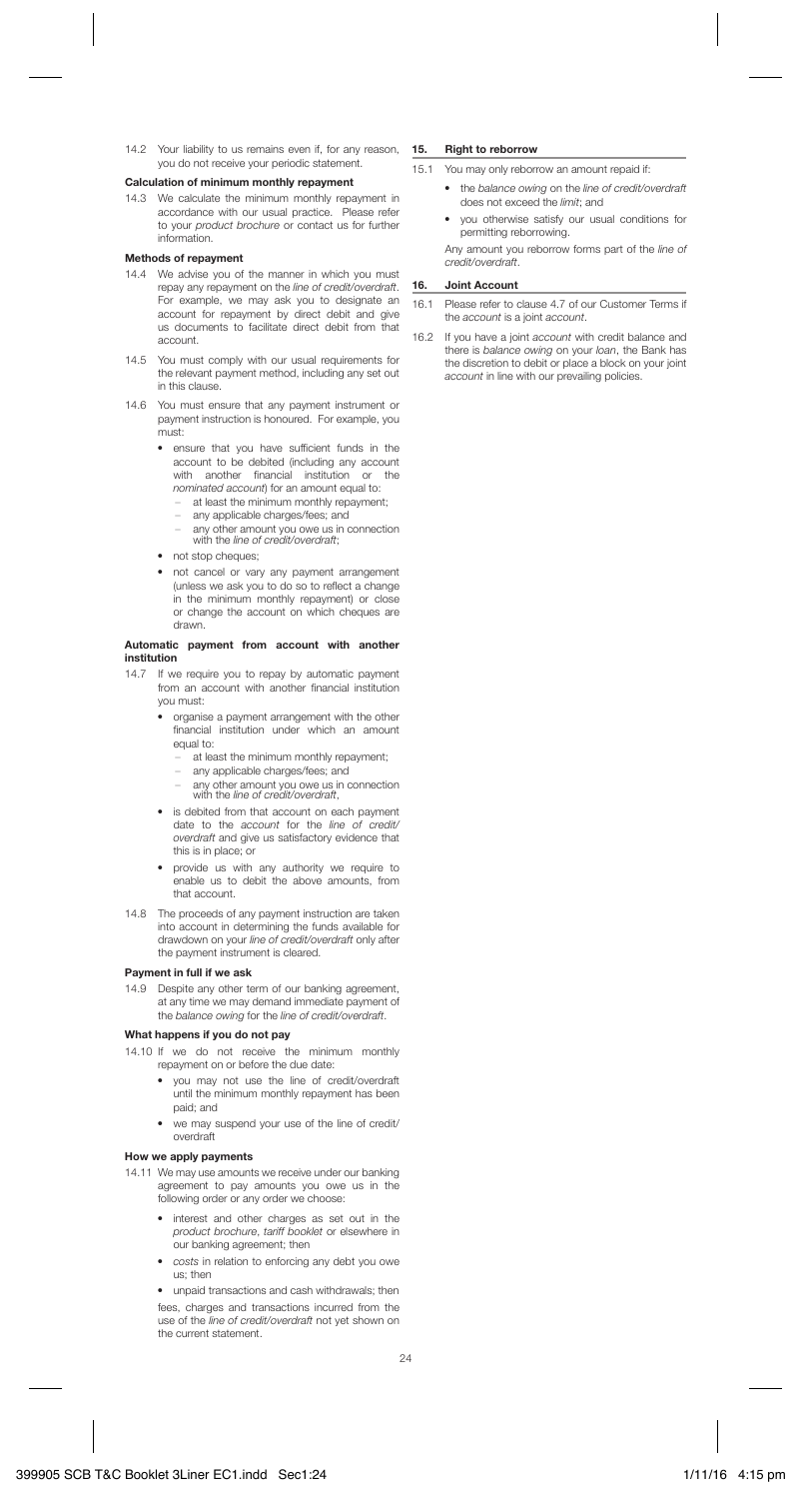14.2 Your liability to us remains even if, for any reason, you do not receive your periodic statement.

**Calculation of minimum monthly repayment**

14.3 We calculate the minimum monthly repayment in accordance with our usual practice. Please refer to your *product brochure* or contact us for further information.

**Methods of repayment**

14.4 We advise you of the manner in which you must repay any repayment on the *line of credit/overdraft*. For example, we may ask you to designate an account for repayment by direct debit and give us documents to facilitate direct debit from that account.

14.5 You must comply with our usual requirements for the relevant payment method, including any set out in this clause.

14.6 You must ensure that any payment instrument or payment instruction is honoured. For example, you must:

- ensure that you have sufficient funds in the account to be debited (including any account with another financial institution or the *nominated account*) for an amount equal to:
  - at least the minimum monthly repayment;
  - any applicable charges/fees; and
  - any other amount you owe us in connection with the *line of credit/overdraft*;
- not stop cheques;
- not cancel or vary any payment arrangement (unless we ask you to do so to reflect a change in the minimum monthly repayment) or close or change the account on which cheques are drawn.

**Automatic payment from account with another institution**

14.7 If we require you to repay by automatic payment from an account with another financial institution you must:

- organise a payment arrangement with the other financial institution under which an amount equal to:
  - at least the minimum monthly repayment;
  - any applicable charges/fees; and
  - any other amount you owe us in connection with the *line of credit/overdraft*,
- is debited from that account on each payment date to the *account* for the *line of credit/overdraft* and give us satisfactory evidence that this is in place; or
- provide us with any authority we require to enable us to debit the above amounts, from that account.

14.8 The proceeds of any payment instruction are taken into account in determining the funds available for drawdown on your *line of credit/overdraft* only after the payment instrument is cleared.

**Payment in full if we ask**

14.9 Despite any other term of our banking agreement, at any time we may demand immediate payment of the *balance owing* for the *line of credit/overdraft*.

**What happens if you do not pay**

14.10 If we do not receive the minimum monthly repayment on or before the due date:

- you may not use the line of credit/overdraft until the minimum monthly repayment has been paid; and
- we may suspend your use of the line of credit/overdraft

**How we apply payments**

14.11 We may use amounts we receive under our banking agreement to pay amounts you owe us in the following order or any order we choose:

- interest and other charges as set out in the *product brochure*, *tariff booklet* or elsewhere in our banking agreement; then
- *costs* in relation to enforcing any debt you owe us; then
- unpaid transactions and cash withdrawals; then

fees, charges and transactions incurred from the use of the *line of credit/overdraft* not yet shown on the current statement.

## 15. Right to reborrow

15.1 You may only reborrow an amount repaid if:

- the *balance owing* on the *line of credit/overdraft* does not exceed the *limit*; and
- you otherwise satisfy our usual conditions for permitting reborrowing.

Any amount you reborrow forms part of the *line of credit/overdraft*.

## 16. Joint Account

16.1 Please refer to clause 4.7 of our Customer Terms if the *account* is a joint *account*.

16.2 If you have a joint *account* with credit balance and there is *balance owing* on your *loan*, the Bank has the discretion to debit or place a block on your joint *account* in line with our prevailing policies.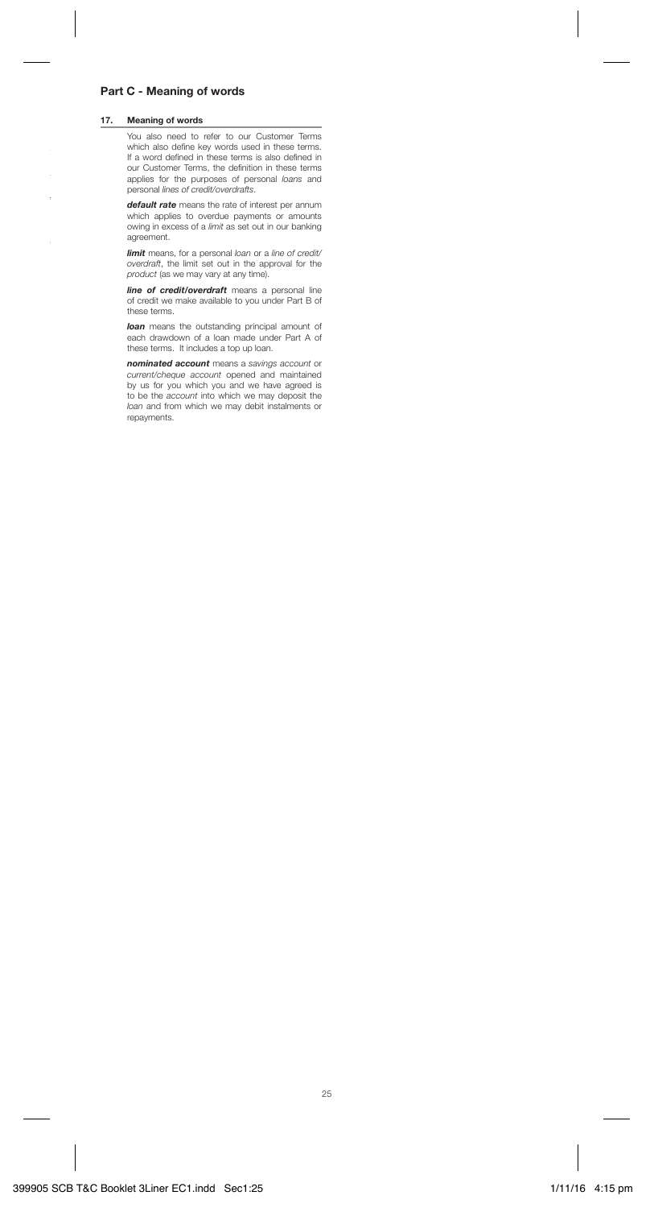## Part C - Meaning of words

### 17. Meaning of words

You also need to refer to our Customer Terms which also define key words used in these terms. If a word defined in these terms is also defined in our Customer Terms, the definition in these terms applies for the purposes of personal *loans* and personal *lines of credit/overdrafts*.

***default rate*** means the rate of interest per annum which applies to overdue payments or amounts owing in excess of a *limit* as set out in our banking agreement.

***limit*** means, for a personal *loan* or a *line of credit/overdraft*, the limit set out in the approval for the *product* (as we may vary at any time).

***line of credit/overdraft*** means a personal line of credit we make available to you under Part B of these terms.

***loan*** means the outstanding principal amount of each drawdown of a loan made under Part A of these terms. It includes a top up loan.

***nominated account*** means a *savings account* or *current/cheque account* opened and maintained by us for you which you and we have agreed is to be the *account* into which we may deposit the *loan* and from which we may debit instalments or repayments.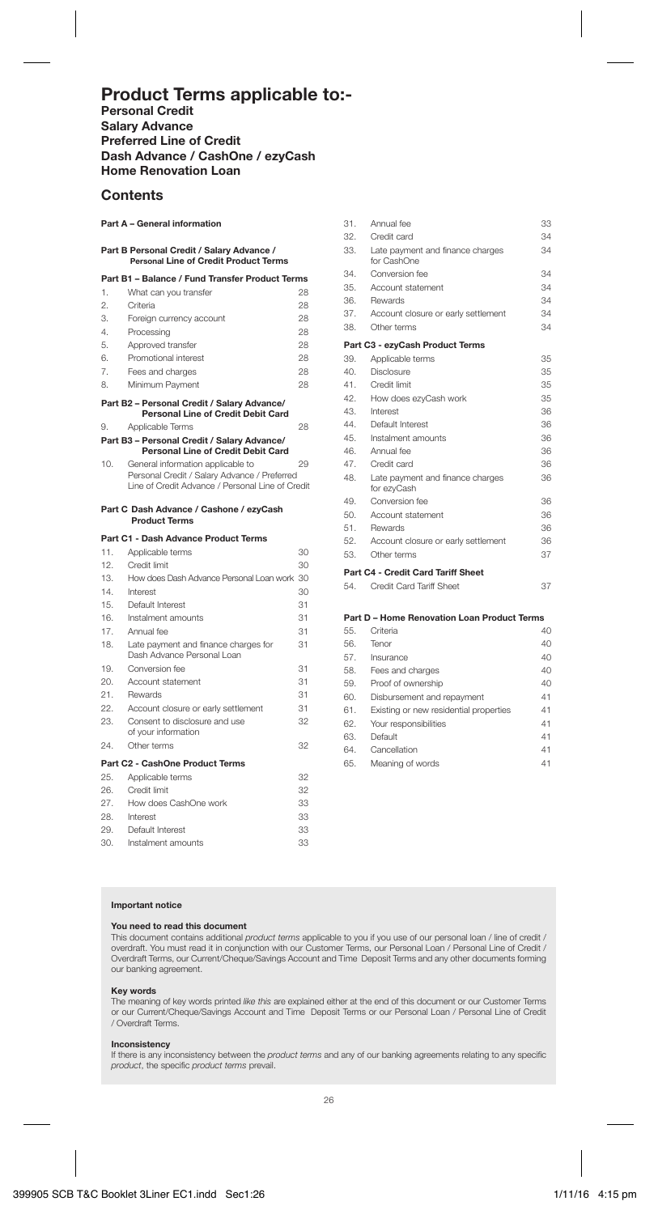# Product Terms applicable to:-

**Personal Credit**
**Salary Advance**
**Preferred Line of Credit**
**Dash Advance / CashOne / ezyCash**
**Home Renovation Loan**

## Contents

**Part A – General information**

**Part B Personal Credit / Salary Advance / Personal Line of Credit Product Terms**

**Part B1 – Balance / Fund Transfer Product Terms**

| | | |
|---|---|---|
| 1. | What can you transfer | 28 |
| 2. | Criteria | 28 |
| 3. | Foreign currency account | 28 |
| 4. | Processing | 28 |
| 5. | Approved transfer | 28 |
| 6. | Promotional interest | 28 |
| 7. | Fees and charges | 28 |
| 8. | Minimum Payment | 28 |

**Part B2 – Personal Credit / Salary Advance/ Personal Line of Credit Debit Card**

| | | |
|---|---|---|
| 9. | Applicable Terms | 28 |

**Part B3 – Personal Credit / Salary Advance/ Personal Line of Credit Debit Card**

| | | |
|---|---|---|
| 10. | General information applicable to Personal Credit / Salary Advance / Preferred Line of Credit Advance / Personal Line of Credit | 29 |

**Part C Dash Advance / Cashone / ezyCash Product Terms**

**Part C1 - Dash Advance Product Terms**

| | | |
|---|---|---|
| 11. | Applicable terms | 30 |
| 12. | Credit limit | 30 |
| 13. | How does Dash Advance Personal Loan work | 30 |
| 14. | Interest | 30 |
| 15. | Default Interest | 31 |
| 16. | Instalment amounts | 31 |
| 17. | Annual fee | 31 |
| 18. | Late payment and finance charges for Dash Advance Personal Loan | 31 |
| 19. | Conversion fee | 31 |
| 20. | Account statement | 31 |
| 21. | Rewards | 31 |
| 22. | Account closure or early settlement | 31 |
| 23. | Consent to disclosure and use of your information | 32 |
| 24. | Other terms | 32 |

**Part C2 - CashOne Product Terms**

| | | |
|---|---|---|
| 25. | Applicable terms | 32 |
| 26. | Credit limit | 32 |
| 27. | How does CashOne work | 33 |
| 28. | Interest | 33 |
| 29. | Default Interest | 33 |
| 30. | Instalment amounts | 33 |
| 31. | Annual fee | 33 |
| 32. | Credit card | 34 |
| 33. | Late payment and finance charges for CashOne | 34 |
| 34. | Conversion fee | 34 |
| 35. | Account statement | 34 |
| 36. | Rewards | 34 |
| 37. | Account closure or early settlement | 34 |
| 38. | Other terms | 34 |

**Part C3 - ezyCash Product Terms**

| | | |
|---|---|---|
| 39. | Applicable terms | 35 |
| 40. | Disclosure | 35 |
| 41. | Credit limit | 35 |
| 42. | How does ezyCash work | 35 |
| 43. | Interest | 36 |
| 44. | Default Interest | 36 |
| 45. | Instalment amounts | 36 |
| 46. | Annual fee | 36 |
| 47. | Credit card | 36 |
| 48. | Late payment and finance charges for ezyCash | 36 |
| 49. | Conversion fee | 36 |
| 50. | Account statement | 36 |
| 51. | Rewards | 36 |
| 52. | Account closure or early settlement | 36 |
| 53. | Other terms | 37 |

**Part C4 - Credit Card Tariff Sheet**

| | | |
|---|---|---|
| 54. | Credit Card Tariff Sheet | 37 |

**Part D – Home Renovation Loan Product Terms**

| | | |
|---|---|---|
| 55. | Criteria | 40 |
| 56. | Tenor | 40 |
| 57. | Insurance | 40 |
| 58. | Fees and charges | 40 |
| 59. | Proof of ownership | 40 |
| 60. | Disbursement and repayment | 41 |
| 61. | Existing or new residential properties | 41 |
| 62. | Your responsibilities | 41 |
| 63. | Default | 41 |
| 64. | Cancellation | 41 |
| 65. | Meaning of words | 41 |

**Important notice**

**You need to read this document**
This document contains additional *product terms* applicable to you if you use of our personal loan / line of credit / overdraft. You must read it in conjunction with our Customer Terms, our Personal Loan / Personal Line of Credit / Overdraft Terms, our Current/Cheque/Savings Account and Time Deposit Terms and any other documents forming our banking agreement.

**Key words**
The meaning of key words printed *like this* are explained either at the end of this document or our Customer Terms or our Current/Cheque/Savings Account and Time Deposit Terms or our Personal Loan / Personal Line of Credit / Overdraft Terms.

**Inconsistency**
If there is any inconsistency between the *product terms* and any of our banking agreements relating to any specific *product*, the specific *product terms* prevail.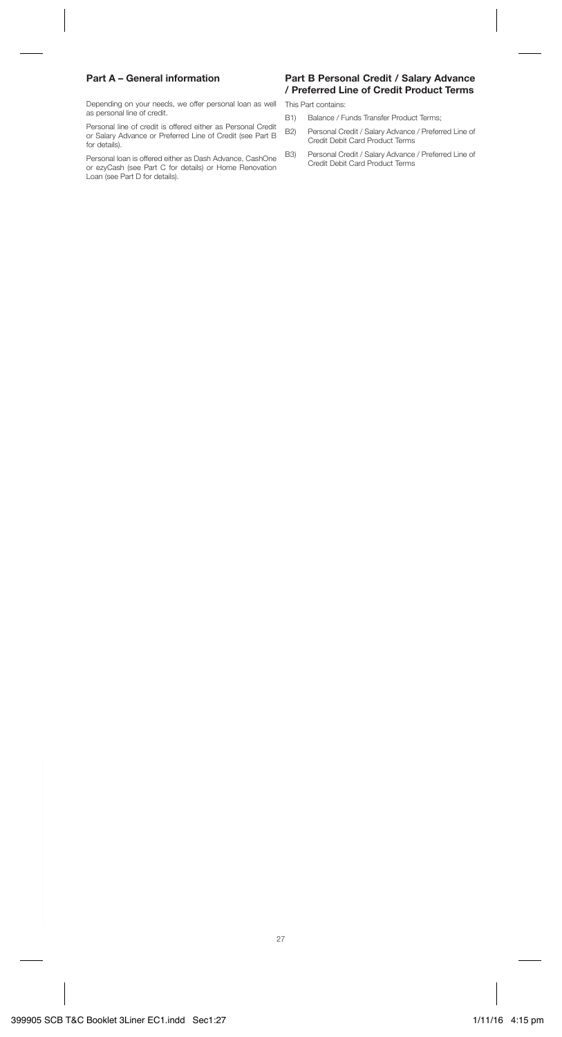## Part A – General information

Depending on your needs, we offer personal loan as well as personal line of credit.

Personal line of credit is offered either as Personal Credit or Salary Advance or Preferred Line of Credit (see Part B for details).

Personal loan is offered either as Dash Advance, CashOne or ezyCash (see Part C for details) or Home Renovation Loan (see Part D for details).

## Part B Personal Credit / Salary Advance / Preferred Line of Credit Product Terms

This Part contains:

B1) Balance / Funds Transfer Product Terms;

B2) Personal Credit / Salary Advance / Preferred Line of Credit Debit Card Product Terms

B3) Personal Credit / Salary Advance / Preferred Line of Credit Debit Card Product Terms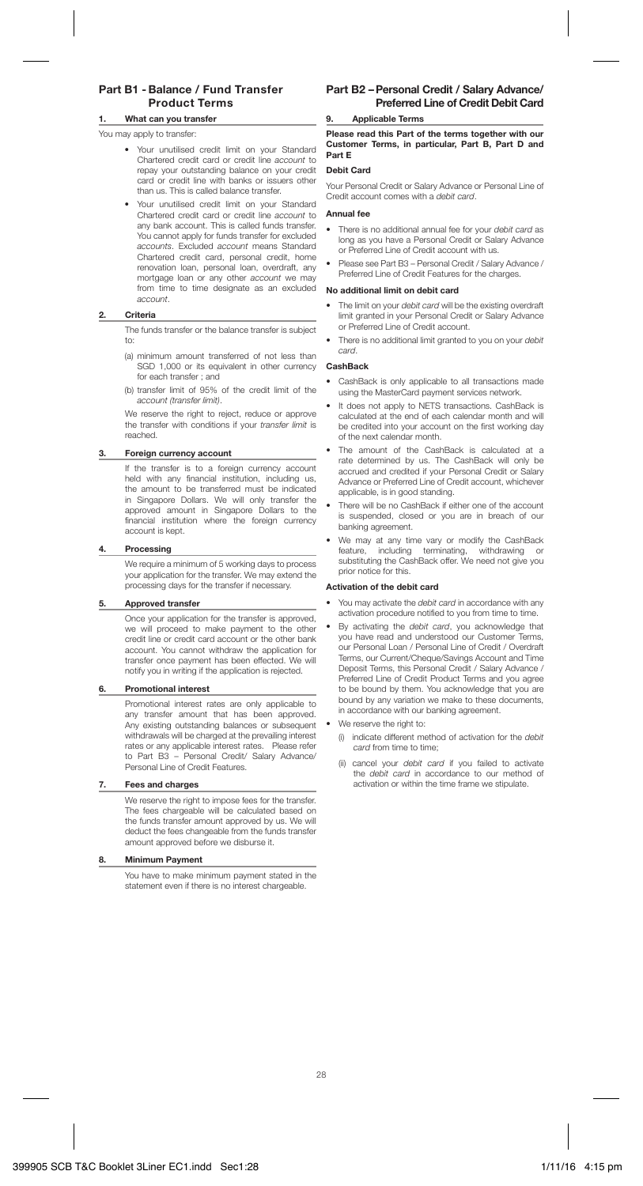## Part B1 - Balance / Fund Transfer Product Terms

### 1. What can you transfer

You may apply to transfer:

- Your unutilised credit limit on your Standard Chartered credit card or credit line *account* to repay your outstanding balance on your credit card or credit line with banks or issuers other than us. This is called balance transfer.
- Your unutilised credit limit on your Standard Chartered credit card or credit line *account* to any bank account. This is called funds transfer. You cannot apply for funds transfer for excluded *accounts*. Excluded *account* means Standard Chartered credit card, personal credit, home renovation loan, personal loan, overdraft, any mortgage loan or any other *account* we may from time to time designate as an excluded *account*.

### 2. Criteria

The funds transfer or the balance transfer is subject to:

(a) minimum amount transferred of not less than SGD 1,000 or its equivalent in other currency for each transfer ; and

(b) transfer limit of 95% of the credit limit of the *account (transfer limit)*.

We reserve the right to reject, reduce or approve the transfer with conditions if your *transfer limit* is reached.

### 3. Foreign currency account

If the transfer is to a foreign currency account held with any financial institution, including us, the amount to be transferred must be indicated in Singapore Dollars. We will only transfer the approved amount in Singapore Dollars to the financial institution where the foreign currency account is kept.

### 4. Processing

We require a minimum of 5 working days to process your application for the transfer. We may extend the processing days for the transfer if necessary.

### 5. Approved transfer

Once your application for the transfer is approved, we will proceed to make payment to the other credit line or credit card account or the other bank account. You cannot withdraw the application for transfer once payment has been effected. We will notify you in writing if the application is rejected.

### 6. Promotional interest

Promotional interest rates are only applicable to any transfer amount that has been approved. Any existing outstanding balances or subsequent withdrawals will be charged at the prevailing interest rates or any applicable interest rates. Please refer to Part B3 – Personal Credit/ Salary Advance/ Personal Line of Credit Features.

### 7. Fees and charges

We reserve the right to impose fees for the transfer. The fees chargeable will be calculated based on the funds transfer amount approved by us. We will deduct the fees changeable from the funds transfer amount approved before we disburse it.

### 8. Minimum Payment

You have to make minimum payment stated in the statement even if there is no interest chargeable.

## Part B2 – Personal Credit / Salary Advance/ Preferred Line of Credit Debit Card

### 9. Applicable Terms

**Please read this Part of the terms together with our Customer Terms, in particular, Part B, Part D and Part E**

**Debit Card**

Your Personal Credit or Salary Advance or Personal Line of Credit account comes with a *debit card*.

**Annual fee**

- There is no additional annual fee for your *debit card* as long as you have a Personal Credit or Salary Advance or Preferred Line of Credit account with us.
- Please see Part B3 – Personal Credit / Salary Advance / Preferred Line of Credit Features for the charges.

**No additional limit on debit card**

- The limit on your *debit card* will be the existing overdraft limit granted in your Personal Credit or Salary Advance or Preferred Line of Credit account.
- There is no additional limit granted to you on your *debit card*.

**CashBack**

- CashBack is only applicable to all transactions made using the MasterCard payment services network.
- It does not apply to NETS transactions. CashBack is calculated at the end of each calendar month and will be credited into your account on the first working day of the next calendar month.
- The amount of the CashBack is calculated at a rate determined by us. The CashBack will only be accrued and credited if your Personal Credit or Salary Advance or Preferred Line of Credit account, whichever applicable, is in good standing.
- There will be no CashBack if either one of the account is suspended, closed or you are in breach of our banking agreement.
- We may at any time vary or modify the CashBack feature, including terminating, withdrawing or substituting the CashBack offer. We need not give you prior notice for this.

**Activation of the debit card**

- You may activate the *debit card* in accordance with any activation procedure notified to you from time to time.
- By activating the *debit card*, you acknowledge that you have read and understood our Customer Terms, our Personal Loan / Personal Line of Credit / Overdraft Terms, our Current/Cheque/Savings Account and Time Deposit Terms, this Personal Credit / Salary Advance / Preferred Line of Credit Product Terms and you agree to be bound by them. You acknowledge that you are bound by any variation we make to these documents, in accordance with our banking agreement.
- We reserve the right to:
  - (i) indicate different method of activation for the *debit card* from time to time;
  - (ii) cancel your *debit card* if you failed to activate the *debit card* in accordance to our method of activation or within the time frame we stipulate.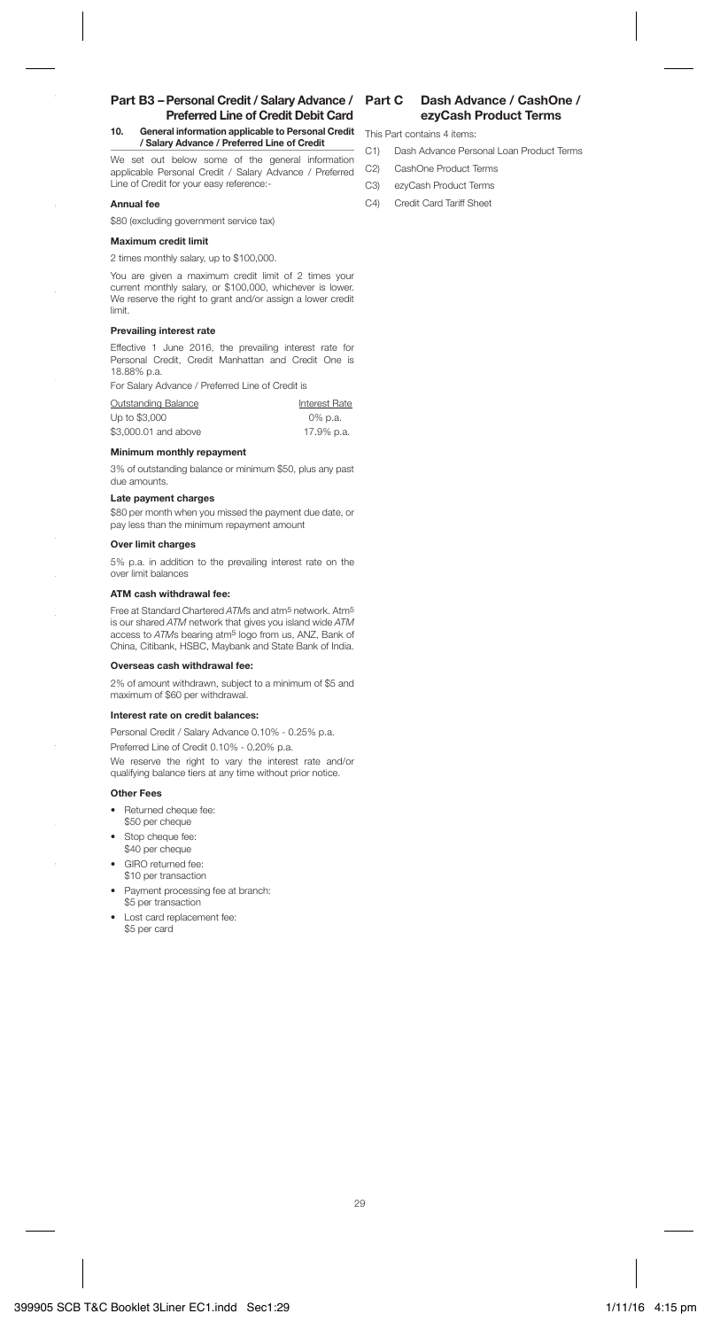## Part B3 – Personal Credit / Salary Advance / Preferred Line of Credit Debit Card

### 10. General information applicable to Personal Credit / Salary Advance / Preferred Line of Credit

We set out below some of the general information applicable Personal Credit / Salary Advance / Preferred Line of Credit for your easy reference:-

**Annual fee**

$80 (excluding government service tax)

**Maximum credit limit**

2 times monthly salary, up to $100,000.

You are given a maximum credit limit of 2 times your current monthly salary, or $100,000, whichever is lower. We reserve the right to grant and/or assign a lower credit limit.

**Prevailing interest rate**

Effective 1 June 2016, the prevailing interest rate for Personal Credit, Credit Manhattan and Credit One is 18.88% p.a.

For Salary Advance / Preferred Line of Credit is

| Outstanding Balance | Interest Rate |
|---|---|
| Up to $3,000 | 0% p.a. |
| $3,000.01 and above | 17.9% p.a. |

**Minimum monthly repayment**

3% of outstanding balance or minimum $50, plus any past due amounts.

**Late payment charges**

$80 per month when you missed the payment due date, or pay less than the minimum repayment amount

**Over limit charges**

5% p.a. in addition to the prevailing interest rate on the over limit balances

**ATM cash withdrawal fee:**

Free at Standard Chartered *ATM*s and atm5 network. Atm5 is our shared *ATM* network that gives you island wide *ATM* access to *ATM*s bearing atm5 logo from us, ANZ, Bank of China, Citibank, HSBC, Maybank and State Bank of India.

**Overseas cash withdrawal fee:**

2% of amount withdrawn, subject to a minimum of $5 and maximum of $60 per withdrawal.

**Interest rate on credit balances:**

Personal Credit / Salary Advance 0.10% - 0.25% p.a.

Preferred Line of Credit 0.10% - 0.20% p.a.

We reserve the right to vary the interest rate and/or qualifying balance tiers at any time without prior notice.

**Other Fees**

- Returned cheque fee: $50 per cheque
- Stop cheque fee: $40 per cheque
- GIRO returned fee: $10 per transaction
- Payment processing fee at branch: $5 per transaction
- Lost card replacement fee: $5 per card

## Part C Dash Advance / CashOne / ezyCash Product Terms

This Part contains 4 items:

C1) Dash Advance Personal Loan Product Terms

C2) CashOne Product Terms

C3) ezyCash Product Terms

C4) Credit Card Tariff Sheet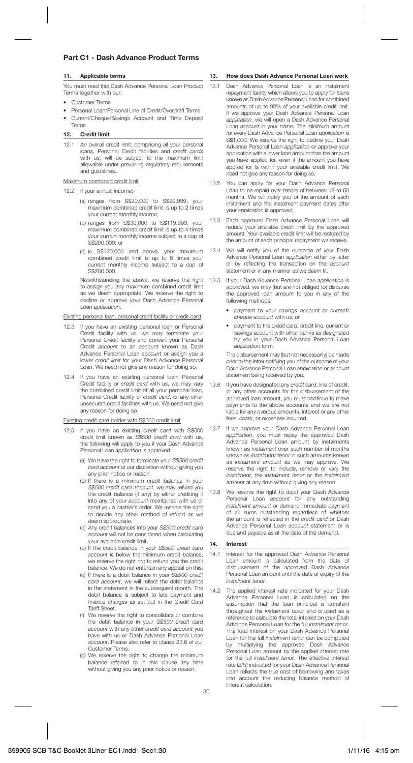# Part C1 - Dash Advance Product Terms

## 11. Applicable terms

You must read this Dash Advance Personal Loan Product Terms together with our:

- Customer Terms
- Personal Loan/Personal Line of Credit/Overdraft Terms
- Current/Cheque/Savings Account and Time Deposit Terms

## 12. Credit limit

12.1 An overall credit limit, comprising all your personal loans, Personal Credit facilities and *credit cards* with us, will be subject to the maximum limit allowable under prevailing regulatory requirements and guidelines.

Maximum combined credit limit

12.2 If your annual income:-

(a) ranges from S$20,000 to S$29,999, your maximum combined credit limit is up to 2 times your current monthly income;

(b) ranges from S$30,000 to S$119,999, your maximum combined credit limit is up to 4 times your current monthly income subject to a cap of S$200,000; or

(c) is S$120,000 and above, your maximum combined credit limit is up to 8 times your current monthly income subject to a cap of S$200,000.

Notwithstanding the above, we reserve the right to assign you any maximum combined credit limit as we deem appropriate. We reserve the right to decline or approve your Dash Advance Personal Loan *application*.

Existing personal loan, personal credit facility or credit card

12.3 If you have an existing personal loan or Personal Credit facility with us, we may terminate your Personal Credit facility and convert your Personal Credit *account* to an *account* known as Dash Advance Personal Loan *account* or assign you a lower *credit limit* for your Dash Advance Personal Loan. We need not give any reason for doing so.

12.4 If you have an existing personal loan, Personal Credit facility or *credit card* with us, we may vary the combined credit limit of all your personal loan, Personal Credit facility or *credit card*, or any other unsecured credit facilities with us. We need not give any reason for doing so.

Existing credit card holder with S$500 credit limit

12.5 If you have an existing *credit card* with S$500 credit limit known as *S$500 credit card* with us, the following will apply to you if your Dash Advance Personal Loan *application* is approved:

(a) We have the right to terminate your *S$500 credit card account* at our discretion without giving you any prior notice or reason.

(b) If there is a minimum credit balance in your *S$500 credit card account*, we may refund you the credit balance (if any) by either crediting it into any of your *account* maintained with us or send you a cashier's order. We reserve the right to decide any other method of refund as we deem appropriate.

(c) Any credit balances into your *S$500 credit card account* will not be considered when calculating your available credit limit.

(d) If the credit balance in your *S$500 credit card account* is below the minimum credit balance, we reserve the right not to refund you the credit balance. We do not entertain any appeal on this.

(e) If there is a debit balance in your *S$500 credit card account*, we will reflect the debit balance in the statement in the subsequent month. The debit balance is subject to late payment and finance charges as set out in the Credit Card Tariff Sheet.

(f) We reserve the right to consolidate or combine the debit balance in your *S$500 credit card account* with any other *credit card account* you have with us or Dash Advance Personal Loan *account*. Please also refer to clause 23.6 of our Customer Terms.

(g) We reserve the right to change the minimum balance referred to in this clause any time without giving you any prior notice or reason.

## 13. How does Dash Advance Personal Loan work

13.1 Dash Advance Personal Loan is an instalment repayment facility which allows you to apply for loans known as Dash Advance Personal Loan for combined amounts of up to 98% of your available credit limit. If we approve your Dash Advance Personal Loan *application*, we will open a Dash Advance Personal Loan *account* in your name. The minimum amount for every Dash Advance Personal Loan *application* is S$1,000. We reserve the right to decline your Dash Advance Personal Loan *application* or approve your application with a lower loan amount than the amount you have applied for, even if the amount you have applied for is within your available credit limit. We need not give any reason for doing so.

13.2 You can apply for your Dash Advance Personal Loan to be repaid over tenors of between 12 to 60 months. We will notify you of the amount of each instalment and the instalment payment dates after your *application* is approved.

13.3 Each approved Dash Advance Personal Loan will reduce your available credit limit by the approved amount. Your available credit limit will be restored by the amount of each principal repayment we receive.

13.4 We will notify you of the outcome of your Dash Advance Personal Loan *application* either by letter or by reflecting the transaction on the *account* statement or in any manner as we deem fit.

13.5 If your Dash Advance Personal Loan *application* is approved, we may (but are not obliged to) disburse the approved loan amount to you in any of the following methods:

- payment to your *savings account* or *current/cheque account* with us; or
- payment to the *credit card*, credit line, current or savings account with other banks as designated by you in your Dash Advance Personal Loan *application* form.

The disbursement may (but not necessarily) be made prior to the letter notifying you of the outcome of your Dash Advance Personal Loan *application* or *account* statement being received by you.

13.6 If you have designated any *credit card*, line of credit, or any other accounts for the disbursement of the approved loan amount, you must continue to make payments to the above accounts and we are not liable for any overdue amounts, interest or any other fees, *costs*, or expenses incurred.

13.7 If we approve your Dash Advance Personal Loan *application*, you must repay the approved Dash Advance Personal Loan amount by instalments known as *instalment* over such number of months known as *instalment tenor* in such amounts known as *instalment amount* as we may approve. We reserve the right to include, remove or vary the *instalment*, the *instalment tenor* or the *instalment amount* at any time without giving any reason.

13.8 We reserve the right to debit your Dash Advance Personal Loan *account* for any outstanding *instalment amount* or demand immediate payment of all sums outstanding regardless of whether the amount is reflected in the *credit card* or Dash Advance Personal Loan *account* statement or is due and payable as at the date of the demand.

## 14. Interest

14.1 Interest for the approved Dash Advance Personal Loan amount is calculated from the date of disbursement of the approved Dash Advance Personal Loan amount until the date of expiry of the *instalment tenor*.

14.2 The applied interest rate indicated for your Dash Advance Personal Loan is calculated on the assumption that the loan principal is constant throughout the *instalment tenor* and is used as a reference to calculate the total interest on your Dash Advance Personal Loan for the full *instalment tenor*. The total interest on your Dash Advance Personal Loan for the full *instalment tenor* can be computed by multiplying the approved Dash Advance Personal Loan amount by the applied interest rate for the full *instalment tenor*. The effective interest rate (*EIR*) indicated for your Dash Advance Personal Loan reflects the true cost of borrowing and takes into account the reducing balance method of interest calculation.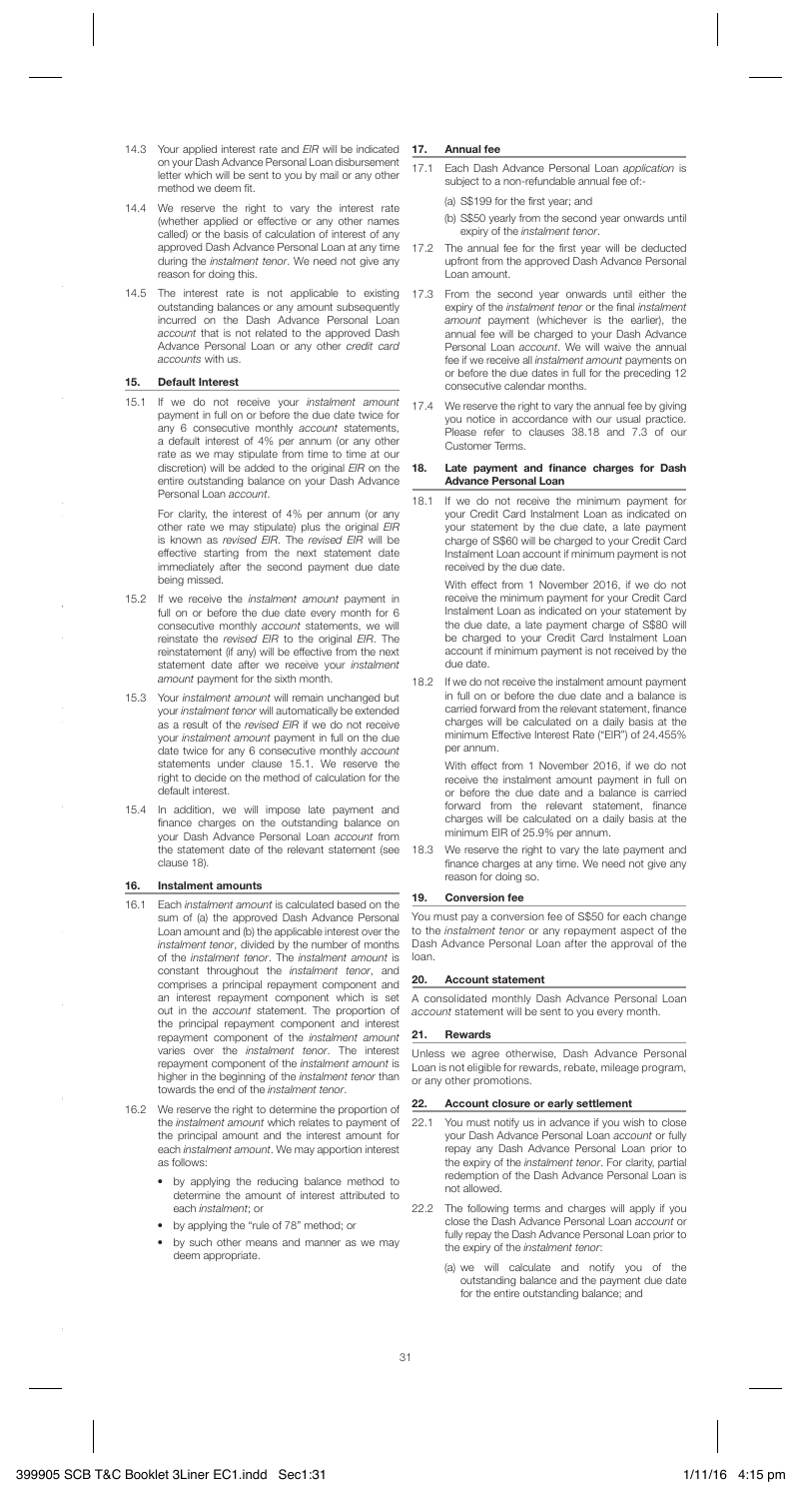14.3 Your applied interest rate and *EIR* will be indicated on your Dash Advance Personal Loan disbursement letter which will be sent to you by mail or any other method we deem fit.

14.4 We reserve the right to vary the interest rate (whether applied or effective or any other names called) or the basis of calculation of interest of any approved Dash Advance Personal Loan at any time during the *instalment tenor*. We need not give any reason for doing this.

14.5 The interest rate is not applicable to existing outstanding balances or any amount subsequently incurred on the Dash Advance Personal Loan *account* that is not related to the approved Dash Advance Personal Loan or any other *credit card accounts* with us.

## 15. Default Interest

15.1 If we do not receive your *instalment amount* payment in full on or before the due date twice for any 6 consecutive monthly *account* statements, a default interest of 4% per annum (or any other rate as we may stipulate from time to time at our discretion) will be added to the original *EIR* on the entire outstanding balance on your Dash Advance Personal Loan *account*.

For clarity, the interest of 4% per annum (or any other rate we may stipulate) plus the original *EIR* is known as *revised EIR*. The *revised EIR* will be effective starting from the next statement date immediately after the second payment due date being missed.

15.2 If we receive the *instalment amount* payment in full on or before the due date every month for 6 consecutive monthly *account* statements, we will reinstate the *revised EIR* to the original *EIR*. The reinstatement (if any) will be effective from the next statement date after we receive your *instalment amount* payment for the sixth month.

15.3 Your *instalment amount* will remain unchanged but your *instalment tenor* will automatically be extended as a result of the *revised EIR* if we do not receive your *instalment amount* payment in full on the due date twice for any 6 consecutive monthly *account* statements under clause 15.1. We reserve the right to decide on the method of calculation for the default interest.

15.4 In addition, we will impose late payment and finance charges on the outstanding balance on your Dash Advance Personal Loan *account* from the statement date of the relevant statement (see clause 18).

## 16. Instalment amounts

16.1 Each *instalment amount* is calculated based on the sum of (a) the approved Dash Advance Personal Loan amount and (b) the applicable interest over the *instalment tenor*, divided by the number of months of the *instalment tenor*. The *instalment amount* is constant throughout the *instalment tenor*, and comprises a principal repayment component and an interest repayment component which is set out in the *account* statement. The proportion of the principal repayment component and interest repayment component of the *instalment amount* varies over the *instalment tenor*. The interest repayment component of the *instalment amount* is higher in the beginning of the *instalment tenor* than towards the end of the *instalment tenor*.

16.2 We reserve the right to determine the proportion of the *instalment amount* which relates to payment of the principal amount and the interest amount for each *instalment amount*. We may apportion interest as follows:

- by applying the reducing balance method to determine the amount of interest attributed to each *instalment*; or
- by applying the "rule of 78" method; or
- by such other means and manner as we may deem appropriate.

## 17. Annual fee

17.1 Each Dash Advance Personal Loan *application* is subject to a non-refundable annual fee of:-

(a) S$199 for the first year; and

(b) S$50 yearly from the second year onwards until expiry of the *instalment tenor*.

17.2 The annual fee for the first year will be deducted upfront from the approved Dash Advance Personal Loan amount.

17.3 From the second year onwards until either the expiry of the *instalment tenor* or the final *instalment amount* payment (whichever is the earlier), the annual fee will be charged to your Dash Advance Personal Loan *account*. We will waive the annual fee if we receive all *instalment amount* payments on or before the due dates in full for the preceding 12 consecutive calendar months.

17.4 We reserve the right to vary the annual fee by giving you notice in accordance with our usual practice. Please refer to clauses 38.18 and 7.3 of our Customer Terms.

## 18. Late payment and finance charges for Dash Advance Personal Loan

18.1 If we do not receive the minimum payment for your Credit Card Instalment Loan as indicated on your statement by the due date, a late payment charge of S$60 will be charged to your Credit Card Instalment Loan account if minimum payment is not received by the due date.

With effect from 1 November 2016, if we do not receive the minimum payment for your Credit Card Instalment Loan as indicated on your statement by the due date, a late payment charge of S$80 will be charged to your Credit Card Instalment Loan account if minimum payment is not received by the due date.

18.2 If we do not receive the instalment amount payment in full on or before the due date and a balance is carried forward from the relevant statement, finance charges will be calculated on a daily basis at the minimum Effective Interest Rate ("EIR") of 24.455% per annum.

With effect from 1 November 2016, if we do not receive the instalment amount payment in full on or before the due date and a balance is carried forward from the relevant statement, finance charges will be calculated on a daily basis at the minimum EIR of 25.9% per annum.

18.3 We reserve the right to vary the late payment and finance charges at any time. We need not give any reason for doing so.

## 19. Conversion fee

You must pay a conversion fee of S$50 for each change to the *instalment tenor* or any repayment aspect of the Dash Advance Personal Loan after the approval of the loan.

## 20. Account statement

A consolidated monthly Dash Advance Personal Loan *account* statement will be sent to you every month.

## 21. Rewards

Unless we agree otherwise, Dash Advance Personal Loan is not eligible for rewards, rebate, mileage program, or any other promotions.

## 22. Account closure or early settlement

22.1 You must notify us in advance if you wish to close your Dash Advance Personal Loan *account* or fully repay any Dash Advance Personal Loan prior to the expiry of the *instalment tenor*. For clarity, partial redemption of the Dash Advance Personal Loan is not allowed.

22.2 The following terms and charges will apply if you close the Dash Advance Personal Loan *account* or fully repay the Dash Advance Personal Loan prior to the expiry of the *instalment tenor*:

(a) we will calculate and notify you of the outstanding balance and the payment due date for the entire outstanding balance; and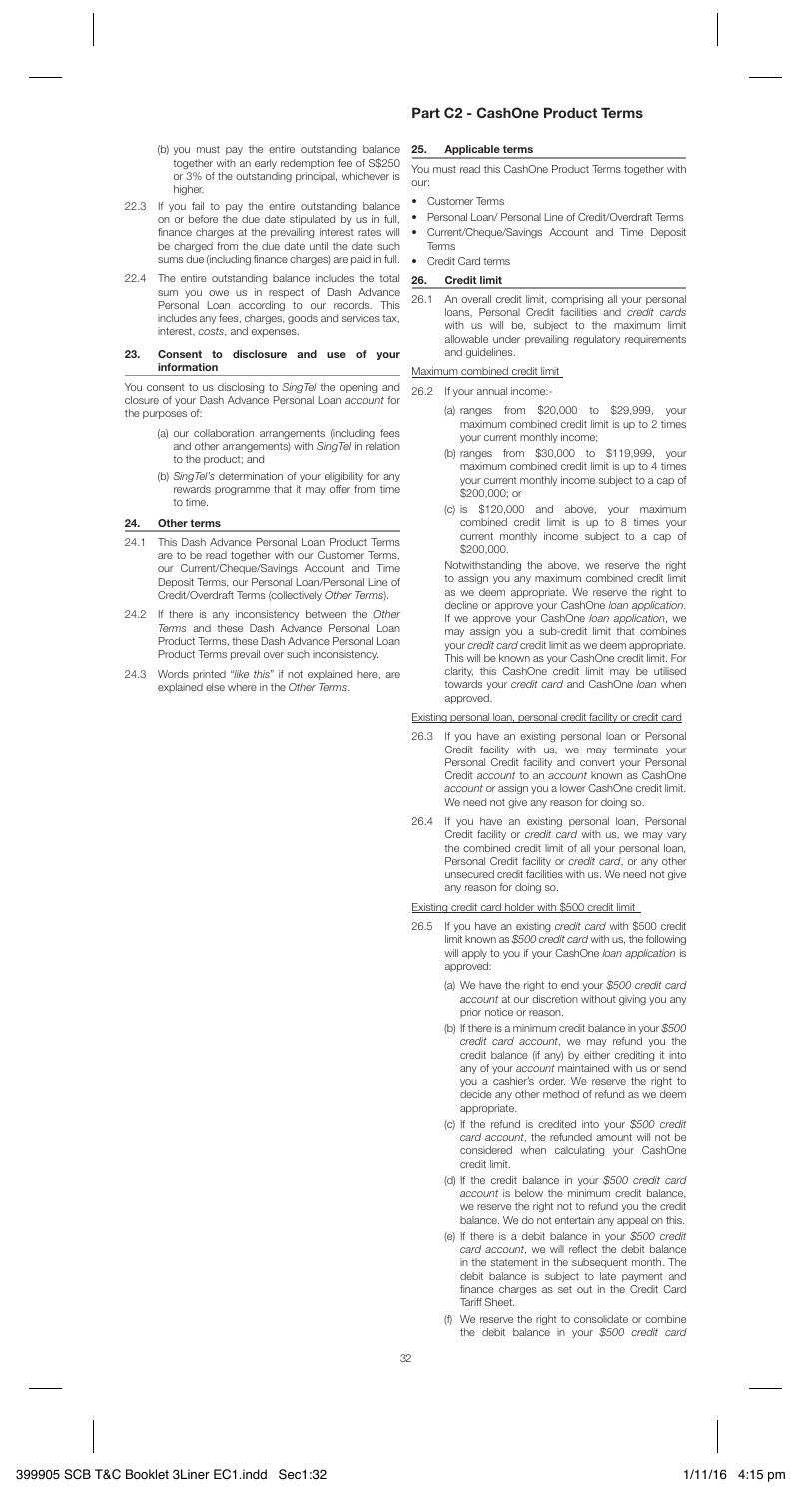(b) you must pay the entire outstanding balance together with an early redemption fee of S$250 or 3% of the outstanding principal, whichever is higher.

22.3 If you fail to pay the entire outstanding balance on or before the due date stipulated by us in full, finance charges at the prevailing interest rates will be charged from the due date until the date such sums due (including finance charges) are paid in full.

22.4 The entire outstanding balance includes the total sum you owe us in respect of Dash Advance Personal Loan according to our records. This includes any fees, charges, goods and services tax, interest, *costs*, and expenses.

### 23. Consent to disclosure and use of your information

You consent to us disclosing to *SingTel* the opening and closure of your Dash Advance Personal Loan *account* for the purposes of:

(a) our collaboration arrangements (including fees and other arrangements) with *SingTel* in relation to the product; and

(b) *SingTel's* determination of your eligibility for any rewards programme that it may offer from time to time.

### 24. Other terms

24.1 This Dash Advance Personal Loan Product Terms are to be read together with our Customer Terms, our Current/Cheque/Savings Account and Time Deposit Terms, our Personal Loan/Personal Line of Credit/Overdraft Terms (collectively *Other Terms*).

24.2 If there is any inconsistency between the *Other Terms* and these Dash Advance Personal Loan Product Terms, these Dash Advance Personal Loan Product Terms prevail over such inconsistency.

24.3 Words printed "*like this*" if not explained here, are explained else where in the *Other Terms*.

## Part C2 - CashOne Product Terms

### 25. Applicable terms

You must read this CashOne Product Terms together with our:

- Customer Terms
- Personal Loan/ Personal Line of Credit/Overdraft Terms
- Current/Cheque/Savings Account and Time Deposit Terms
- Credit Card terms

### 26. Credit limit

26.1 An overall credit limit, comprising all your personal loans, Personal Credit facilities and *credit cards* with us will be, subject to the maximum limit allowable under prevailing regulatory requirements and guidelines.

Maximum combined credit limit

26.2 If your annual income:-

(a) ranges from $20,000 to $29,999, your maximum combined credit limit is up to 2 times your current monthly income;

(b) ranges from $30,000 to $119,999, your maximum combined credit limit is up to 4 times your current monthly income subject to a cap of $200,000; or

(c) is $120,000 and above, your maximum combined credit limit is up to 8 times your current monthly income subject to a cap of $200,000.

Notwithstanding the above, we reserve the right to assign you any maximum combined credit limit as we deem appropriate. We reserve the right to decline or approve your CashOne *loan application*. If we approve your CashOne *loan application*, we may assign you a sub-credit limit that combines your *credit card* credit limit as we deem appropriate. This will be known as your CashOne credit limit. For clarity, this CashOne credit limit may be utilised towards your *credit card* and CashOne *loan* when approved.

Existing personal loan, personal credit facility or credit card

26.3 If you have an existing personal loan or Personal Credit facility with us, we may terminate your Personal Credit facility and convert your Personal Credit *account* to an *account* known as CashOne *account* or assign you a lower CashOne credit limit. We need not give any reason for doing so.

26.4 If you have an existing personal loan, Personal Credit facility or *credit card* with us, we may vary the combined credit limit of all your personal loan, Personal Credit facility or *credit card*, or any other unsecured credit facilities with us. We need not give any reason for doing so.

Existing credit card holder with $500 credit limit

26.5 If you have an existing *credit card* with $500 credit limit known as *$500 credit card* with us, the following will apply to you if your CashOne *loan application* is approved:

(a) We have the right to end your *$500 credit card account* at our discretion without giving you any prior notice or reason.

(b) If there is a minimum credit balance in your *$500 credit card account*, we may refund you the credit balance (if any) by either crediting it into any of your *account* maintained with us or send you a cashier's order. We reserve the right to decide any other method of refund as we deem appropriate.

(c) If the refund is credited into your *$500 credit card account*, the refunded amount will not be considered when calculating your CashOne credit limit.

(d) If the credit balance in your *$500 credit card account* is below the minimum credit balance, we reserve the right not to refund you the credit balance. We do not entertain any appeal on this.

(e) If there is a debit balance in your *$500 credit card account*, we will reflect the debit balance in the statement in the subsequent month. The debit balance is subject to late payment and finance charges as set out in the Credit Card Tariff Sheet.

(f) We reserve the right to consolidate or combine the debit balance in your *$500 credit card*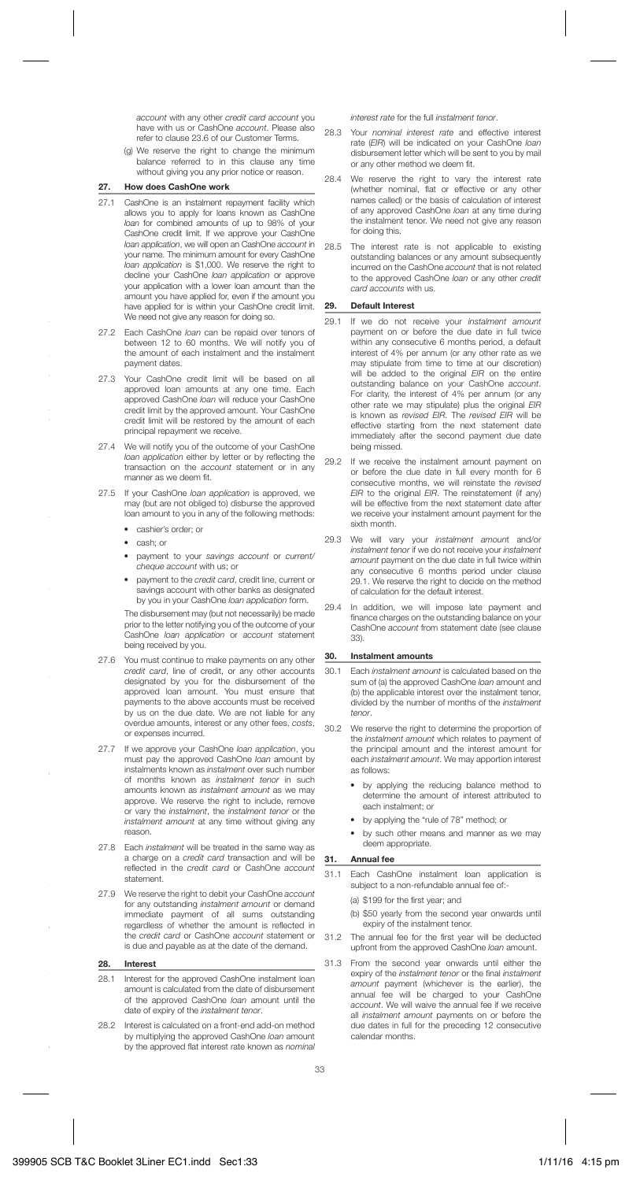*account* with any other *credit card account* you have with us or CashOne *account*. Please also refer to clause 23.6 of our Customer Terms.

(g) We reserve the right to change the minimum balance referred to in this clause any time without giving you any prior notice or reason.

## 27. How does CashOne work

27.1 CashOne is an instalment repayment facility which allows you to apply for loans known as CashOne *loan* for combined amounts of up to 98% of your CashOne credit limit. If we approve your CashOne *loan application*, we will open an CashOne *account* in your name. The minimum amount for every CashOne *loan application* is $1,000. We reserve the right to decline your CashOne *loan application* or approve your application with a lower loan amount than the amount you have applied for, even if the amount you have applied for is within your CashOne credit limit. We need not give any reason for doing so.

27.2 Each CashOne *loan* can be repaid over tenors of between 12 to 60 months. We will notify you of the amount of each instalment and the instalment payment dates.

27.3 Your CashOne credit limit will be based on all approved loan amounts at any one time. Each approved CashOne *loan* will reduce your CashOne credit limit by the approved amount. Your CashOne credit limit will be restored by the amount of each principal repayment we receive.

27.4 We will notify you of the outcome of your CashOne *loan application* either by letter or by reflecting the transaction on the *account* statement or in any manner as we deem fit.

27.5 If your CashOne *loan application* is approved, we may (but are not obliged to) disburse the approved loan amount to you in any of the following methods:

- cashier's order; or
- cash; or
- payment to your *savings account* or *current/cheque account* with us; or
- payment to the *credit card*, credit line, current or savings account with other banks as designated by you in your CashOne *loan application* form.

The disbursement may (but not necessarily) be made prior to the letter notifying you of the outcome of your CashOne *loan application* or *account* statement being received by you.

27.6 You must continue to make payments on any other *credit card*, line of credit, or any other accounts designated by you for the disbursement of the approved loan amount. You must ensure that payments to the above accounts must be received by us on the due date. We are not liable for any overdue amounts, interest or any other fees, *costs*, or expenses incurred.

27.7 If we approve your CashOne *loan application*, you must pay the approved CashOne *loan* amount by instalments known as *instalment* over such number of months known as *instalment tenor* in such amounts known as *instalment amount* as we may approve. We reserve the right to include, remove or vary the *instalment*, the *instalment tenor* or the *instalment amount* at any time without giving any reason.

27.8 Each *instalment* will be treated in the same way as a charge on a *credit card* transaction and will be reflected in the *credit card* or CashOne *account* statement.

27.9 We reserve the right to debit your CashOne *account* for any outstanding *instalment amount* or demand immediate payment of all sums outstanding regardless of whether the amount is reflected in the *credit card* or CashOne *account* statement or is due and payable as at the date of the demand.

## 28. Interest

28.1 Interest for the approved CashOne instalment loan amount is calculated from the date of disbursement of the approved CashOne *loan* amount until the date of expiry of the *instalment tenor*.

28.2 Interest is calculated on a front-end add-on method by multiplying the approved CashOne *loan* amount by the approved flat interest rate known as *nominal interest rate* for the full *instalment tenor*.

28.3 Your *nominal interest rate* and effective interest rate (*EIR*) will be indicated on your CashOne *loan* disbursement letter which will be sent to you by mail or any other method we deem fit.

28.4 We reserve the right to vary the interest rate (whether nominal, flat or effective or any other names called) or the basis of calculation of interest of any approved CashOne *loan* at any time during the instalment tenor. We need not give any reason for doing this.

28.5 The interest rate is not applicable to existing outstanding balances or any amount subsequently incurred on the CashOne *account* that is not related to the approved CashOne *loan* or any other *credit card accounts* with us.

## 29. Default Interest

29.1 If we do not receive your *instalment amount* payment on or before the due date in full twice within any consecutive 6 months period, a default interest of 4% per annum (or any other rate as we may stipulate from time to time at our discretion) will be added to the original *EIR* on the entire outstanding balance on your CashOne *account*. For clarity, the interest of 4% per annum (or any other rate we may stipulate) plus the original *EIR* is known as *revised EIR*. The *revised EIR* will be effective starting from the next statement date immediately after the second payment due date being missed.

29.2 If we receive the instalment amount payment on or before the due date in full every month for 6 consecutive months, we will reinstate the *revised EIR* to the original *EIR*. The reinstatement (if any) will be effective from the next statement date after we receive your instalment amount payment for the sixth month.

29.3 We will vary your *instalment amount* and/or *instalment tenor* if we do not receive your *instalment amount* payment on the due date in full twice within any consecutive 6 months period under clause 29.1. We reserve the right to decide on the method of calculation for the default interest.

29.4 In addition, we will impose late payment and finance charges on the outstanding balance on your CashOne *account* from statement date (see clause 33).

## 30. Instalment amounts

30.1 Each *instalment amount* is calculated based on the sum of (a) the approved CashOne *loan* amount and (b) the applicable interest over the instalment tenor, divided by the number of months of the *instalment tenor*.

30.2 We reserve the right to determine the proportion of the *instalment amount* which relates to payment of the principal amount and the interest amount for each *instalment amount*. We may apportion interest as follows:

- by applying the reducing balance method to determine the amount of interest attributed to each instalment; or
- by applying the "rule of 78" method; or
- by such other means and manner as we may deem appropriate.

## 31. Annual fee

31.1 Each CashOne instalment loan application is subject to a non-refundable annual fee of:-

(a) $199 for the first year; and

(b) $50 yearly from the second year onwards until expiry of the instalment tenor.

31.2 The annual fee for the first year will be deducted upfront from the approved CashOne *loan* amount.

31.3 From the second year onwards until either the expiry of the *instalment tenor* or the final *instalment amount* payment (whichever is the earlier), the annual fee will be charged to your CashOne *account*. We will waive the annual fee if we receive all *instalment amount* payments on or before the due dates in full for the preceding 12 consecutive calendar months.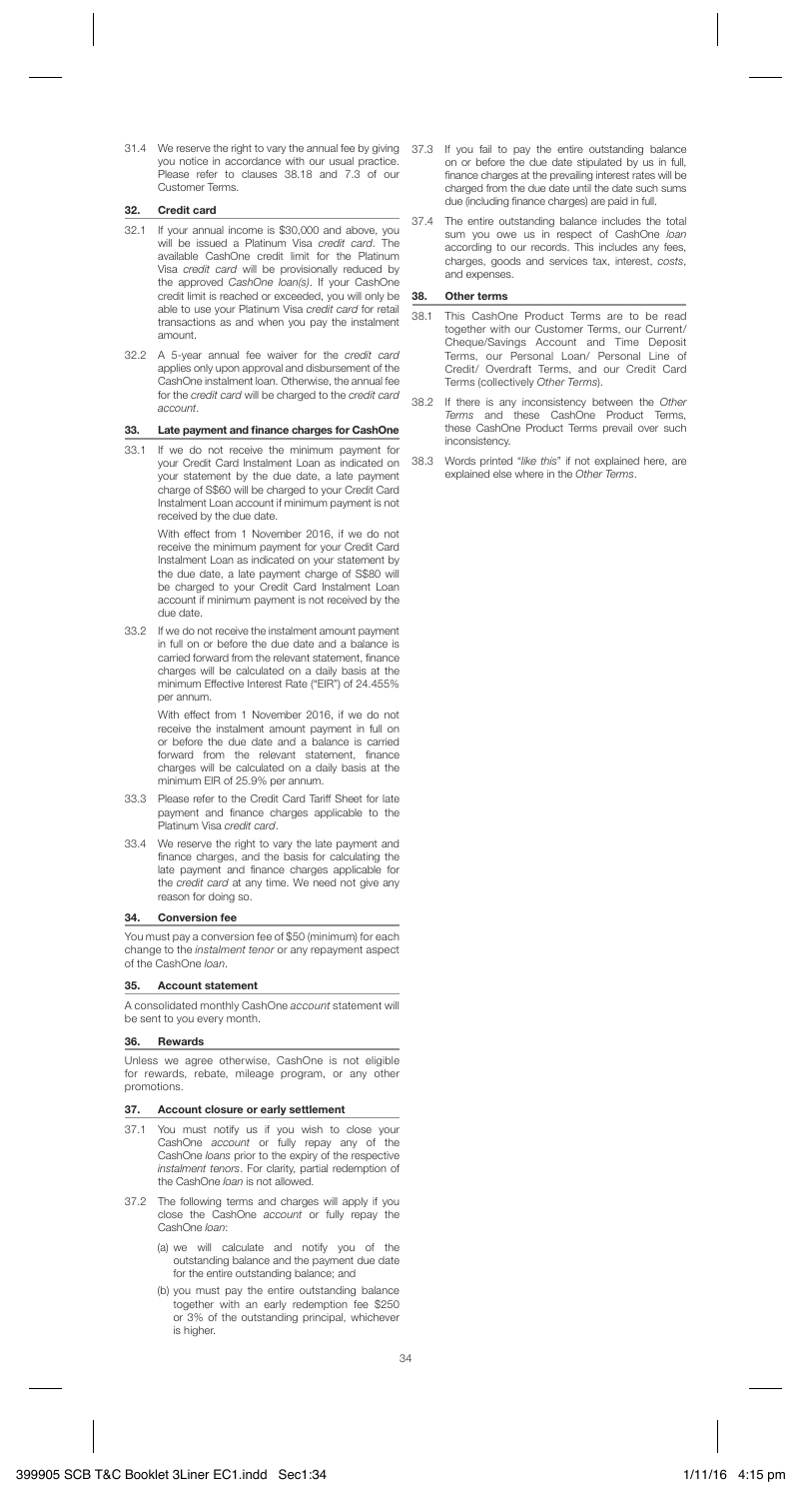31.4 We reserve the right to vary the annual fee by giving you notice in accordance with our usual practice. Please refer to clauses 38.18 and 7.3 of our Customer Terms.

## 32. Credit card

32.1 If your annual income is $30,000 and above, you will be issued a Platinum Visa *credit card*. The available CashOne credit limit for the Platinum Visa *credit card* will be provisionally reduced by the approved *CashOne loan(s)*. If your CashOne credit limit is reached or exceeded, you will only be able to use your Platinum Visa *credit card* for retail transactions as and when you pay the instalment amount.

32.2 A 5-year annual fee waiver for the *credit card* applies only upon approval and disbursement of the CashOne instalment loan. Otherwise, the annual fee for the *credit card* will be charged to the *credit card account*.

## 33. Late payment and finance charges for CashOne

33.1 If we do not receive the minimum payment for your Credit Card Instalment Loan as indicated on your statement by the due date, a late payment charge of S$60 will be charged to your Credit Card Instalment Loan account if minimum payment is not received by the due date.

With effect from 1 November 2016, if we do not receive the minimum payment for your Credit Card Instalment Loan as indicated on your statement by the due date, a late payment charge of S$80 will be charged to your Credit Card Instalment Loan account if minimum payment is not received by the due date.

33.2 If we do not receive the instalment amount payment in full on or before the due date and a balance is carried forward from the relevant statement, finance charges will be calculated on a daily basis at the minimum Effective Interest Rate ("EIR") of 24.455% per annum.

With effect from 1 November 2016, if we do not receive the instalment amount payment in full on or before the due date and a balance is carried forward from the relevant statement, finance charges will be calculated on a daily basis at the minimum EIR of 25.9% per annum.

33.3 Please refer to the Credit Card Tariff Sheet for late payment and finance charges applicable to the Platinum Visa *credit card*.

33.4 We reserve the right to vary the late payment and finance charges, and the basis for calculating the late payment and finance charges applicable for the *credit card* at any time. We need not give any reason for doing so.

## 34. Conversion fee

You must pay a conversion fee of $50 (minimum) for each change to the *instalment tenor* or any repayment aspect of the CashOne *loan*.

## 35. Account statement

A consolidated monthly CashOne *account* statement will be sent to you every month.

## 36. Rewards

Unless we agree otherwise, CashOne is not eligible for rewards, rebate, mileage program, or any other promotions.

## 37. Account closure or early settlement

37.1 You must notify us if you wish to close your CashOne *account* or fully repay any of the CashOne *loans* prior to the expiry of the respective *instalment tenors*. For clarity, partial redemption of the CashOne *loan* is not allowed.

37.2 The following terms and charges will apply if you close the CashOne *account* or fully repay the CashOne *loan*:

(a) we will calculate and notify you of the outstanding balance and the payment due date for the entire outstanding balance; and

(b) you must pay the entire outstanding balance together with an early redemption fee $250 or 3% of the outstanding principal, whichever is higher.

37.3 If you fail to pay the entire outstanding balance on or before the due date stipulated by us in full, finance charges at the prevailing interest rates will be charged from the due date until the date such sums due (including finance charges) are paid in full.

37.4 The entire outstanding balance includes the total sum you owe us in respect of CashOne *loan* according to our records. This includes any fees, charges, goods and services tax, interest, *costs*, and expenses.

## 38. Other terms

38.1 This CashOne Product Terms are to be read together with our Customer Terms, our Current/ Cheque/Savings Account and Time Deposit Terms, our Personal Loan/ Personal Line of Credit/ Overdraft Terms, and our Credit Card Terms (collectively *Other Terms*).

38.2 If there is any inconsistency between the *Other Terms* and these CashOne Product Terms, these CashOne Product Terms prevail over such inconsistency.

38.3 Words printed "*like this*" if not explained here, are explained else where in the *Other Terms*.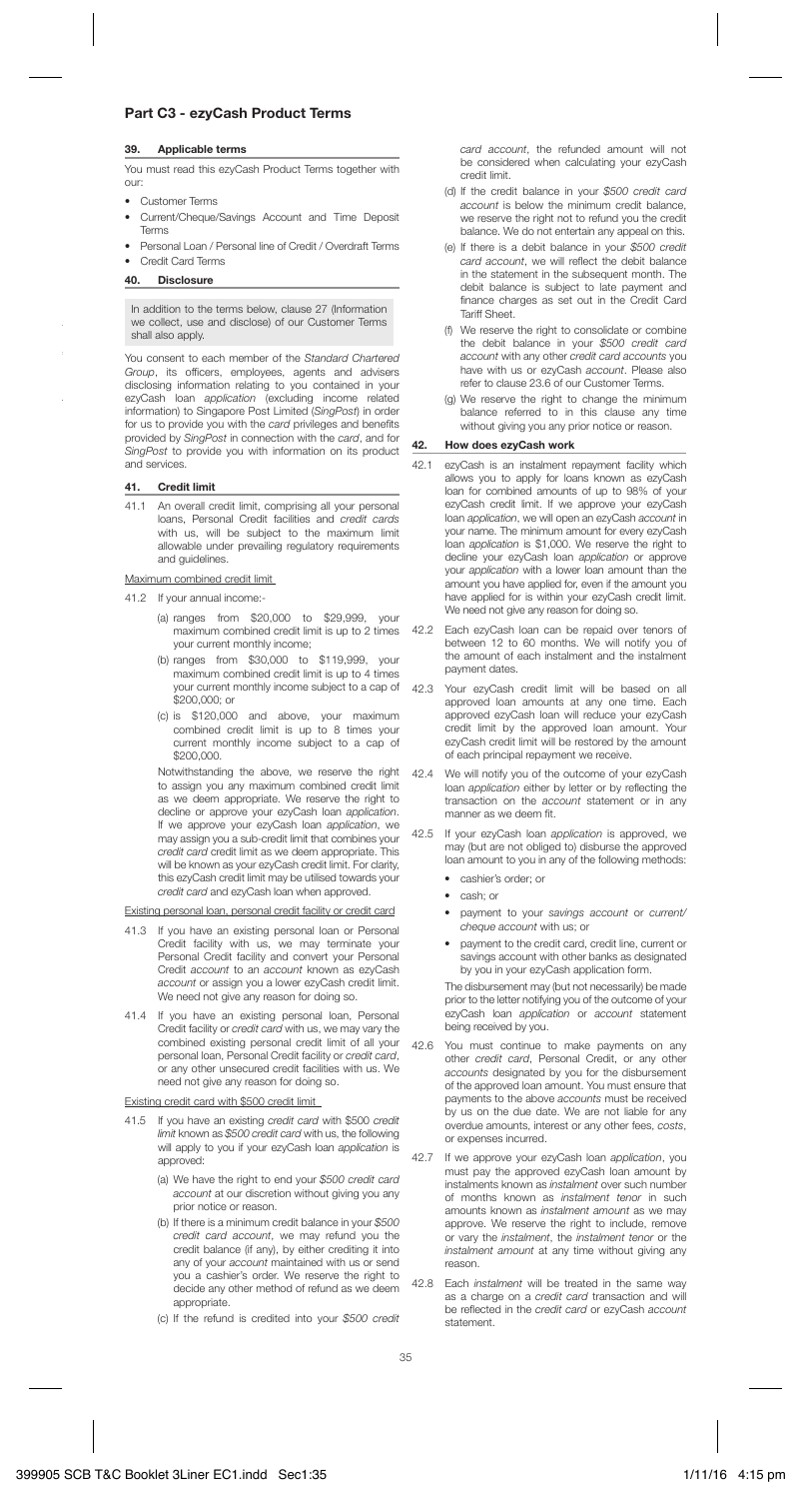## Part C3 - ezyCash Product Terms

### 39. Applicable terms

You must read this ezyCash Product Terms together with our:

- Customer Terms
- Current/Cheque/Savings Account and Time Deposit Terms
- Personal Loan / Personal line of Credit / Overdraft Terms
- Credit Card Terms

### 40. Disclosure

In addition to the terms below, clause 27 (Information we collect, use and disclose) of our Customer Terms shall also apply.

You consent to each member of the *Standard Chartered Group*, its officers, employees, agents and advisers disclosing information relating to you contained in your ezyCash loan *application* (excluding income related information) to Singapore Post Limited (*SingPost*) in order for us to provide you with the *card* privileges and benefits provided by *SingPost* in connection with the *card*, and for *SingPost* to provide you with information on its product and services.

### 41. Credit limit

41.1 An overall credit limit, comprising all your personal loans, Personal Credit facilities and *credit cards* with us, will be subject to the maximum limit allowable under prevailing regulatory requirements and guidelines.

Maximum combined credit limit

41.2 If your annual income:-

(a) ranges from \$20,000 to \$29,999, your maximum combined credit limit is up to 2 times your current monthly income;

(b) ranges from \$30,000 to \$119,999, your maximum combined credit limit is up to 4 times your current monthly income subject to a cap of \$200,000; or

(c) is \$120,000 and above, your maximum combined credit limit is up to 8 times your current monthly income subject to a cap of \$200,000.

Notwithstanding the above, we reserve the right to assign you any maximum combined credit limit as we deem appropriate. We reserve the right to decline or approve your ezyCash loan *application*. If we approve your ezyCash loan *application*, we may assign you a sub-credit limit that combines your *credit card* credit limit as we deem appropriate. This will be known as your ezyCash credit limit. For clarity, this ezyCash credit limit may be utilised towards your *credit card* and ezyCash loan when approved.

Existing personal loan, personal credit facility or credit card

41.3 If you have an existing personal loan or Personal Credit facility with us, we may terminate your Personal Credit facility and convert your Personal Credit *account* to an *account* known as ezyCash *account* or assign you a lower ezyCash credit limit. We need not give any reason for doing so.

41.4 If you have an existing personal loan, Personal Credit facility or *credit card* with us, we may vary the combined existing personal credit limit of all your personal loan, Personal Credit facility or *credit card*, or any other unsecured credit facilities with us. We need not give any reason for doing so.

Existing credit card with \$500 credit limit

41.5 If you have an existing *credit card* with \$500 *credit limit* known as *\$500 credit card* with us, the following will apply to you if your ezyCash loan *application* is approved:

(a) We have the right to end your *\$500 credit card account* at our discretion without giving you any prior notice or reason.

(b) If there is a minimum credit balance in your *\$500 credit card account*, we may refund you the credit balance (if any), by either crediting it into any of your *account* maintained with us or send you a cashier's order. We reserve the right to decide any other method of refund as we deem appropriate.

(c) If the refund is credited into your *\$500 credit card account*, the refunded amount will not be considered when calculating your ezyCash credit limit.

(d) If the credit balance in your *\$500 credit card account* is below the minimum credit balance, we reserve the right not to refund you the credit balance. We do not entertain any appeal on this.

(e) If there is a debit balance in your *\$500 credit card account*, we will reflect the debit balance in the statement in the subsequent month. The debit balance is subject to late payment and finance charges as set out in the Credit Card Tariff Sheet.

(f) We reserve the right to consolidate or combine the debit balance in your *\$500 credit card account* with any other *credit card accounts* you have with us or ezyCash *account*. Please also refer to clause 23.6 of our Customer Terms.

(g) We reserve the right to change the minimum balance referred to in this clause any time without giving you any prior notice or reason.

### 42. How does ezyCash work

42.1 ezyCash is an instalment repayment facility which allows you to apply for loans known as ezyCash loan for combined amounts of up to 98% of your ezyCash credit limit. If we approve your ezyCash loan *application*, we will open an ezyCash *account* in your name. The minimum amount for every ezyCash loan *application* is \$1,000. We reserve the right to decline your ezyCash loan *application* or approve your *application* with a lower loan amount than the amount you have applied for, even if the amount you have applied for is within your ezyCash credit limit. We need not give any reason for doing so.

42.2 Each ezyCash loan can be repaid over tenors of between 12 to 60 months. We will notify you of the amount of each instalment and the instalment payment dates.

42.3 Your ezyCash credit limit will be based on all approved loan amounts at any one time. Each approved ezyCash loan will reduce your ezyCash credit limit by the approved loan amount. Your ezyCash credit limit will be restored by the amount of each principal repayment we receive.

42.4 We will notify you of the outcome of your ezyCash loan *application* either by letter or by reflecting the transaction on the *account* statement or in any manner as we deem fit.

42.5 If your ezyCash loan *application* is approved, we may (but are not obliged to) disburse the approved loan amount to you in any of the following methods:

- cashier's order; or
- cash; or
- payment to your *savings account* or *current/cheque account* with us; or
- payment to the credit card, credit line, current or savings account with other banks as designated by you in your ezyCash application form.

The disbursement may (but not necessarily) be made prior to the letter notifying you of the outcome of your ezyCash loan *application* or *account* statement being received by you.

42.6 You must continue to make payments on any other *credit card*, Personal Credit, or any other *accounts* designated by you for the disbursement of the approved loan amount. You must ensure that payments to the above *accounts* must be received by us on the due date. We are not liable for any overdue amounts, interest or any other fees, *costs*, or expenses incurred.

42.7 If we approve your ezyCash loan *application*, you must pay the approved ezyCash loan amount by instalments known as *instalment* over such number of months known as *instalment tenor* in such amounts known as *instalment amount* as we may approve. We reserve the right to include, remove or vary the *instalment*, the *instalment tenor* or the *instalment amount* at any time without giving any reason.

42.8 Each *instalment* will be treated in the same way as a charge on a *credit card* transaction and will be reflected in the *credit card* or ezyCash *account* statement.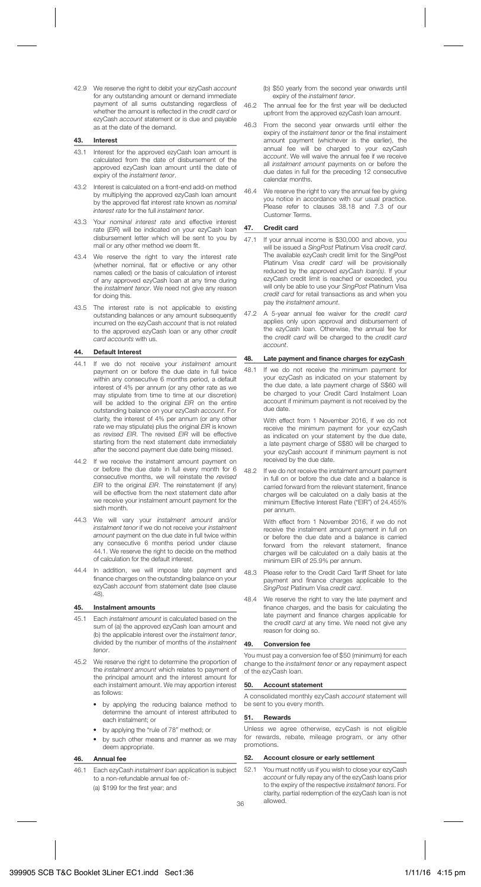42.9 We reserve the right to debit your ezyCash *account* for any outstanding amount or demand immediate payment of all sums outstanding regardless of whether the amount is reflected in the *credit card* or ezyCash *account* statement or is due and payable as at the date of the demand.

## 43. Interest

43.1 Interest for the approved ezyCash loan amount is calculated from the date of disbursement of the approved ezyCash loan amount until the date of expiry of the *instalment tenor*.

43.2 Interest is calculated on a front-end add-on method by multiplying the approved ezyCash loan amount by the approved flat interest rate known as *nominal interest rate* for the full *instalment tenor*.

43.3 Your *nominal interest rate* and effective interest rate (*EIR*) will be indicated on your ezyCash loan disbursement letter which will be sent to you by mail or any other method we deem fit.

43.4 We reserve the right to vary the interest rate (whether nominal, flat or effective or any other names called) or the basis of calculation of interest of any approved ezyCash loan at any time during the *instalment tenor*. We need not give any reason for doing this.

43.5 The interest rate is not applicable to existing outstanding balances or any amount subsequently incurred on the ezyCash *account* that is not related to the approved ezyCash loan or any other *credit card accounts* with us.

## 44. Default Interest

44.1 If we do not receive your *instalment* amount payment on or before the due date in full twice within any consecutive 6 months period, a default interest of 4% per annum (or any other rate as we may stipulate from time to time at our discretion) will be added to the original *EIR* on the entire outstanding balance on your ezyCash *account*. For clarity, the interest of 4% per annum (or any other rate we may stipulate) plus the original *EIR* is known as *revised EIR*. The revised *EIR* will be effective starting from the next statement date immediately after the second payment due date being missed.

44.2 If we receive the instalment amount payment on or before the due date in full every month for 6 consecutive months, we will reinstate the *revised EIR* to the original *EIR*. The reinstatement (if any) will be effective from the next statement date after we receive your instalment amount payment for the sixth month.

44.3 We will vary your *instalment amount* and/or *instalment tenor* if we do not receive your *instalment amount* payment on the due date in full twice within any consecutive 6 months period under clause 44.1. We reserve the right to decide on the method of calculation for the default interest.

44.4 In addition, we will impose late payment and finance charges on the outstanding balance on your ezyCash *account* from statement date (see clause 48).

## 45. Instalment amounts

45.1 Each *instalment amount* is calculated based on the sum of (a) the approved ezyCash loan amount and (b) the applicable interest over the *instalment tenor*, divided by the number of months of the *instalment tenor*.

45.2 We reserve the right to determine the proportion of the *instalment amount* which relates to payment of the principal amount and the interest amount for each instalment amount. We may apportion interest as follows:

- by applying the reducing balance method to determine the amount of interest attributed to each instalment; or
- by applying the "rule of 78" method; or
- by such other means and manner as we may deem appropriate.

## 46. Annual fee

46.1 Each ezyCash *instalment loan* application is subject to a non-refundable annual fee of:-
(a) $199 for the first year; and
(b) $50 yearly from the second year onwards until expiry of the *instalment tenor*.

46.2 The annual fee for the first year will be deducted upfront from the approved ezyCash loan amount.

46.3 From the second year onwards until either the expiry of the *instalment tenor* or the final instalment amount payment (whichever is the earlier), the annual fee will be charged to your ezyCash *account*. We will waive the annual fee if we receive all *instalment amount* payments on or before the due dates in full for the preceding 12 consecutive calendar months.

46.4 We reserve the right to vary the annual fee by giving you notice in accordance with our usual practice. Please refer to clauses 38.18 and 7.3 of our Customer Terms.

## 47. Credit card

47.1 If your annual income is $30,000 and above, you will be issued a *SingPost* Platinum Visa *credit card*. The available ezyCash credit limit for the SingPost Platinum Visa *credit card* will be provisionally reduced by the approved *ezyCash loan(s)*. If your ezyCash credit limit is reached or exceeded, you will only be able to use your *SingPost* Platinum Visa *credit card* for retail transactions as and when you pay the *instalment amount*.

47.2 A 5-year annual fee waiver for the *credit card* applies only upon approval and disbursement of the ezyCash loan. Otherwise, the annual fee for the *credit card* will be charged to the *credit card account*.

## 48. Late payment and finance charges for ezyCash

48.1 If we do not receive the minimum payment for your ezyCash as indicated on your statement by the due date, a late payment charge of S$60 will be charged to your Credit Card Instalment Loan account if minimum payment is not received by the due date.

With effect from 1 November 2016, if we do not receive the minimum payment for your ezyCash as indicated on your statement by the due date, a late payment charge of S$80 will be charged to your ezyCash account if minimum payment is not received by the due date.

48.2 If we do not receive the instalment amount payment in full on or before the due date and a balance is carried forward from the relevant statement, finance charges will be calculated on a daily basis at the minimum Effective Interest Rate ("EIR") of 24.455% per annum.

With effect from 1 November 2016, if we do not receive the instalment amount payment in full on or before the due date and a balance is carried forward from the relevant statement, finance charges will be calculated on a daily basis at the minimum EIR of 25.9% per annum.

48.3 Please refer to the Credit Card Tariff Sheet for late payment and finance charges applicable to the *SingPost* Platinum Visa *credit card*.

48.4 We reserve the right to vary the late payment and finance charges, and the basis for calculating the late payment and finance charges applicable for the *credit card* at any time. We need not give any reason for doing so.

## 49. Conversion fee

You must pay a conversion fee of $50 (minimum) for each change to the *instalment tenor* or any repayment aspect of the ezyCash loan.

## 50. Account statement

A consolidated monthly ezyCash *account* statement will be sent to you every month.

## 51. Rewards

Unless we agree otherwise, ezyCash is not eligible for rewards, rebate, mileage program, or any other promotions.

## 52. Account closure or early settlement

52.1 You must notify us if you wish to close your ezyCash *account* or fully repay any of the ezyCash loans prior to the expiry of the respective *instalment tenors*. For clarity, partial redemption of the ezyCash loan is not allowed.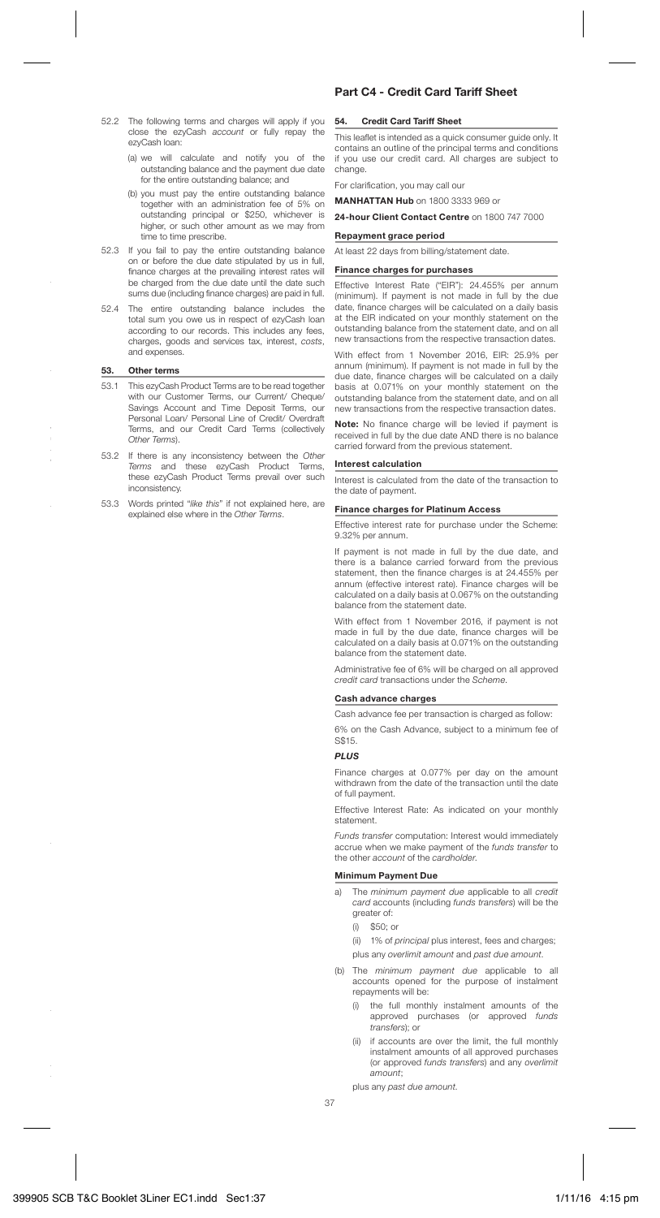52.2 The following terms and charges will apply if you close the ezyCash *account* or fully repay the ezyCash loan:

(a) we will calculate and notify you of the outstanding balance and the payment due date for the entire outstanding balance; and

(b) you must pay the entire outstanding balance together with an administration fee of 5% on outstanding principal or $250, whichever is higher, or such other amount as we may from time to time prescribe.

52.3 If you fail to pay the entire outstanding balance on or before the due date stipulated by us in full, finance charges at the prevailing interest rates will be charged from the due date until the date such sums due (including finance charges) are paid in full.

52.4 The entire outstanding balance includes the total sum you owe us in respect of ezyCash loan according to our records. This includes any fees, charges, goods and services tax, interest, *costs*, and expenses.

## 53. Other terms

53.1 This ezyCash Product Terms are to be read together with our Customer Terms, our Current/ Cheque/ Savings Account and Time Deposit Terms, our Personal Loan/ Personal Line of Credit/ Overdraft Terms, and our Credit Card Terms (collectively *Other Terms*).

53.2 If there is any inconsistency between the *Other Terms* and these ezyCash Product Terms, these ezyCash Product Terms prevail over such inconsistency.

53.3 Words printed "*like this*" if not explained here, are explained else where in the *Other Terms*.

# Part C4 - Credit Card Tariff Sheet

## 54. Credit Card Tariff Sheet

This leaflet is intended as a quick consumer guide only. It contains an outline of the principal terms and conditions if you use our credit card. All charges are subject to change.

For clarification, you may call our

**MANHATTAN Hub** on 1800 3333 969 or

**24-hour Client Contact Centre** on 1800 747 7000

### Repayment grace period

At least 22 days from billing/statement date.

### Finance charges for purchases

Effective Interest Rate ("EIR"): 24.455% per annum (minimum). If payment is not made in full by the due date, finance charges will be calculated on a daily basis at the EIR indicated on your monthly statement on the outstanding balance from the statement date, and on all new transactions from the respective transaction dates.

With effect from 1 November 2016, EIR: 25.9% per annum (minimum). If payment is not made in full by the due date, finance charges will be calculated on a daily basis at 0.071% on your monthly statement on the outstanding balance from the statement date, and on all new transactions from the respective transaction dates.

**Note:** No finance charge will be levied if payment is received in full by the due date AND there is no balance carried forward from the previous statement.

### Interest calculation

Interest is calculated from the date of the transaction to the date of payment.

### Finance charges for Platinum Access

Effective interest rate for purchase under the Scheme: 9.32% per annum.

If payment is not made in full by the due date, and there is a balance carried forward from the previous statement, then the finance charges is at 24.455% per annum (effective interest rate). Finance charges will be calculated on a daily basis at 0.067% on the outstanding balance from the statement date.

With effect from 1 November 2016, if payment is not made in full by the due date, finance charges will be calculated on a daily basis at 0.071% on the outstanding balance from the statement date.

Administrative fee of 6% will be charged on all approved *credit card* transactions under the *Scheme*.

### Cash advance charges

Cash advance fee per transaction is charged as follow:

6% on the Cash Advance, subject to a minimum fee of S$15.

***PLUS***

Finance charges at 0.077% per day on the amount withdrawn from the date of the transaction until the date of full payment.

Effective Interest Rate: As indicated on your monthly statement.

*Funds transfer* computation: Interest would immediately accrue when we make payment of the *funds transfer* to the other *account* of the *cardholder*.

### Minimum Payment Due

a) The *minimum payment due* applicable to all *credit card* accounts (including *funds transfers*) will be the greater of:

(i) $50; or

(ii) 1% of *principal* plus interest, fees and charges;

plus any *overlimit amount* and *past due amount*.

(b) The *minimum payment due* applicable to all accounts opened for the purpose of instalment repayments will be:

(i) the full monthly instalment amounts of the approved purchases (or approved *funds transfers*); or

(ii) if accounts are over the limit, the full monthly instalment amounts of all approved purchases (or approved *funds transfers*) and any *overlimit amount*;

plus any *past due amount*.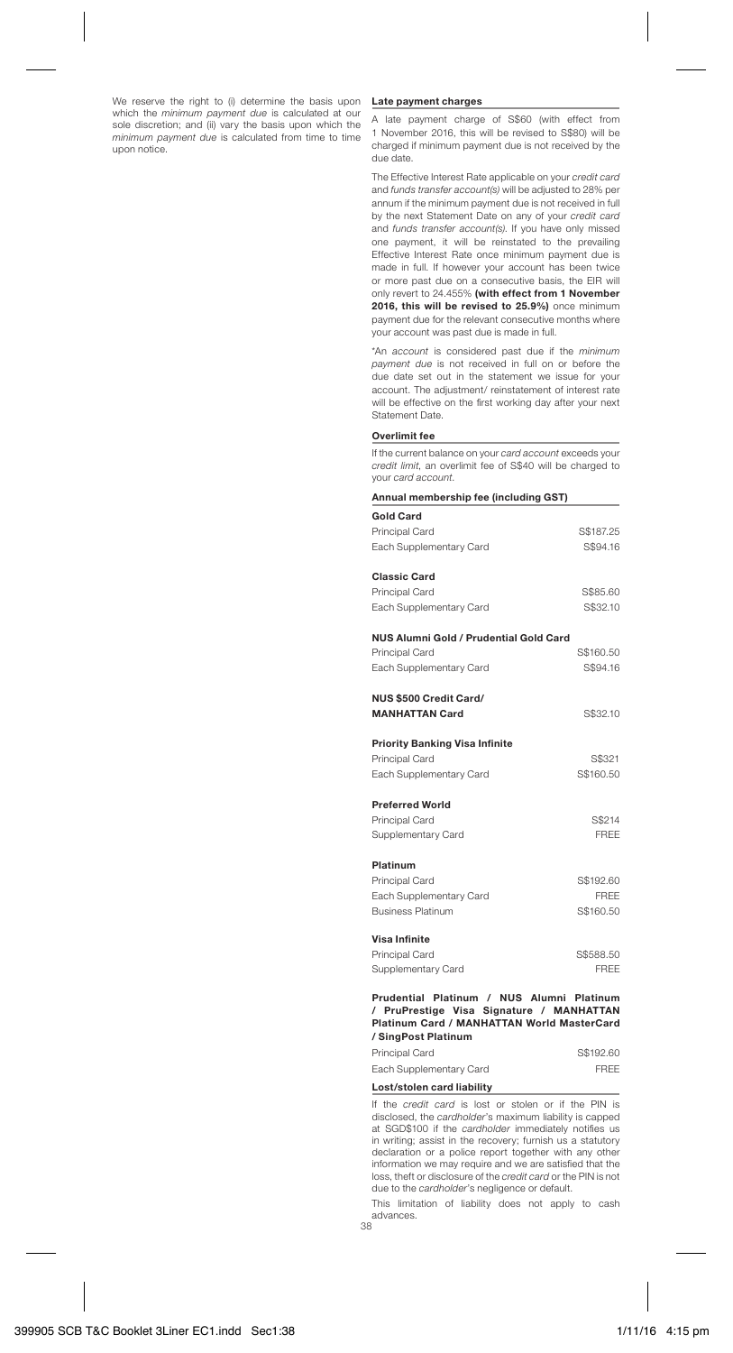We reserve the right to (i) determine the basis upon which the *minimum payment due* is calculated at our sole discretion; and (ii) vary the basis upon which the *minimum payment due* is calculated from time to time upon notice.

**Late payment charges**

A late payment charge of S$60 (with effect from 1 November 2016, this will be revised to S$80) will be charged if minimum payment due is not received by the due date.

The Effective Interest Rate applicable on your *credit card* and *funds transfer account(s)* will be adjusted to 28% per annum if the minimum payment due is not received in full by the next Statement Date on any of your *credit card* and *funds transfer account(s)*. If you have only missed one payment, it will be reinstated to the prevailing Effective Interest Rate once minimum payment due is made in full. If however your account has been twice or more past due on a consecutive basis, the EIR will only revert to 24.455% **(with effect from 1 November 2016, this will be revised to 25.9%)** once minimum payment due for the relevant consecutive months where your account was past due is made in full.

*An *account* is considered past due if the *minimum payment due* is not received in full on or before the due date set out in the statement we issue for your account. The adjustment/ reinstatement of interest rate will be effective on the first working day after your next Statement Date.

**Overlimit fee**

If the current balance on your *card account* exceeds your *credit limit*, an overlimit fee of S$40 will be charged to your *card account*.

**Annual membership fee (including GST)**

| | |
|---|---|
| **Gold Card** | |
| Principal Card | S$187.25 |
| Each Supplementary Card | S$94.16 |
| **Classic Card** | |
| Principal Card | S$85.60 |
| Each Supplementary Card | S$32.10 |
| **NUS Alumni Gold / Prudential Gold Card** | |
| Principal Card | S$160.50 |
| Each Supplementary Card | S$94.16 |
| **NUS $500 Credit Card/ MANHATTAN Card** | S$32.10 |
| **Priority Banking Visa Infinite** | |
| Principal Card | S$321 |
| Each Supplementary Card | S$160.50 |
| **Preferred World** | |
| Principal Card | S$214 |
| Supplementary Card | FREE |
| **Platinum** | |
| Principal Card | S$192.60 |
| Each Supplementary Card | FREE |
| Business Platinum | S$160.50 |
| **Visa Infinite** | |
| Principal Card | S$588.50 |
| Supplementary Card | FREE |
| **Prudential Platinum / NUS Alumni Platinum / PruPrestige Visa Signature / MANHATTAN Platinum Card / MANHATTAN World MasterCard / SingPost Platinum** | |
| Principal Card | S$192.60 |
| Each Supplementary Card | FREE |

**Lost/stolen card liability**

If the *credit card* is lost or stolen or if the PIN is disclosed, the *cardholder*'s maximum liability is capped at SGD$100 if the *cardholder* immediately notifies us in writing; assist in the recovery; furnish us a statutory declaration or a police report together with any other information we may require and we are satisfied that the loss, theft or disclosure of the *credit card* or the PIN is not due to the *cardholder*'s negligence or default.

This limitation of liability does not apply to cash advances.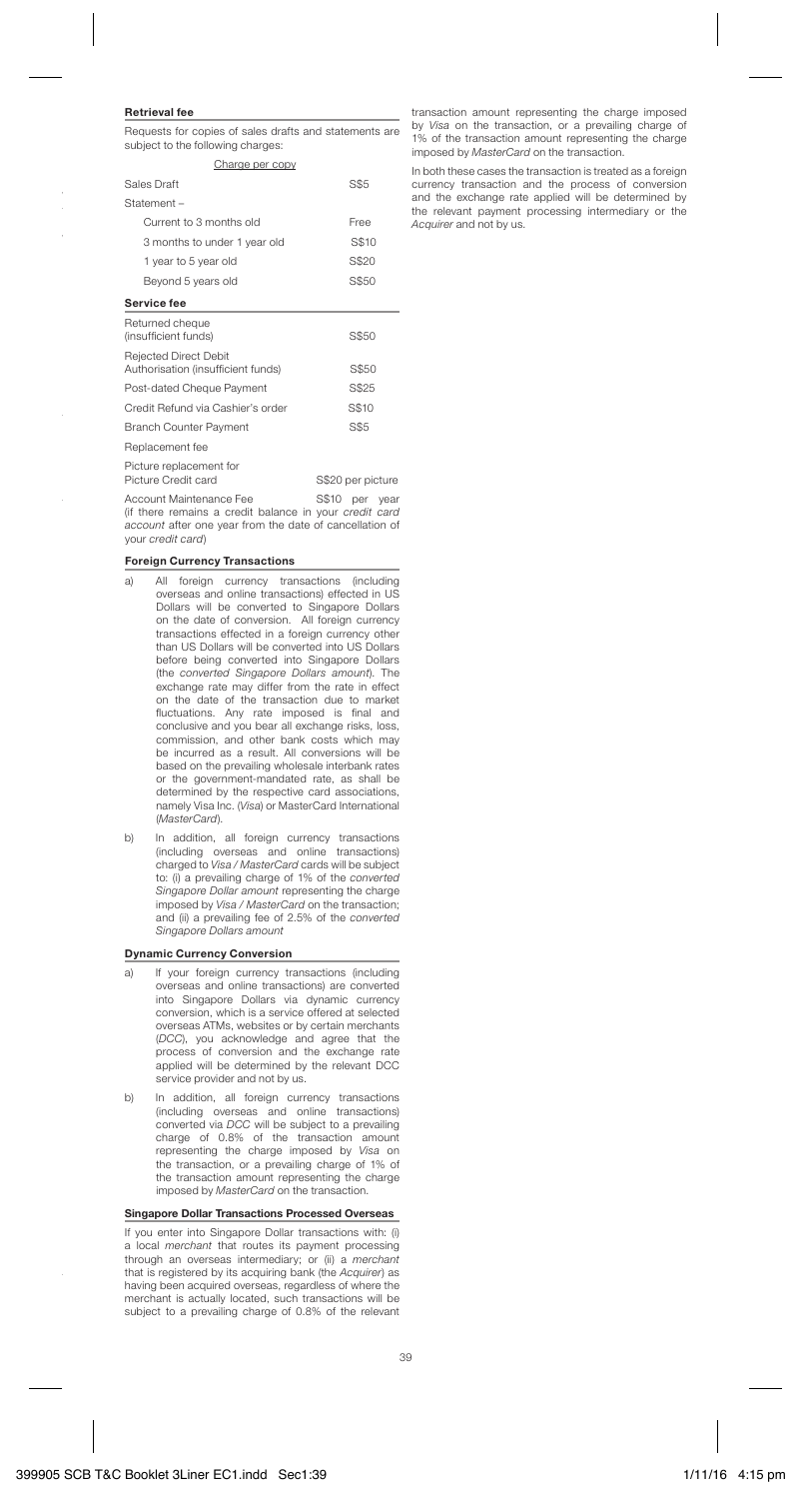**Retrieval fee**

Requests for copies of sales drafts and statements are subject to the following charges:

| Charge per copy | |
|---|---|
| Sales Draft | S$5 |
| Statement – | |
| Current to 3 months old | Free |
| 3 months to under 1 year old | S$10 |
| 1 year to 5 year old | S$20 |
| Beyond 5 years old | S$50 |

**Service fee**

| | |
|---|---|
| Returned cheque (insufficient funds) | S$50 |
| Rejected Direct Debit Authorisation (insufficient funds) | S$50 |
| Post-dated Cheque Payment | S$25 |
| Credit Refund via Cashier's order | S$10 |
| Branch Counter Payment | S$5 |
| Replacement fee | |
| Picture replacement for Picture Credit card | S$20 per picture |
| Account Maintenance Fee (if there remains a credit balance in your *credit card account* after one year from the date of cancellation of your *credit card*) | S$10 per year |

**Foreign Currency Transactions**

a) All foreign currency transactions (including overseas and online transactions) effected in US Dollars will be converted to Singapore Dollars on the date of conversion. All foreign currency transactions effected in a foreign currency other than US Dollars will be converted into US Dollars before being converted into Singapore Dollars (the *converted Singapore Dollars amount*). The exchange rate may differ from the rate in effect on the date of the transaction due to market fluctuations. Any rate imposed is final and conclusive and you bear all exchange risks, loss, commission, and other bank costs which may be incurred as a result. All conversions will be based on the prevailing wholesale interbank rates or the government-mandated rate, as shall be determined by the respective card associations, namely Visa Inc. (*Visa*) or MasterCard International (*MasterCard*).

b) In addition, all foreign currency transactions (including overseas and online transactions) charged to *Visa / MasterCard* cards will be subject to: (i) a prevailing charge of 1% of the *converted Singapore Dollar amount* representing the charge imposed by *Visa / MasterCard* on the transaction; and (ii) a prevailing fee of 2.5% of the *converted Singapore Dollars amount*

**Dynamic Currency Conversion**

a) If your foreign currency transactions (including overseas and online transactions) are converted into Singapore Dollars via dynamic currency conversion, which is a service offered at selected overseas ATMs, websites or by certain merchants (*DCC*), you acknowledge and agree that the process of conversion and the exchange rate applied will be determined by the relevant DCC service provider and not by us.

b) In addition, all foreign currency transactions (including overseas and online transactions) converted via *DCC* will be subject to a prevailing charge of 0.8% of the transaction amount representing the charge imposed by *Visa* on the transaction, or a prevailing charge of 1% of the transaction amount representing the charge imposed by *MasterCard* on the transaction.

**Singapore Dollar Transactions Processed Overseas**

If you enter into Singapore Dollar transactions with: (i) a local *merchant* that routes its payment processing through an overseas intermediary; or (ii) a *merchant* that is registered by its acquiring bank (the *Acquirer*) as having been acquired overseas, regardless of where the merchant is actually located, such transactions will be subject to a prevailing charge of 0.8% of the relevant transaction amount representing the charge imposed by *Visa* on the transaction, or a prevailing charge of 1% of the transaction amount representing the charge imposed by *MasterCard* on the transaction.

In both these cases the transaction is treated as a foreign currency transaction and the process of conversion and the exchange rate applied will be determined by the relevant payment processing intermediary or the *Acquirer* and not by us.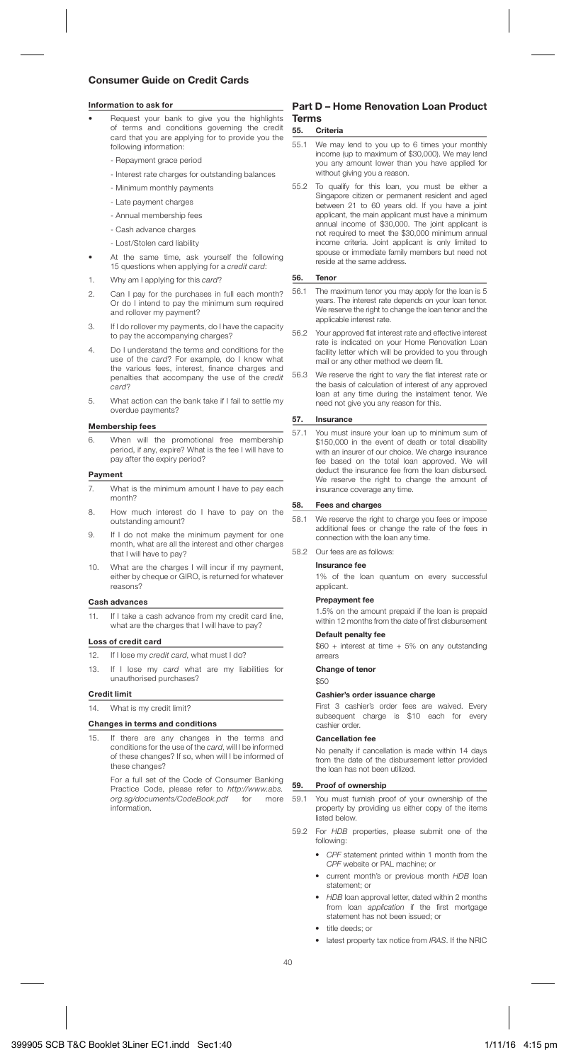## Consumer Guide on Credit Cards

**Information to ask for**

- Request your bank to give you the highlights of terms and conditions governing the credit card that you are applying for to provide you the following information:
  - Repayment grace period
  - Interest rate charges for outstanding balances
  - Minimum monthly payments
  - Late payment charges
  - Annual membership fees
  - Cash advance charges
  - Lost/Stolen card liability
- At the same time, ask yourself the following 15 questions when applying for a *credit card*:

1. Why am I applying for this *card*?
2. Can I pay for the purchases in full each month? Or do I intend to pay the minimum sum required and rollover my payment?
3. If I do rollover my payments, do I have the capacity to pay the accompanying charges?
4. Do I understand the terms and conditions for the use of the *card*? For example, do I know what the various fees, interest, finance charges and penalties that accompany the use of the *credit card*?
5. What action can the bank take if I fail to settle my overdue payments?

**Membership fees**

6. When will the promotional free membership period, if any, expire? What is the fee I will have to pay after the expiry period?

**Payment**

7. What is the minimum amount I have to pay each month?
8. How much interest do I have to pay on the outstanding amount?
9. If I do not make the minimum payment for one month, what are all the interest and other charges that I will have to pay?
10. What are the charges I will incur if my payment, either by cheque or GIRO, is returned for whatever reasons?

**Cash advances**

11. If I take a cash advance from my credit card line, what are the charges that I will have to pay?

**Loss of credit card**

12. If I lose my *credit card*, what must I do?
13. If I lose my *card* what are my liabilities for unauthorised purchases?

**Credit limit**

14. What is my credit limit?

**Changes in terms and conditions**

15. If there are any changes in the terms and conditions for the use of the *card*, will I be informed of these changes? If so, when will I be informed of these changes?

For a full set of the Code of Consumer Banking Practice Code, please refer to *http://www.abs.org.sg/documents/CodeBook.pdf* for more information.

## Part D – Home Renovation Loan Product Terms

**55. Criteria**

55.1 We may lend to you up to 6 times your monthly income (up to maximum of $30,000). We may lend you any amount lower than you have applied for without giving you a reason.

55.2 To qualify for this loan, you must be either a Singapore citizen or permanent resident and aged between 21 to 60 years old. If you have a joint applicant, the main applicant must have a minimum annual income of $30,000. The joint applicant is not required to meet the $30,000 minimum annual income criteria. Joint applicant is only limited to spouse or immediate family members but need not reside at the same address.

**56. Tenor**

56.1 The maximum tenor you may apply for the loan is 5 years. The interest rate depends on your loan tenor. We reserve the right to change the loan tenor and the applicable interest rate.

56.2 Your approved flat interest rate and effective interest rate is indicated on your Home Renovation Loan facility letter which will be provided to you through mail or any other method we deem fit.

56.3 We reserve the right to vary the flat interest rate or the basis of calculation of interest of any approved loan at any time during the instalment tenor. We need not give you any reason for this.

**57. Insurance**

57.1 You must insure your loan up to minimum sum of $150,000 in the event of death or total disability with an insurer of our choice. We charge insurance fee based on the total loan approved. We will deduct the insurance fee from the loan disbursed. We reserve the right to change the amount of insurance coverage any time.

**58. Fees and charges**

58.1 We reserve the right to charge you fees or impose additional fees or change the rate of the fees in connection with the loan any time.

58.2 Our fees are as follows:

**Insurance fee**

1% of the loan quantum on every successful applicant.

**Prepayment fee**

1.5% on the amount prepaid if the loan is prepaid within 12 months from the date of first disbursement

**Default penalty fee**

$60 + interest at time + 5% on any outstanding arrears

**Change of tenor**

$50

**Cashier's order issuance charge**

First 3 cashier's order fees are waived. Every subsequent charge is $10 each for every cashier order.

**Cancellation fee**

No penalty if cancellation is made within 14 days from the date of the disbursement letter provided the loan has not been utilized.

**59. Proof of ownership**

59.1 You must furnish proof of your ownership of the property by providing us either copy of the items listed below.

59.2 For *HDB* properties, please submit one of the following:

- *CPF* statement printed within 1 month from the *CPF* website or PAL machine; or
- current month's or previous month *HDB* loan statement; or
- *HDB* loan approval letter, dated within 2 months from loan *application* if the first mortgage statement has not been issued; or
- title deeds; or
- latest property tax notice from *IRAS*. If the NRIC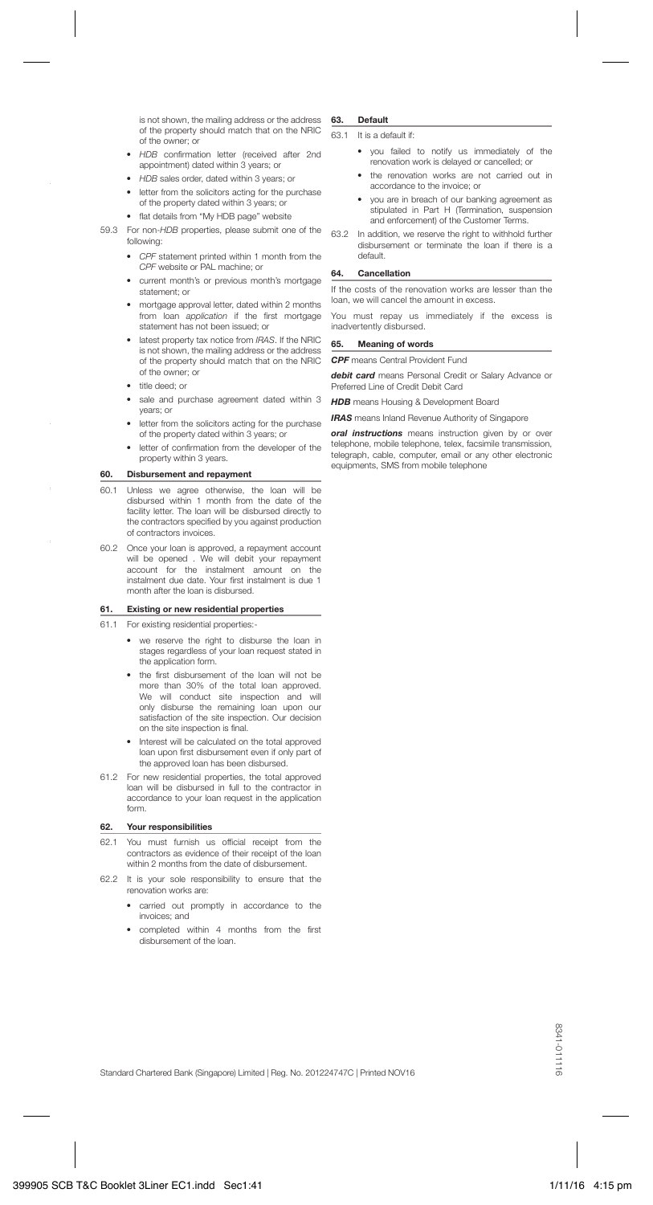is not shown, the mailing address or the address of the property should match that on the NRIC of the owner; or

- *HDB* confirmation letter (received after 2nd appointment) dated within 3 years; or
- *HDB* sales order, dated within 3 years; or
- letter from the solicitors acting for the purchase of the property dated within 3 years; or
- flat details from "My HDB page" website

59.3 For non-*HDB* properties, please submit one of the following:

- *CPF* statement printed within 1 month from the *CPF* website or PAL machine; or
- current month's or previous month's mortgage statement; or
- mortgage approval letter, dated within 2 months from loan *application* if the first mortgage statement has not been issued; or
- latest property tax notice from *IRAS*. If the NRIC is not shown, the mailing address or the address of the property should match that on the NRIC of the owner; or
- title deed; or
- sale and purchase agreement dated within 3 years; or
- letter from the solicitors acting for the purchase of the property dated within 3 years; or
- letter of confirmation from the developer of the property within 3 years.

## 60. Disbursement and repayment

60.1 Unless we agree otherwise, the loan will be disbursed within 1 month from the date of the facility letter. The loan will be disbursed directly to the contractors specified by you against production of contractors invoices.

60.2 Once your loan is approved, a repayment account will be opened . We will debit your repayment account for the instalment amount on the instalment due date. Your first instalment is due 1 month after the loan is disbursed.

## 61. Existing or new residential properties

61.1 For existing residential properties:-

- we reserve the right to disburse the loan in stages regardless of your loan request stated in the application form.
- the first disbursement of the loan will not be more than 30% of the total loan approved. We will conduct site inspection and will only disburse the remaining loan upon our satisfaction of the site inspection. Our decision on the site inspection is final.
- Interest will be calculated on the total approved loan upon first disbursement even if only part of the approved loan has been disbursed.

61.2 For new residential properties, the total approved loan will be disbursed in full to the contractor in accordance to your loan request in the application form.

## 62. Your responsibilities

62.1 You must furnish us official receipt from the contractors as evidence of their receipt of the loan within 2 months from the date of disbursement.

62.2 It is your sole responsibility to ensure that the renovation works are:

- carried out promptly in accordance to the invoices; and
- completed within 4 months from the first disbursement of the loan.

## 63. Default

63.1 It is a default if:

- you failed to notify us immediately of the renovation work is delayed or cancelled; or
- the renovation works are not carried out in accordance to the invoice; or
- you are in breach of our banking agreement as stipulated in Part H (Termination, suspension and enforcement) of the Customer Terms.

63.2 In addition, we reserve the right to withhold further disbursement or terminate the loan if there is a default.

## 64. Cancellation

If the costs of the renovation works are lesser than the loan, we will cancel the amount in excess.

You must repay us immediately if the excess is inadvertently disbursed.

## 65. Meaning of words

***CPF*** means Central Provident Fund

***debit card*** means Personal Credit or Salary Advance or Preferred Line of Credit Debit Card

***HDB*** means Housing & Development Board

***IRAS*** means Inland Revenue Authority of Singapore

***oral instructions*** means instruction given by or over telephone, mobile telephone, telex, facsimile transmission, telegraph, cable, computer, email or any other electronic equipments, SMS from mobile telephone

Standard Chartered Bank (Singapore) Limited | Reg. No. 201224747C | Printed NOV16

8341-011116